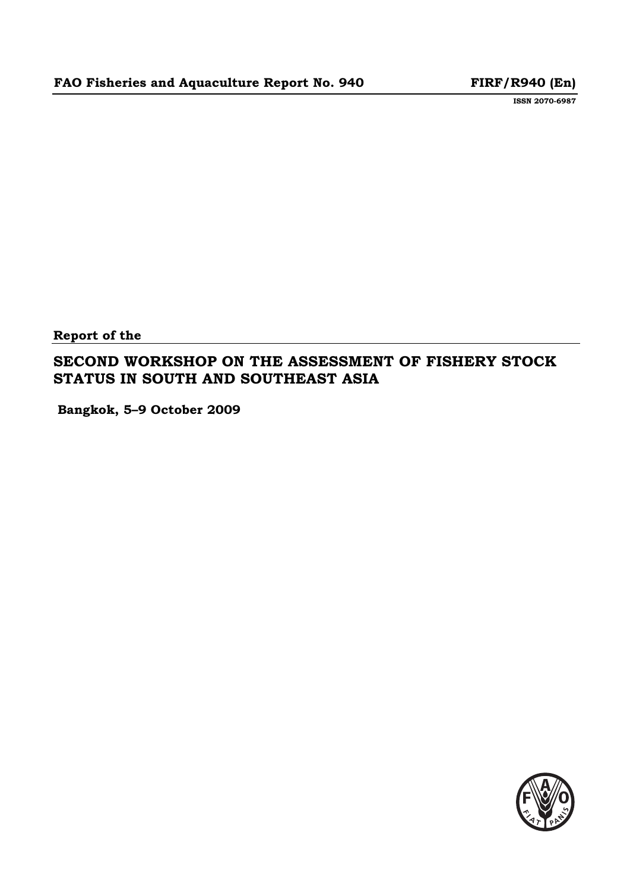**FAO Fisheries and Aquaculture Report No. 940** **FIRF/R940 (En)**

ISSN 2070-6987

Report of the

# SECOND WORKSHOP ON THE ASSESSMENT OF FISHERY STOCK STATUS IN SOUTH AND SOUTHEAST ASIA

**Bangkok, 5–9 October 2009**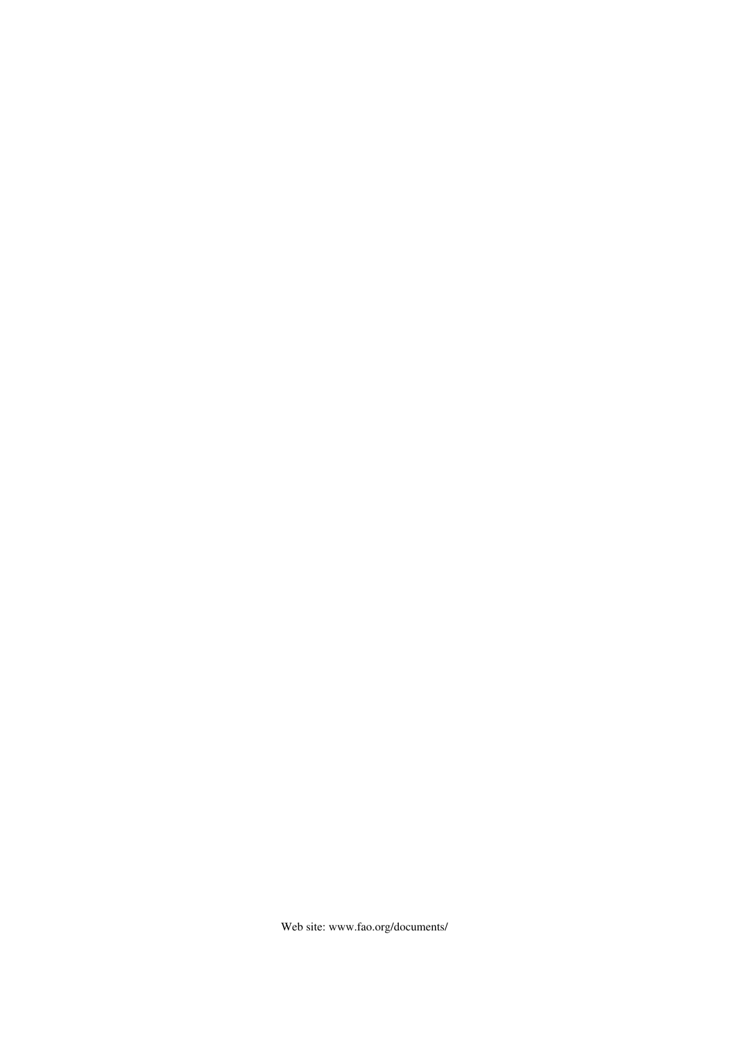Web site: www.fao.org/documents/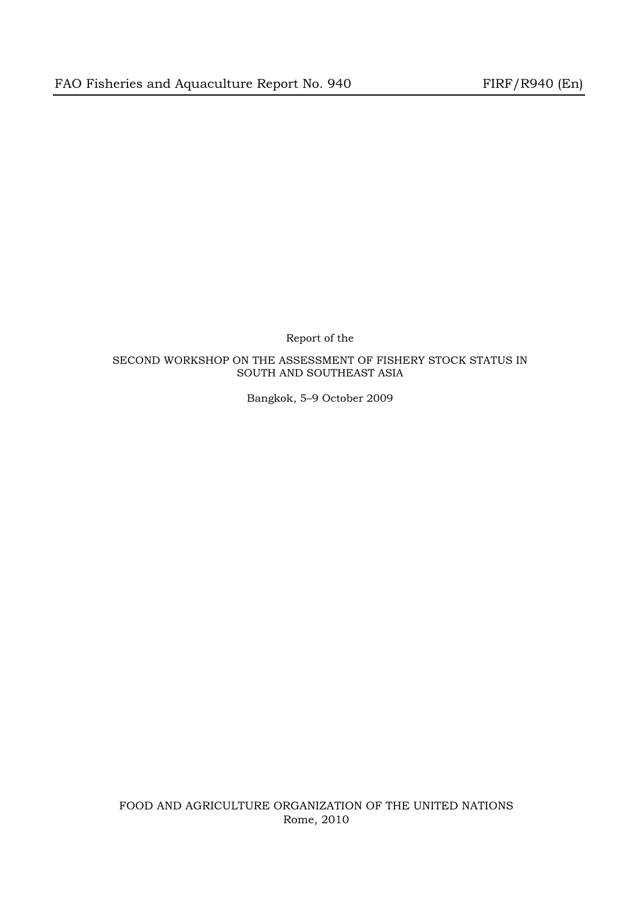Report of the

# SECOND WORKSHOP ON THE ASSESSMENT OF FISHERY STOCK STATUS IN SOUTH AND SOUTHEAST ASIA

Bangkok, 5–9 October 2009

FOOD AND AGRICULTURE ORGANIZATION OF THE UNITED NATIONS
Rome, 2010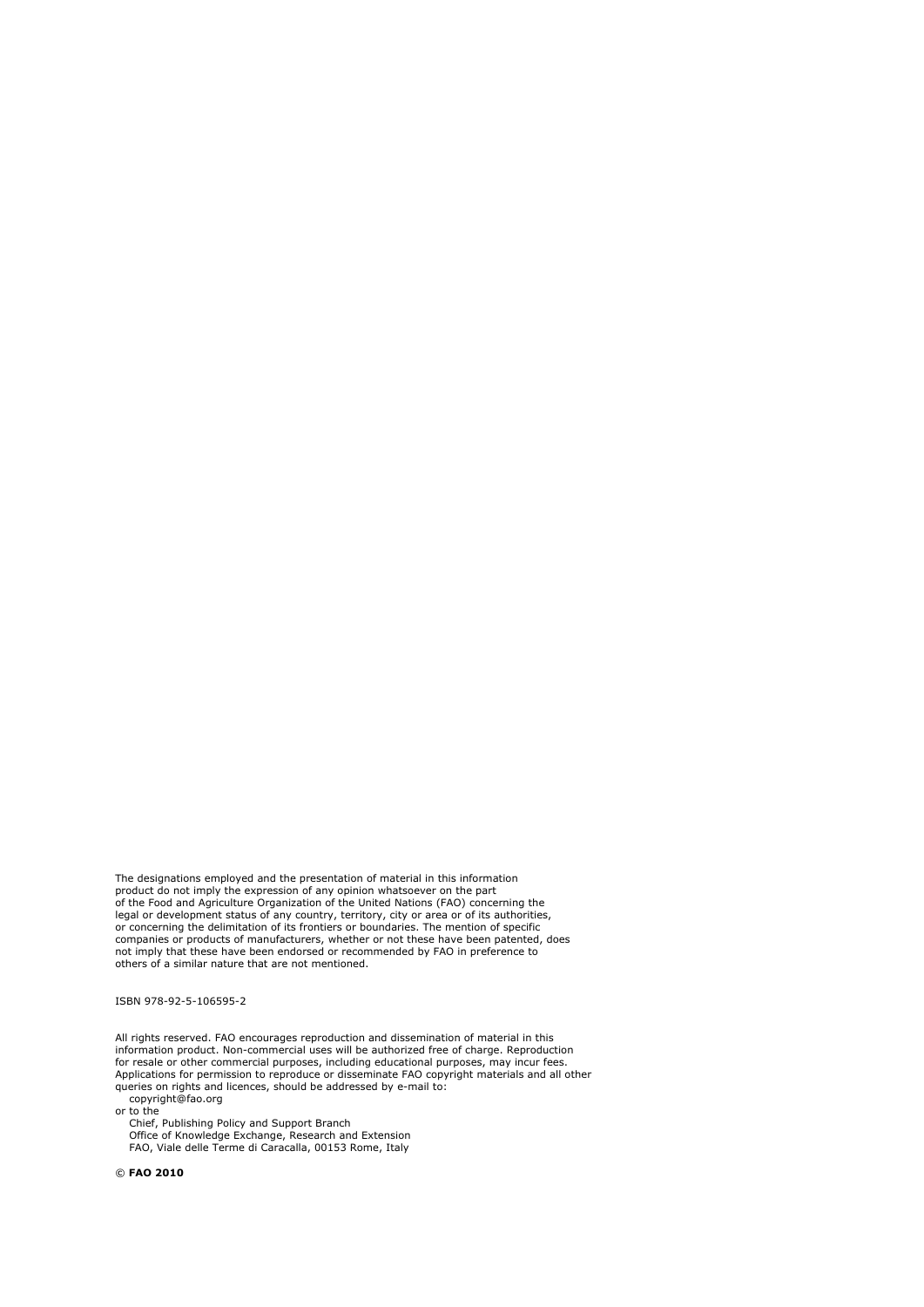The designations employed and the presentation of material in this information product do not imply the expression of any opinion whatsoever on the part of the Food and Agriculture Organization of the United Nations (FAO) concerning the legal or development status of any country, territory, city or area or of its authorities, or concerning the delimitation of its frontiers or boundaries. The mention of specific companies or products of manufacturers, whether or not these have been patented, does not imply that these have been endorsed or recommended by FAO in preference to others of a similar nature that are not mentioned.

ISBN 978-92-5-106595-2

All rights reserved. FAO encourages reproduction and dissemination of material in this information product. Non-commercial uses will be authorized free of charge. Reproduction for resale or other commercial purposes, including educational purposes, may incur fees. Applications for permission to reproduce or disseminate FAO copyright materials and all other queries on rights and licences, should be addressed by e-mail to:

copyright@fao.org

or to the

Chief, Publishing Policy and Support Branch
Office of Knowledge Exchange, Research and Extension
FAO, Viale delle Terme di Caracalla, 00153 Rome, Italy

© **FAO 2010**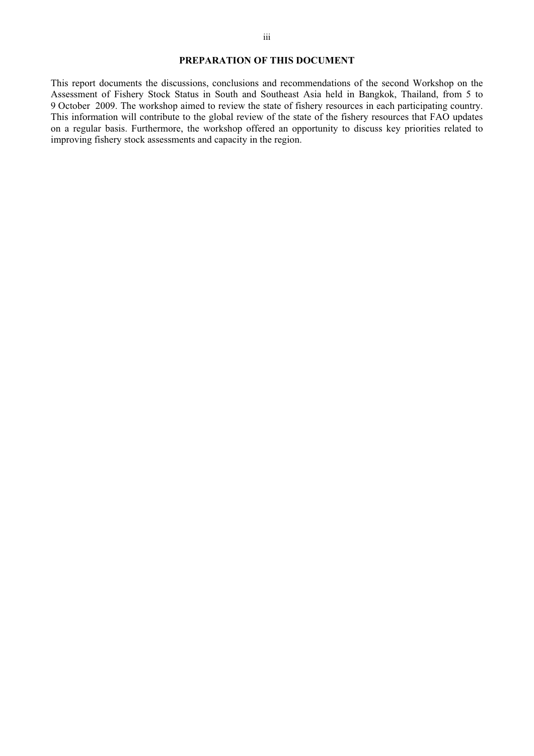## PREPARATION OF THIS DOCUMENT

This report documents the discussions, conclusions and recommendations of the second Workshop on the Assessment of Fishery Stock Status in South and Southeast Asia held in Bangkok, Thailand, from 5 to 9 October 2009. The workshop aimed to review the state of fishery resources in each participating country. This information will contribute to the global review of the state of the fishery resources that FAO updates on a regular basis. Furthermore, the workshop offered an opportunity to discuss key priorities related to improving fishery stock assessments and capacity in the region.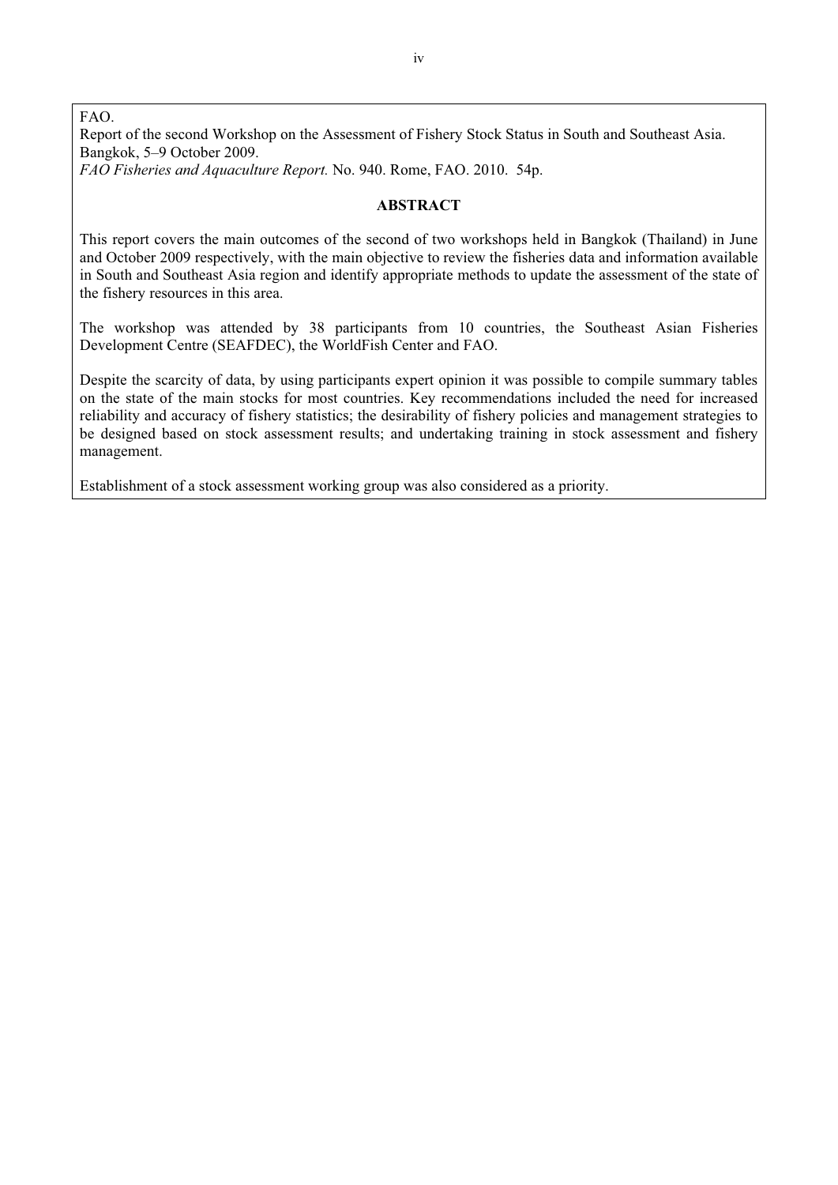FAO.
Report of the second Workshop on the Assessment of Fishery Stock Status in South and Southeast Asia. Bangkok, 5–9 October 2009.
*FAO Fisheries and Aquaculture Report.* No. 940. Rome, FAO. 2010. 54p.

**ABSTRACT**

This report covers the main outcomes of the second of two workshops held in Bangkok (Thailand) in June and October 2009 respectively, with the main objective to review the fisheries data and information available in South and Southeast Asia region and identify appropriate methods to update the assessment of the state of the fishery resources in this area.

The workshop was attended by 38 participants from 10 countries, the Southeast Asian Fisheries Development Centre (SEAFDEC), the WorldFish Center and FAO.

Despite the scarcity of data, by using participants expert opinion it was possible to compile summary tables on the state of the main stocks for most countries. Key recommendations included the need for increased reliability and accuracy of fishery statistics; the desirability of fishery policies and management strategies to be designed based on stock assessment results; and undertaking training in stock assessment and fishery management.

Establishment of a stock assessment working group was also considered as a priority.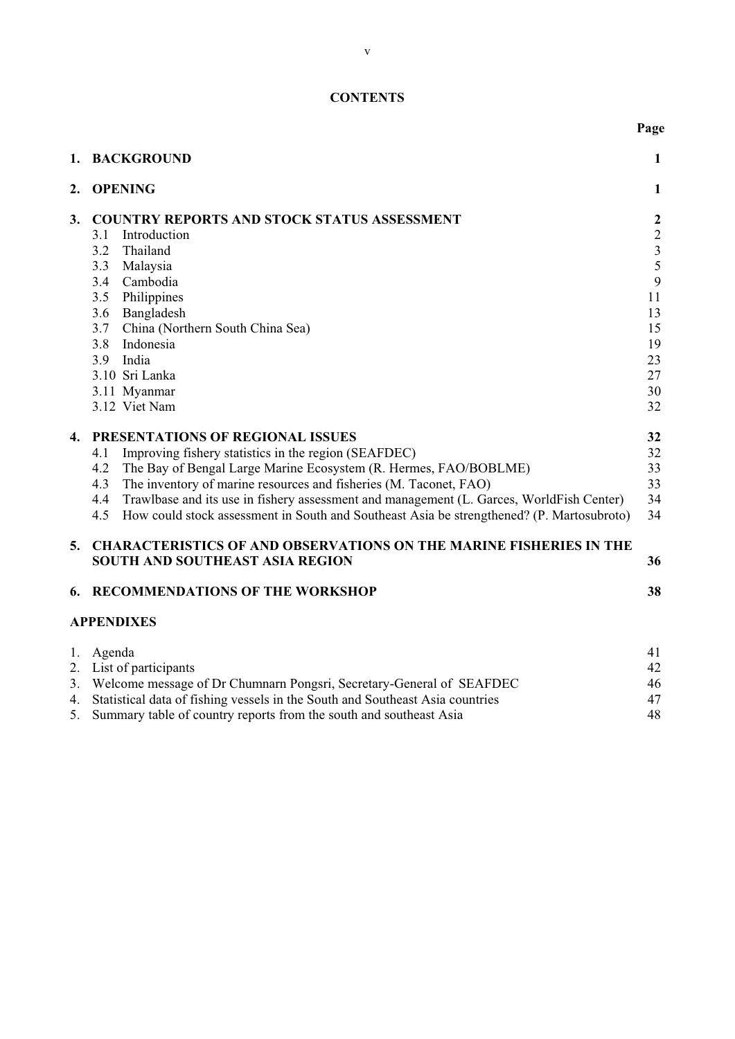# CONTENTS

| | | Page |
|---|---|---|
| **1.** | **BACKGROUND** | **1** |
| **2.** | **OPENING** | **1** |
| **3.** | **COUNTRY REPORTS AND STOCK STATUS ASSESSMENT** | **2** |
| | 3.1 Introduction | 2 |
| | 3.2 Thailand | 3 |
| | 3.3 Malaysia | 5 |
| | 3.4 Cambodia | 9 |
| | 3.5 Philippines | 11 |
| | 3.6 Bangladesh | 13 |
| | 3.7 China (Northern South China Sea) | 15 |
| | 3.8 Indonesia | 19 |
| | 3.9 India | 23 |
| | 3.10 Sri Lanka | 27 |
| | 3.11 Myanmar | 30 |
| | 3.12 Viet Nam | 32 |
| **4.** | **PRESENTATIONS OF REGIONAL ISSUES** | **32** |
| | 4.1 Improving fishery statistics in the region (SEAFDEC) | 32 |
| | 4.2 The Bay of Bengal Large Marine Ecosystem (R. Hermes, FAO/BOBLME) | 33 |
| | 4.3 The inventory of marine resources and fisheries (M. Taconet, FAO) | 33 |
| | 4.4 Trawlbase and its use in fishery assessment and management (L. Garces, WorldFish Center) | 34 |
| | 4.5 How could stock assessment in South and Southeast Asia be strengthened? (P. Martosubroto) | 34 |
| **5.** | **CHARACTERISTICS OF AND OBSERVATIONS ON THE MARINE FISHERIES IN THE SOUTH AND SOUTHEAST ASIA REGION** | **36** |
| **6.** | **RECOMMENDATIONS OF THE WORKSHOP** | **38** |

**APPENDIXES**

| | | |
|---|---|---|
| 1. | Agenda | 41 |
| 2. | List of participants | 42 |
| 3. | Welcome message of Dr Chumnarn Pongsri, Secretary-General of SEAFDEC | 46 |
| 4. | Statistical data of fishing vessels in the South and Southeast Asia countries | 47 |
| 5. | Summary table of country reports from the south and southeast Asia | 48 |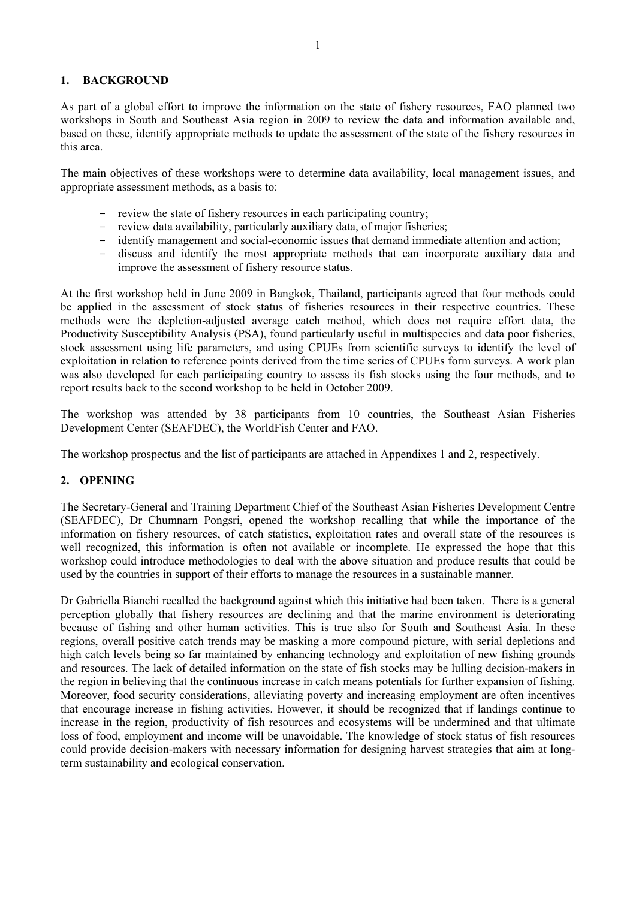## 1. BACKGROUND

As part of a global effort to improve the information on the state of fishery resources, FAO planned two workshops in South and Southeast Asia region in 2009 to review the data and information available and, based on these, identify appropriate methods to update the assessment of the state of the fishery resources in this area.

The main objectives of these workshops were to determine data availability, local management issues, and appropriate assessment methods, as a basis to:

- review the state of fishery resources in each participating country;
- review data availability, particularly auxiliary data, of major fisheries;
- identify management and social-economic issues that demand immediate attention and action;
- discuss and identify the most appropriate methods that can incorporate auxiliary data and improve the assessment of fishery resource status.

At the first workshop held in June 2009 in Bangkok, Thailand, participants agreed that four methods could be applied in the assessment of stock status of fisheries resources in their respective countries. These methods were the depletion-adjusted average catch method, which does not require effort data, the Productivity Susceptibility Analysis (PSA), found particularly useful in multispecies and data poor fisheries, stock assessment using life parameters, and using CPUEs from scientific surveys to identify the level of exploitation in relation to reference points derived from the time series of CPUEs form surveys. A work plan was also developed for each participating country to assess its fish stocks using the four methods, and to report results back to the second workshop to be held in October 2009.

The workshop was attended by 38 participants from 10 countries, the Southeast Asian Fisheries Development Center (SEAFDEC), the WorldFish Center and FAO.

The workshop prospectus and the list of participants are attached in Appendixes 1 and 2, respectively.

## 2. OPENING

The Secretary-General and Training Department Chief of the Southeast Asian Fisheries Development Centre (SEAFDEC), Dr Chumnarn Pongsri, opened the workshop recalling that while the importance of the information on fishery resources, of catch statistics, exploitation rates and overall state of the resources is well recognized, this information is often not available or incomplete. He expressed the hope that this workshop could introduce methodologies to deal with the above situation and produce results that could be used by the countries in support of their efforts to manage the resources in a sustainable manner.

Dr Gabriella Bianchi recalled the background against which this initiative had been taken. There is a general perception globally that fishery resources are declining and that the marine environment is deteriorating because of fishing and other human activities. This is true also for South and Southeast Asia. In these regions, overall positive catch trends may be masking a more compound picture, with serial depletions and high catch levels being so far maintained by enhancing technology and exploitation of new fishing grounds and resources. The lack of detailed information on the state of fish stocks may be lulling decision-makers in the region in believing that the continuous increase in catch means potentials for further expansion of fishing. Moreover, food security considerations, alleviating poverty and increasing employment are often incentives that encourage increase in fishing activities. However, it should be recognized that if landings continue to increase in the region, productivity of fish resources and ecosystems will be undermined and that ultimate loss of food, employment and income will be unavoidable. The knowledge of stock status of fish resources could provide decision-makers with necessary information for designing harvest strategies that aim at long-term sustainability and ecological conservation.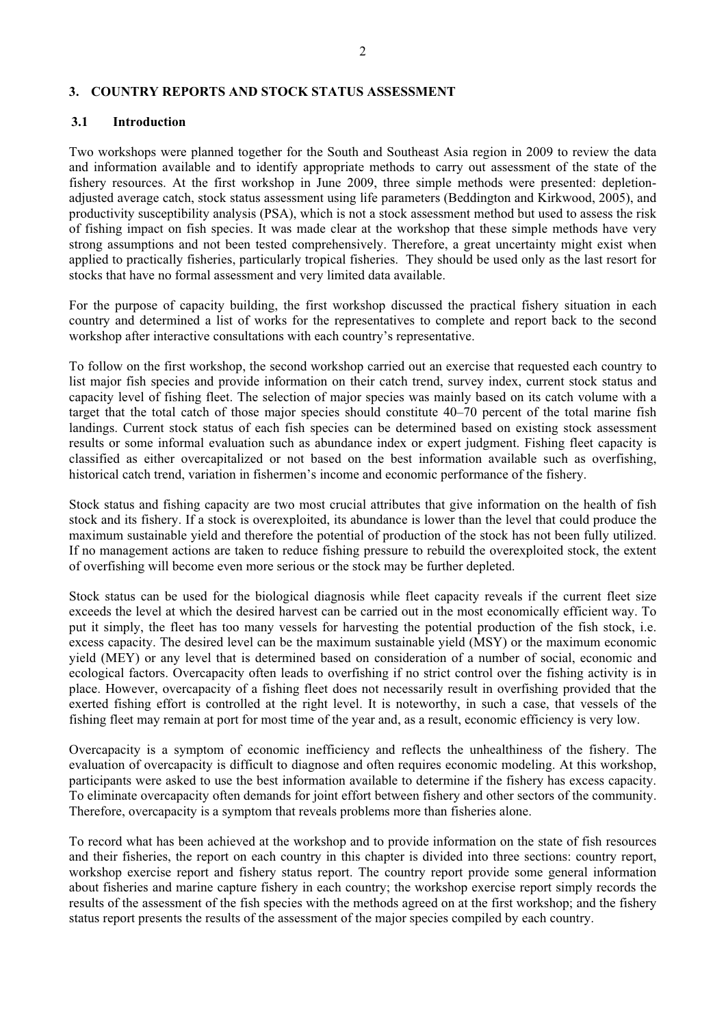## 3. COUNTRY REPORTS AND STOCK STATUS ASSESSMENT

### 3.1 Introduction

Two workshops were planned together for the South and Southeast Asia region in 2009 to review the data and information available and to identify appropriate methods to carry out assessment of the state of the fishery resources. At the first workshop in June 2009, three simple methods were presented: depletion-adjusted average catch, stock status assessment using life parameters (Beddington and Kirkwood, 2005), and productivity susceptibility analysis (PSA), which is not a stock assessment method but used to assess the risk of fishing impact on fish species. It was made clear at the workshop that these simple methods have very strong assumptions and not been tested comprehensively. Therefore, a great uncertainty might exist when applied to practically fisheries, particularly tropical fisheries. They should be used only as the last resort for stocks that have no formal assessment and very limited data available.

For the purpose of capacity building, the first workshop discussed the practical fishery situation in each country and determined a list of works for the representatives to complete and report back to the second workshop after interactive consultations with each country's representative.

To follow on the first workshop, the second workshop carried out an exercise that requested each country to list major fish species and provide information on their catch trend, survey index, current stock status and capacity level of fishing fleet. The selection of major species was mainly based on its catch volume with a target that the total catch of those major species should constitute 40–70 percent of the total marine fish landings. Current stock status of each fish species can be determined based on existing stock assessment results or some informal evaluation such as abundance index or expert judgment. Fishing fleet capacity is classified as either overcapitalized or not based on the best information available such as overfishing, historical catch trend, variation in fishermen's income and economic performance of the fishery.

Stock status and fishing capacity are two most crucial attributes that give information on the health of fish stock and its fishery. If a stock is overexploited, its abundance is lower than the level that could produce the maximum sustainable yield and therefore the potential of production of the stock has not been fully utilized. If no management actions are taken to reduce fishing pressure to rebuild the overexploited stock, the extent of overfishing will become even more serious or the stock may be further depleted.

Stock status can be used for the biological diagnosis while fleet capacity reveals if the current fleet size exceeds the level at which the desired harvest can be carried out in the most economically efficient way. To put it simply, the fleet has too many vessels for harvesting the potential production of the fish stock, i.e. excess capacity. The desired level can be the maximum sustainable yield (MSY) or the maximum economic yield (MEY) or any level that is determined based on consideration of a number of social, economic and ecological factors. Overcapacity often leads to overfishing if no strict control over the fishing activity is in place. However, overcapacity of a fishing fleet does not necessarily result in overfishing provided that the exerted fishing effort is controlled at the right level. It is noteworthy, in such a case, that vessels of the fishing fleet may remain at port for most time of the year and, as a result, economic efficiency is very low.

Overcapacity is a symptom of economic inefficiency and reflects the unhealthiness of the fishery. The evaluation of overcapacity is difficult to diagnose and often requires economic modeling. At this workshop, participants were asked to use the best information available to determine if the fishery has excess capacity. To eliminate overcapacity often demands for joint effort between fishery and other sectors of the community. Therefore, overcapacity is a symptom that reveals problems more than fisheries alone.

To record what has been achieved at the workshop and to provide information on the state of fish resources and their fisheries, the report on each country in this chapter is divided into three sections: country report, workshop exercise report and fishery status report. The country report provide some general information about fisheries and marine capture fishery in each country; the workshop exercise report simply records the results of the assessment of the fish species with the methods agreed on at the first workshop; and the fishery status report presents the results of the assessment of the major species compiled by each country.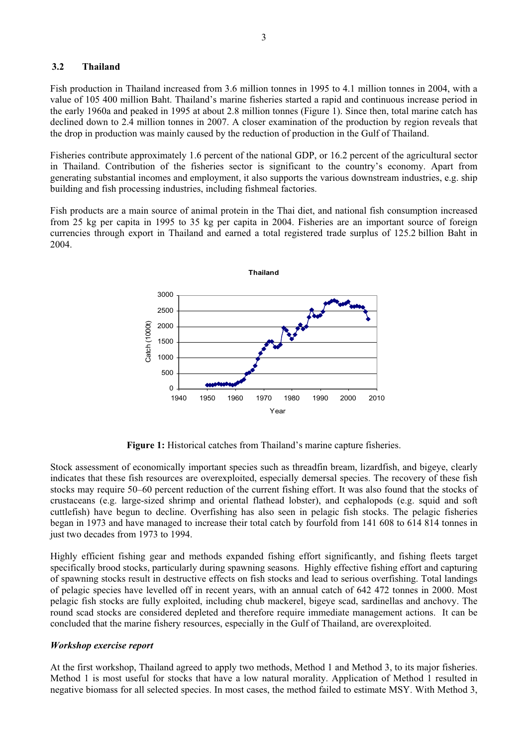## 3.2 Thailand

Fish production in Thailand increased from 3.6 million tonnes in 1995 to 4.1 million tonnes in 2004, with a value of 105 400 million Baht. Thailand's marine fisheries started a rapid and continuous increase period in the early 1960a and peaked in 1995 at about 2.8 million tonnes (Figure 1). Since then, total marine catch has declined down to 2.4 million tonnes in 2007. A closer examination of the production by region reveals that the drop in production was mainly caused by the reduction of production in the Gulf of Thailand.

Fisheries contribute approximately 1.6 percent of the national GDP, or 16.2 percent of the agricultural sector in Thailand. Contribution of the fisheries sector is significant to the country's economy. Apart from generating substantial incomes and employment, it also supports the various downstream industries, e.g. ship building and fish processing industries, including fishmeal factories.

Fish products are a main source of animal protein in the Thai diet, and national fish consumption increased from 25 kg per capita in 1995 to 35 kg per capita in 2004. Fisheries are an important source of foreign currencies through export in Thailand and earned a total registered trade surplus of 125.2 billion Baht in 2004.

**Figure 1:** Historical catches from Thailand's marine capture fisheries.

Stock assessment of economically important species such as threadfin bream, lizardfish, and bigeye, clearly indicates that these fish resources are overexploited, especially demersal species. The recovery of these fish stocks may require 50–60 percent reduction of the current fishing effort. It was also found that the stocks of crustaceans (e.g. large-sized shrimp and oriental flathead lobster), and cephalopods (e.g. squid and soft cuttlefish) have begun to decline. Overfishing has also seen in pelagic fish stocks. The pelagic fisheries began in 1973 and have managed to increase their total catch by fourfold from 141 608 to 614 814 tonnes in just two decades from 1973 to 1994.

Highly efficient fishing gear and methods expanded fishing effort significantly, and fishing fleets target specifically brood stocks, particularly during spawning seasons. Highly effective fishing effort and capturing of spawning stocks result in destructive effects on fish stocks and lead to serious overfishing. Total landings of pelagic species have levelled off in recent years, with an annual catch of 642 472 tonnes in 2000. Most pelagic fish stocks are fully exploited, including chub mackerel, bigeye scad, sardinellas and anchovy. The round scad stocks are considered depleted and therefore require immediate management actions. It can be concluded that the marine fishery resources, especially in the Gulf of Thailand, are overexploited.

***Workshop exercise report***

At the first workshop, Thailand agreed to apply two methods, Method 1 and Method 3, to its major fisheries. Method 1 is most useful for stocks that have a low natural morality. Application of Method 1 resulted in negative biomass for all selected species. In most cases, the method failed to estimate MSY. With Method 3,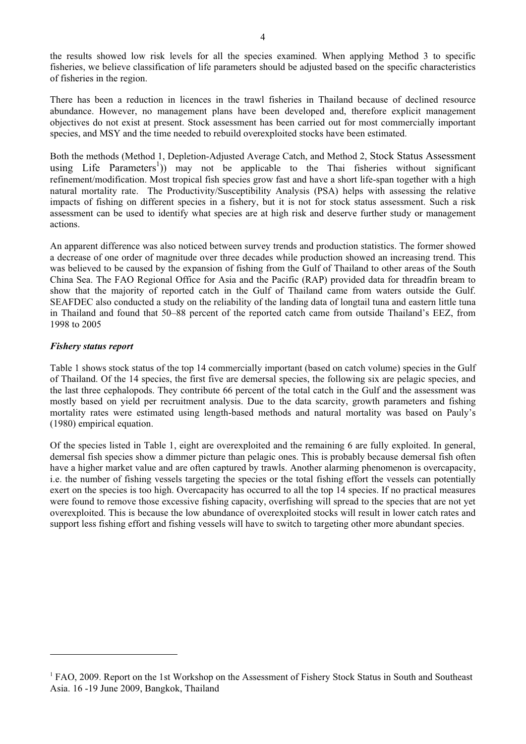the results showed low risk levels for all the species examined. When applying Method 3 to specific fisheries, we believe classification of life parameters should be adjusted based on the specific characteristics of fisheries in the region.

There has been a reduction in licences in the trawl fisheries in Thailand because of declined resource abundance. However, no management plans have been developed and, therefore explicit management objectives do not exist at present. Stock assessment has been carried out for most commercially important species, and MSY and the time needed to rebuild overexploited stocks have been estimated.

Both the methods (Method 1, Depletion-Adjusted Average Catch, and Method 2, Stock Status Assessment using Life Parameters[1])) may not be applicable to the Thai fisheries without significant refinement/modification. Most tropical fish species grow fast and have a short life-span together with a high natural mortality rate. The Productivity/Susceptibility Analysis (PSA) helps with assessing the relative impacts of fishing on different species in a fishery, but it is not for stock status assessment. Such a risk assessment can be used to identify what species are at high risk and deserve further study or management actions.

An apparent difference was also noticed between survey trends and production statistics. The former showed a decrease of one order of magnitude over three decades while production showed an increasing trend. This was believed to be caused by the expansion of fishing from the Gulf of Thailand to other areas of the South China Sea. The FAO Regional Office for Asia and the Pacific (RAP) provided data for threadfin bream to show that the majority of reported catch in the Gulf of Thailand came from waters outside the Gulf. SEAFDEC also conducted a study on the reliability of the landing data of longtail tuna and eastern little tuna in Thailand and found that 50–88 percent of the reported catch came from outside Thailand's EEZ, from 1998 to 2005

***Fishery status report***

Table 1 shows stock status of the top 14 commercially important (based on catch volume) species in the Gulf of Thailand. Of the 14 species, the first five are demersal species, the following six are pelagic species, and the last three cephalopods. They contribute 66 percent of the total catch in the Gulf and the assessment was mostly based on yield per recruitment analysis. Due to the data scarcity, growth parameters and fishing mortality rates were estimated using length-based methods and natural mortality was based on Pauly's (1980) empirical equation.

Of the species listed in Table 1, eight are overexploited and the remaining 6 are fully exploited. In general, demersal fish species show a dimmer picture than pelagic ones. This is probably because demersal fish often have a higher market value and are often captured by trawls. Another alarming phenomenon is overcapacity, i.e. the number of fishing vessels targeting the species or the total fishing effort the vessels can potentially exert on the species is too high. Overcapacity has occurred to all the top 14 species. If no practical measures were found to remove those excessive fishing capacity, overfishing will spread to the species that are not yet overexploited. This is because the low abundance of overexploited stocks will result in lower catch rates and support less fishing effort and fishing vessels will have to switch to targeting other more abundant species.

---

[1] FAO, 2009. Report on the 1st Workshop on the Assessment of Fishery Stock Status in South and Southeast Asia. 16 -19 June 2009, Bangkok, Thailand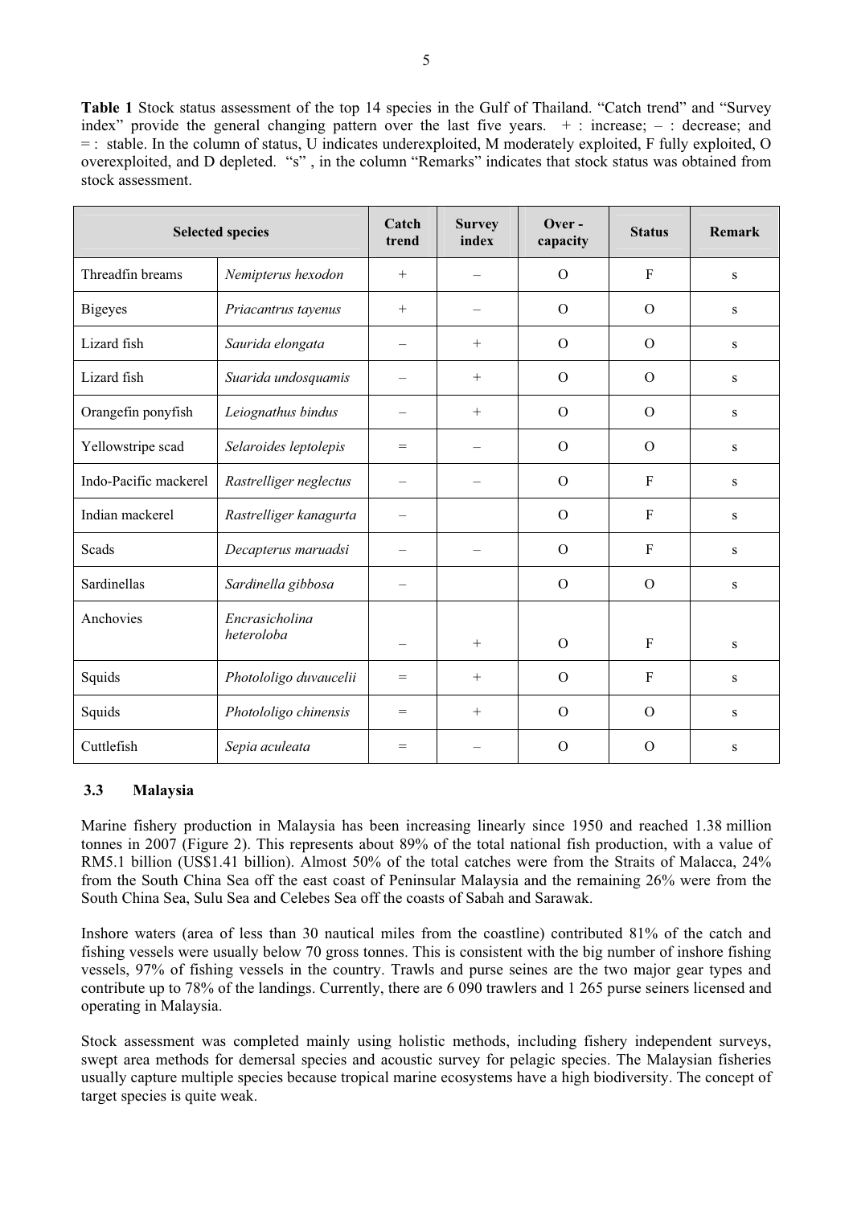**Table 1** Stock status assessment of the top 14 species in the Gulf of Thailand. "Catch trend" and "Survey index" provide the general changing pattern over the last five years. + : increase; – : decrease; and = : stable. In the column of status, U indicates underexploited, M moderately exploited, F fully exploited, O overexploited, and D depleted. "s" , in the column "Remarks" indicates that stock status was obtained from stock assessment.

| Selected species | | Catch trend | Survey index | Over - capacity | Status | Remark |
|---|---|---|---|---|---|---|
| Threadfin breams | *Nemipterus hexodon* | + | – | O | F | s |
| Bigeyes | *Priacantrus tayenus* | + | – | O | O | s |
| Lizard fish | *Saurida elongata* | – | + | O | O | s |
| Lizard fish | *Suarida undosquamis* | – | + | O | O | s |
| Orangefin ponyfish | *Leiognathus bindus* | – | + | O | O | s |
| Yellowstripe scad | *Selaroides leptolepis* | = | – | O | O | s |
| Indo-Pacific mackerel | *Rastrelliger neglectus* | – | – | O | F | s |
| Indian mackerel | *Rastrelliger kanagurta* | – | | O | F | s |
| Scads | *Decapterus maruadsi* | – | – | O | F | s |
| Sardinellas | *Sardinella gibbosa* | – | | O | O | s |
| Anchovies | *Encrasicholina heteroloba* | – | + | O | F | s |
| Squids | *Photololigo duvaucelii* | = | + | O | F | s |
| Squids | *Photololigo chinensis* | = | + | O | O | s |
| Cuttlefish | *Sepia aculeata* | = | – | O | O | s |

### 3.3 Malaysia

Marine fishery production in Malaysia has been increasing linearly since 1950 and reached 1.38 million tonnes in 2007 (Figure 2). This represents about 89% of the total national fish production, with a value of RM5.1 billion (US$1.41 billion). Almost 50% of the total catches were from the Straits of Malacca, 24% from the South China Sea off the east coast of Peninsular Malaysia and the remaining 26% were from the South China Sea, Sulu Sea and Celebes Sea off the coasts of Sabah and Sarawak.

Inshore waters (area of less than 30 nautical miles from the coastline) contributed 81% of the catch and fishing vessels were usually below 70 gross tonnes. This is consistent with the big number of inshore fishing vessels, 97% of fishing vessels in the country. Trawls and purse seines are the two major gear types and contribute up to 78% of the landings. Currently, there are 6 090 trawlers and 1 265 purse seiners licensed and operating in Malaysia.

Stock assessment was completed mainly using holistic methods, including fishery independent surveys, swept area methods for demersal species and acoustic survey for pelagic species. The Malaysian fisheries usually capture multiple species because tropical marine ecosystems have a high biodiversity. The concept of target species is quite weak.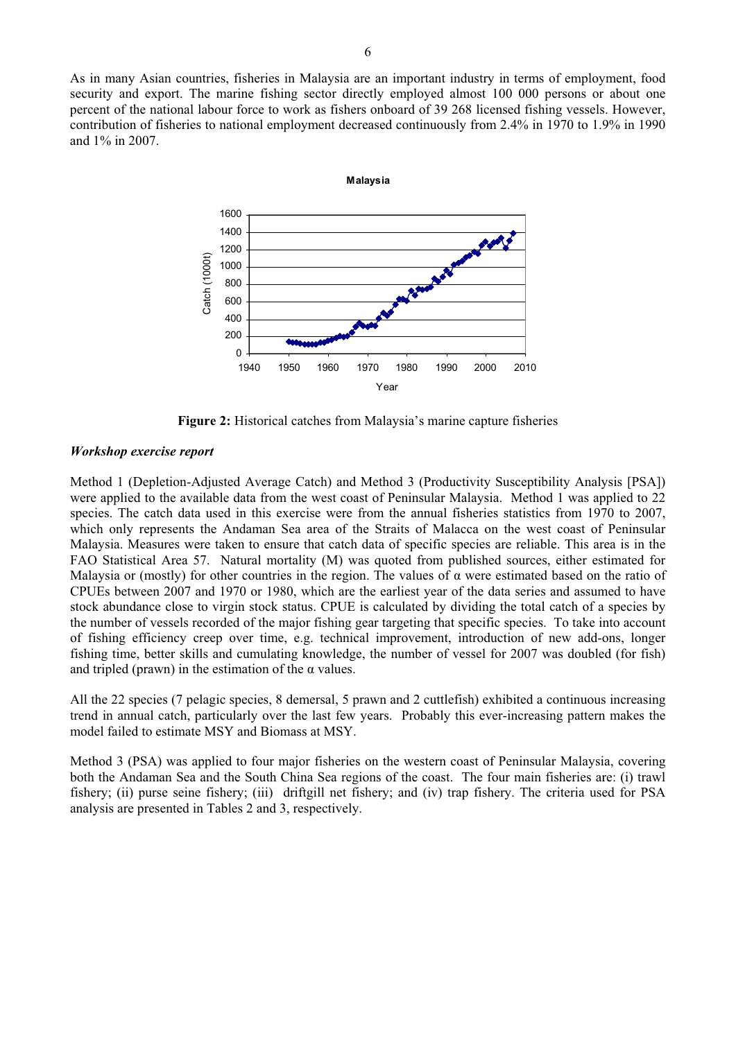As in many Asian countries, fisheries in Malaysia are an important industry in terms of employment, food security and export. The marine fishing sector directly employed almost 100 000 persons or about one percent of the national labour force to work as fishers onboard of 39 268 licensed fishing vessels. However, contribution of fisheries to national employment decreased continuously from 2.4% in 1970 to 1.9% in 1990 and 1% in 2007.

**Figure 2:** Historical catches from Malaysia's marine capture fisheries

***Workshop exercise report***

Method 1 (Depletion-Adjusted Average Catch) and Method 3 (Productivity Susceptibility Analysis [PSA]) were applied to the available data from the west coast of Peninsular Malaysia. Method 1 was applied to 22 species. The catch data used in this exercise were from the annual fisheries statistics from 1970 to 2007, which only represents the Andaman Sea area of the Straits of Malacca on the west coast of Peninsular Malaysia. Measures were taken to ensure that catch data of specific species are reliable. This area is in the FAO Statistical Area 57. Natural mortality (M) was quoted from published sources, either estimated for Malaysia or (mostly) for other countries in the region. The values of $\alpha$ were estimated based on the ratio of CPUEs between 2007 and 1970 or 1980, which are the earliest year of the data series and assumed to have stock abundance close to virgin stock status. CPUE is calculated by dividing the total catch of a species by the number of vessels recorded of the major fishing gear targeting that specific species. To take into account of fishing efficiency creep over time, e.g. technical improvement, introduction of new add-ons, longer fishing time, better skills and cumulating knowledge, the number of vessel for 2007 was doubled (for fish) and tripled (prawn) in the estimation of the $\alpha$ values.

All the 22 species (7 pelagic species, 8 demersal, 5 prawn and 2 cuttlefish) exhibited a continuous increasing trend in annual catch, particularly over the last few years. Probably this ever-increasing pattern makes the model failed to estimate MSY and Biomass at MSY.

Method 3 (PSA) was applied to four major fisheries on the western coast of Peninsular Malaysia, covering both the Andaman Sea and the South China Sea regions of the coast. The four main fisheries are: (i) trawl fishery; (ii) purse seine fishery; (iii) driftgill net fishery; and (iv) trap fishery. The criteria used for PSA analysis are presented in Tables 2 and 3, respectively.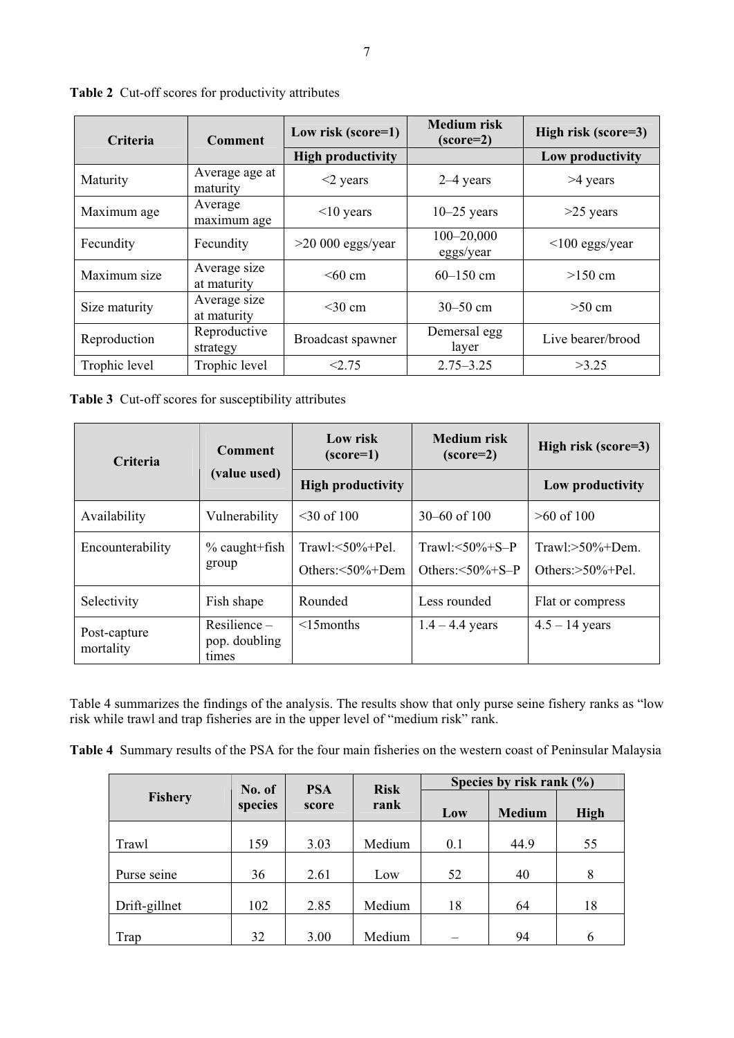**Table 2** Cut-off scores for productivity attributes

| Criteria | Comment | Low risk (score=1) | Medium risk (score=2) | High risk (score=3) |
|---|---|---|---|---|
| | | High productivity | | Low productivity |
| Maturity | Average age at maturity | <2 years | 2–4 years | >4 years |
| Maximum age | Average maximum age | <10 years | 10–25 years | >25 years |
| Fecundity | Fecundity | >20 000 eggs/year | 100–20,000 eggs/year | <100 eggs/year |
| Maximum size | Average size at maturity | <60 cm | 60–150 cm | >150 cm |
| Size maturity | Average size at maturity | <30 cm | 30–50 cm | >50 cm |
| Reproduction | Reproductive strategy | Broadcast spawner | Demersal egg layer | Live bearer/brood |
| Trophic level | Trophic level | <2.75 | 2.75–3.25 | >3.25 |

**Table 3** Cut-off scores for susceptibility attributes

| Criteria | Comment (value used) | Low risk (score=1) | Medium risk (score=2) | High risk (score=3) |
|---|---|---|---|---|
| | | High productivity | | Low productivity |
| Availability | Vulnerability | <30 of 100 | 30–60 of 100 | >60 of 100 |
| Encounterability | % caught+fish group | Trawl:<50%+Pel. Others:<50%+Dem | Trawl:<50%+S–P Others:<50%+S–P | Trawl:>50%+Dem. Others:>50%+Pel. |
| Selectivity | Fish shape | Rounded | Less rounded | Flat or compress |
| Post-capture mortality | Resilience – pop. doubling times | <15months | 1.4 – 4.4 years | 4.5 – 14 years |

Table 4 summarizes the findings of the analysis. The results show that only purse seine fishery ranks as "low risk while trawl and trap fisheries are in the upper level of "medium risk" rank.

**Table 4** Summary results of the PSA for the four main fisheries on the western coast of Peninsular Malaysia

| Fishery | No. of species | PSA score | Risk rank | Species by risk rank (%) | | |
|---|---|---|---|---|---|---|
| | | | | Low | Medium | High |
| Trawl | 159 | 3.03 | Medium | 0.1 | 44.9 | 55 |
| Purse seine | 36 | 2.61 | Low | 52 | 40 | 8 |
| Drift-gillnet | 102 | 2.85 | Medium | 18 | 64 | 18 |
| Trap | 32 | 3.00 | Medium | – | 94 | 6 |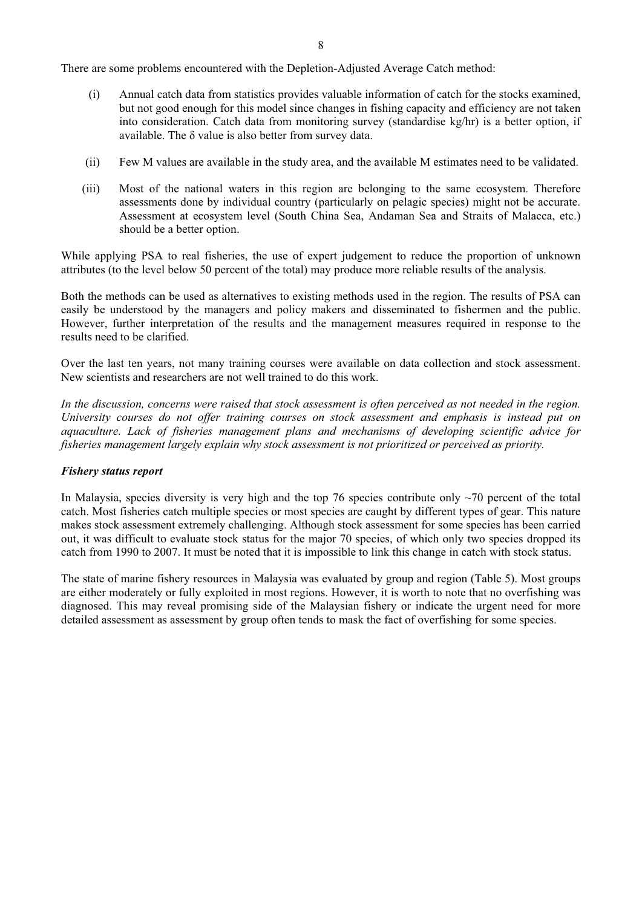There are some problems encountered with the Depletion-Adjusted Average Catch method:

(i) Annual catch data from statistics provides valuable information of catch for the stocks examined, but not good enough for this model since changes in fishing capacity and efficiency are not taken into consideration. Catch data from monitoring survey (standardise kg/hr) is a better option, if available. The $\delta$ value is also better from survey data.

(ii) Few M values are available in the study area, and the available M estimates need to be validated.

(iii) Most of the national waters in this region are belonging to the same ecosystem. Therefore assessments done by individual country (particularly on pelagic species) might not be accurate. Assessment at ecosystem level (South China Sea, Andaman Sea and Straits of Malacca, etc.) should be a better option.

While applying PSA to real fisheries, the use of expert judgement to reduce the proportion of unknown attributes (to the level below 50 percent of the total) may produce more reliable results of the analysis.

Both the methods can be used as alternatives to existing methods used in the region. The results of PSA can easily be understood by the managers and policy makers and disseminated to fishermen and the public. However, further interpretation of the results and the management measures required in response to the results need to be clarified.

Over the last ten years, not many training courses were available on data collection and stock assessment. New scientists and researchers are not well trained to do this work.

*In the discussion, concerns were raised that stock assessment is often perceived as not needed in the region. University courses do not offer training courses on stock assessment and emphasis is instead put on aquaculture. Lack of fisheries management plans and mechanisms of developing scientific advice for fisheries management largely explain why stock assessment is not prioritized or perceived as priority.*

***Fishery status report***

In Malaysia, species diversity is very high and the top 76 species contribute only ~70 percent of the total catch. Most fisheries catch multiple species or most species are caught by different types of gear. This nature makes stock assessment extremely challenging. Although stock assessment for some species has been carried out, it was difficult to evaluate stock status for the major 70 species, of which only two species dropped its catch from 1990 to 2007. It must be noted that it is impossible to link this change in catch with stock status.

The state of marine fishery resources in Malaysia was evaluated by group and region (Table 5). Most groups are either moderately or fully exploited in most regions. However, it is worth to note that no overfishing was diagnosed. This may reveal promising side of the Malaysian fishery or indicate the urgent need for more detailed assessment as assessment by group often tends to mask the fact of overfishing for some species.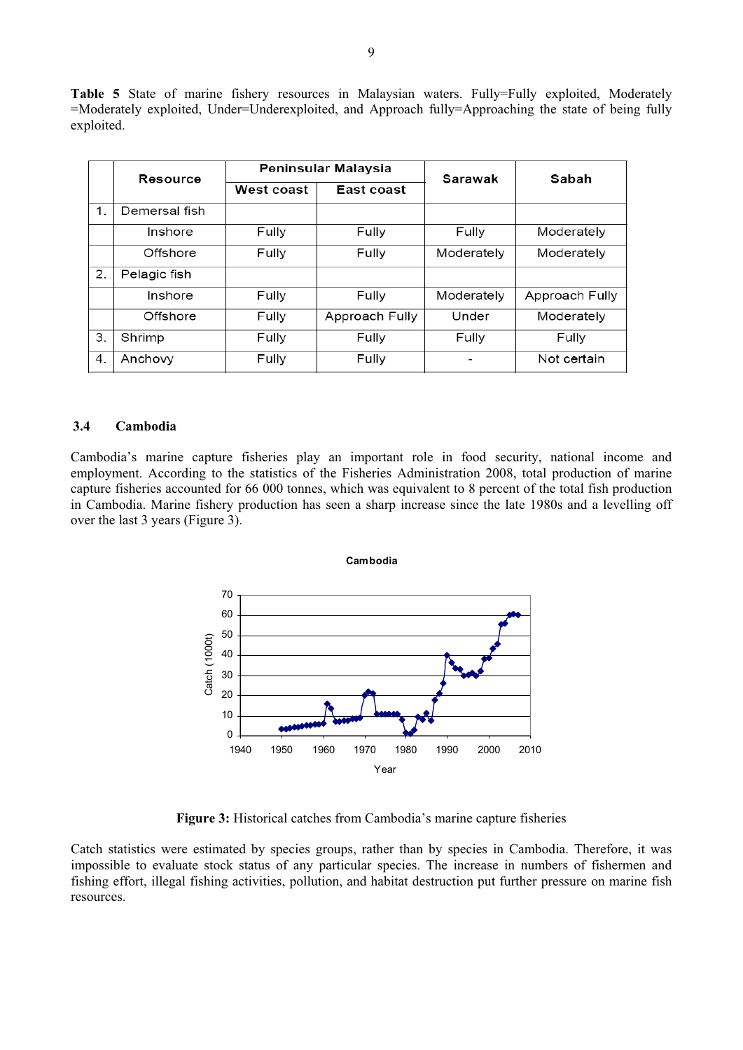**Table 5** State of marine fishery resources in Malaysian waters. Fully=Fully exploited, Moderately =Moderately exploited, Under=Underexploited, and Approach fully=Approaching the state of being fully exploited.

| | Resource | Peninsular Malaysia | | Sarawak | Sabah |
|---|---|---|---|---|---|
| | | West coast | East coast | | |
| 1. | Demersal fish | | | | |
| | Inshore | Fully | Fully | Fully | Moderately |
| | Offshore | Fully | Fully | Moderately | Moderately |
| 2. | Pelagic fish | | | | |
| | Inshore | Fully | Fully | Moderately | Approach Fully |
| | Offshore | Fully | Approach Fully | Under | Moderately |
| 3. | Shrimp | Fully | Fully | Fully | Fully |
| 4. | Anchovy | Fully | Fully | - | Not certain |

### 3.4 Cambodia

Cambodia's marine capture fisheries play an important role in food security, national income and employment. According to the statistics of the Fisheries Administration 2008, total production of marine capture fisheries accounted for 66 000 tonnes, which was equivalent to 8 percent of the total fish production in Cambodia. Marine fishery production has seen a sharp increase since the late 1980s and a levelling off over the last 3 years (Figure 3).

**Figure 3:** Historical catches from Cambodia's marine capture fisheries

Catch statistics were estimated by species groups, rather than by species in Cambodia. Therefore, it was impossible to evaluate stock status of any particular species. The increase in numbers of fishermen and fishing effort, illegal fishing activities, pollution, and habitat destruction put further pressure on marine fish resources.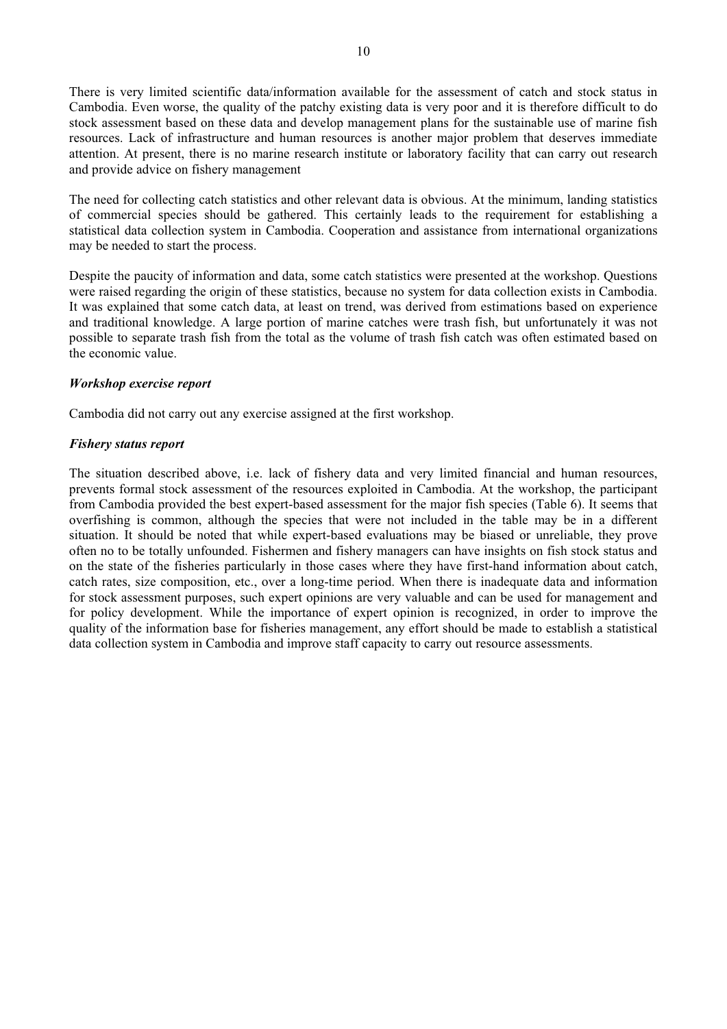There is very limited scientific data/information available for the assessment of catch and stock status in Cambodia. Even worse, the quality of the patchy existing data is very poor and it is therefore difficult to do stock assessment based on these data and develop management plans for the sustainable use of marine fish resources. Lack of infrastructure and human resources is another major problem that deserves immediate attention. At present, there is no marine research institute or laboratory facility that can carry out research and provide advice on fishery management

The need for collecting catch statistics and other relevant data is obvious. At the minimum, landing statistics of commercial species should be gathered. This certainly leads to the requirement for establishing a statistical data collection system in Cambodia. Cooperation and assistance from international organizations may be needed to start the process.

Despite the paucity of information and data, some catch statistics were presented at the workshop. Questions were raised regarding the origin of these statistics, because no system for data collection exists in Cambodia. It was explained that some catch data, at least on trend, was derived from estimations based on experience and traditional knowledge. A large portion of marine catches were trash fish, but unfortunately it was not possible to separate trash fish from the total as the volume of trash fish catch was often estimated based on the economic value.

***Workshop exercise report***

Cambodia did not carry out any exercise assigned at the first workshop.

***Fishery status report***

The situation described above, i.e. lack of fishery data and very limited financial and human resources, prevents formal stock assessment of the resources exploited in Cambodia. At the workshop, the participant from Cambodia provided the best expert-based assessment for the major fish species (Table 6). It seems that overfishing is common, although the species that were not included in the table may be in a different situation. It should be noted that while expert-based evaluations may be biased or unreliable, they prove often no to be totally unfounded. Fishermen and fishery managers can have insights on fish stock status and on the state of the fisheries particularly in those cases where they have first-hand information about catch, catch rates, size composition, etc., over a long-time period. When there is inadequate data and information for stock assessment purposes, such expert opinions are very valuable and can be used for management and for policy development. While the importance of expert opinion is recognized, in order to improve the quality of the information base for fisheries management, any effort should be made to establish a statistical data collection system in Cambodia and improve staff capacity to carry out resource assessments.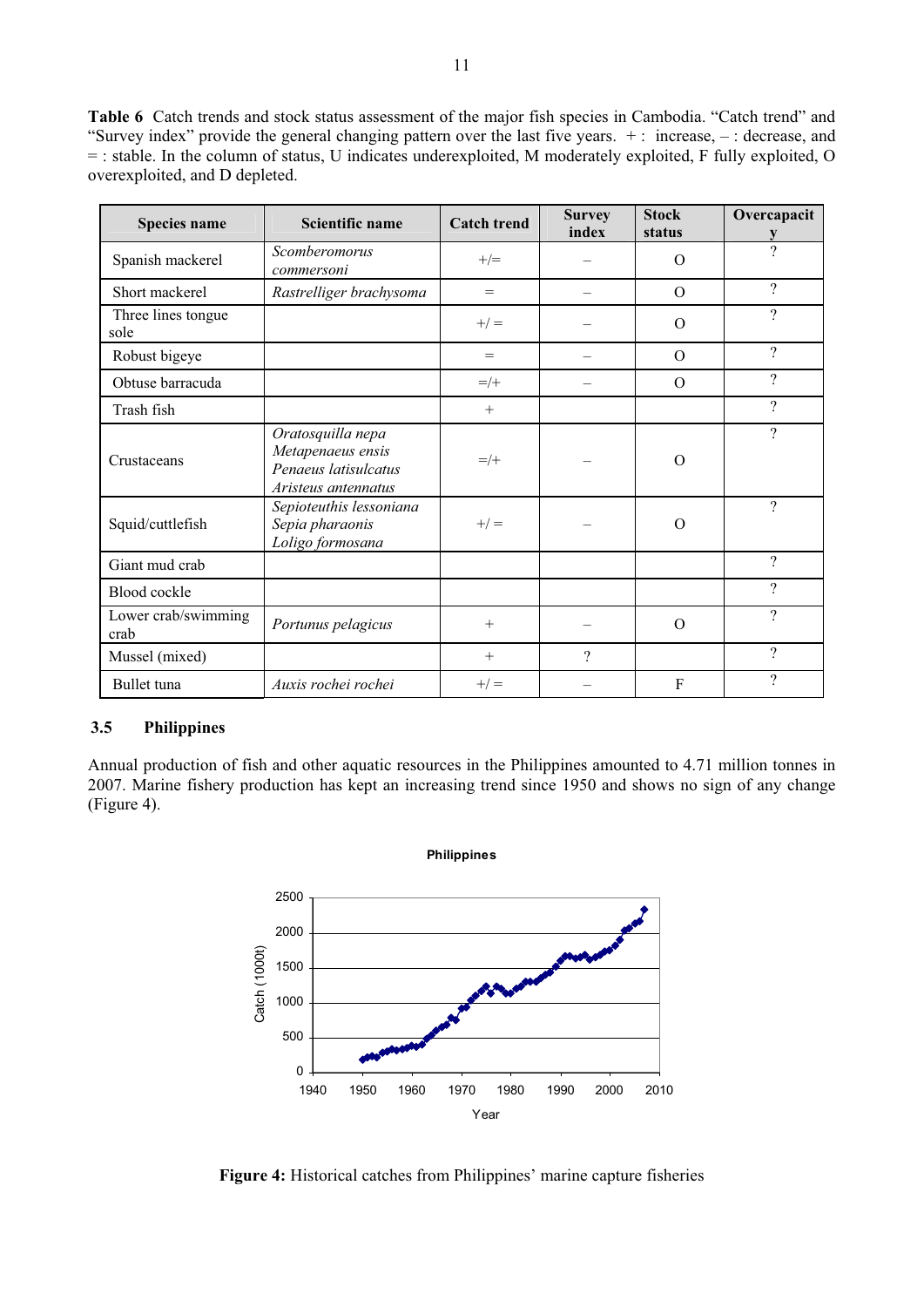**Table 6** Catch trends and stock status assessment of the major fish species in Cambodia. "Catch trend" and "Survey index" provide the general changing pattern over the last five years. + : increase, – : decrease, and = : stable. In the column of status, U indicates underexploited, M moderately exploited, F fully exploited, O overexploited, and D depleted.

| Species name | Scientific name | Catch trend | Survey index | Stock status | Overcapacity |
|---|---|---|---|---|---|
| Spanish mackerel | *Scomberomorus commersoni* | +/= | – | O | ? |
| Short mackerel | *Rastrelliger brachysoma* | = | – | O | ? |
| Three lines tongue sole | | +/ = | – | O | ? |
| Robust bigeye | | = | – | O | ? |
| Obtuse barracuda | | =/+ | – | O | ? |
| Trash fish | | + | | | ? |
| Crustaceans | *Oratosquilla nepa* *Metapenaeus ensis* *Penaeus latisulcatus* *Aristeus antennatus* | =/+ | – | O | ? |
| Squid/cuttlefish | *Sepioteuthis lessoniana* *Sepia pharaonis* *Loligo formosana* | +/ = | – | O | ? |
| Giant mud crab | | | | | ? |
| Blood cockle | | | | | ? |
| Lower crab/swimming crab | *Portunus pelagicus* | + | – | O | ? |
| Mussel (mixed) | | + | ? | | ? |
| Bullet tuna | *Auxis rochei rochei* | +/ = | – | F | ? |

### 3.5 Philippines

Annual production of fish and other aquatic resources in the Philippines amounted to 4.71 million tonnes in 2007. Marine fishery production has kept an increasing trend since 1950 and shows no sign of any change (Figure 4).

**Figure 4:** Historical catches from Philippines' marine capture fisheries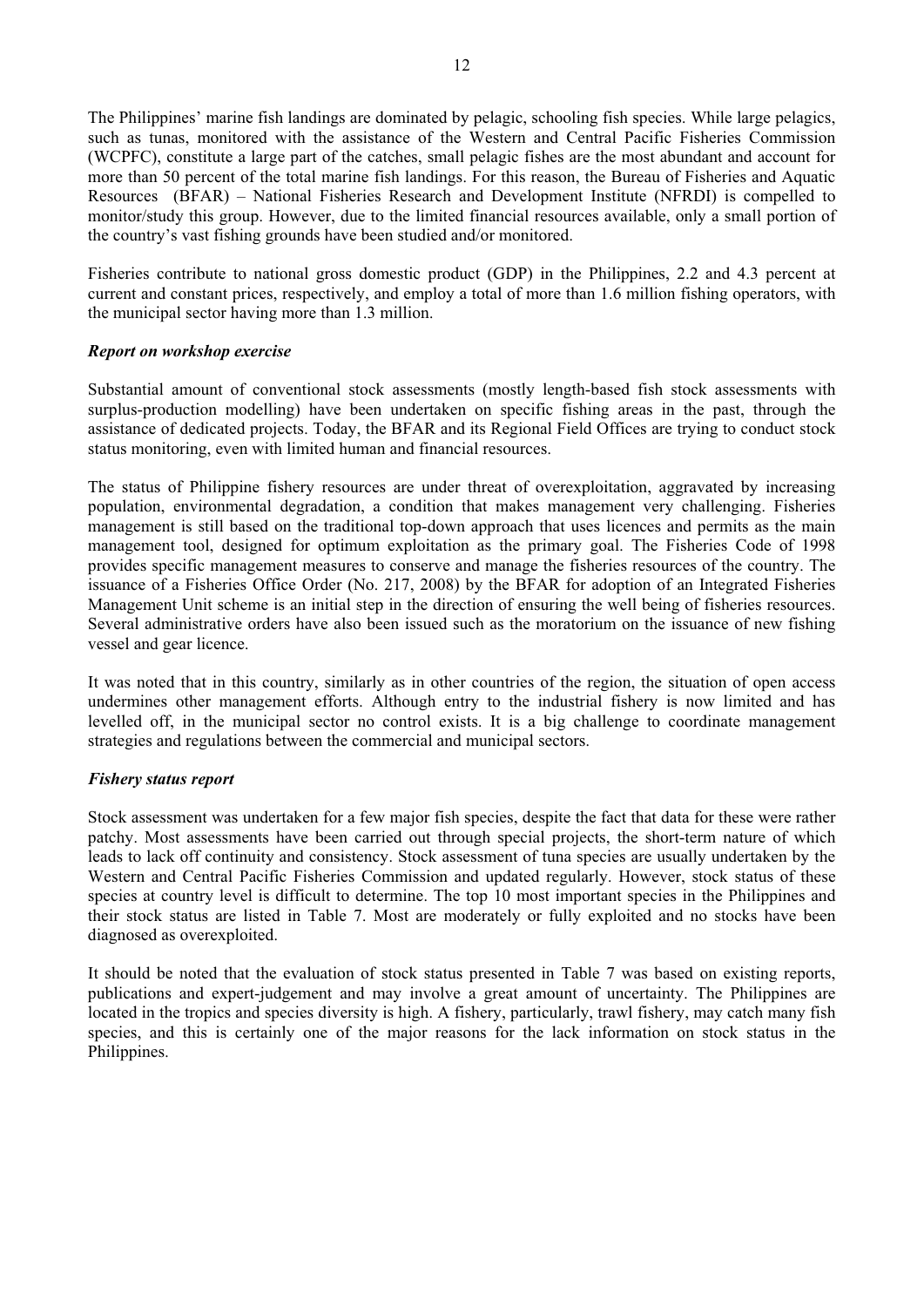The Philippines' marine fish landings are dominated by pelagic, schooling fish species. While large pelagics, such as tunas, monitored with the assistance of the Western and Central Pacific Fisheries Commission (WCPFC), constitute a large part of the catches, small pelagic fishes are the most abundant and account for more than 50 percent of the total marine fish landings. For this reason, the Bureau of Fisheries and Aquatic Resources (BFAR) – National Fisheries Research and Development Institute (NFRDI) is compelled to monitor/study this group. However, due to the limited financial resources available, only a small portion of the country's vast fishing grounds have been studied and/or monitored.

Fisheries contribute to national gross domestic product (GDP) in the Philippines, 2.2 and 4.3 percent at current and constant prices, respectively, and employ a total of more than 1.6 million fishing operators, with the municipal sector having more than 1.3 million.

### *Report on workshop exercise*

Substantial amount of conventional stock assessments (mostly length-based fish stock assessments with surplus-production modelling) have been undertaken on specific fishing areas in the past, through the assistance of dedicated projects. Today, the BFAR and its Regional Field Offices are trying to conduct stock status monitoring, even with limited human and financial resources.

The status of Philippine fishery resources are under threat of overexploitation, aggravated by increasing population, environmental degradation, a condition that makes management very challenging. Fisheries management is still based on the traditional top-down approach that uses licences and permits as the main management tool, designed for optimum exploitation as the primary goal. The Fisheries Code of 1998 provides specific management measures to conserve and manage the fisheries resources of the country. The issuance of a Fisheries Office Order (No. 217, 2008) by the BFAR for adoption of an Integrated Fisheries Management Unit scheme is an initial step in the direction of ensuring the well being of fisheries resources. Several administrative orders have also been issued such as the moratorium on the issuance of new fishing vessel and gear licence.

It was noted that in this country, similarly as in other countries of the region, the situation of open access undermines other management efforts. Although entry to the industrial fishery is now limited and has levelled off, in the municipal sector no control exists. It is a big challenge to coordinate management strategies and regulations between the commercial and municipal sectors.

### *Fishery status report*

Stock assessment was undertaken for a few major fish species, despite the fact that data for these were rather patchy. Most assessments have been carried out through special projects, the short-term nature of which leads to lack off continuity and consistency. Stock assessment of tuna species are usually undertaken by the Western and Central Pacific Fisheries Commission and updated regularly. However, stock status of these species at country level is difficult to determine. The top 10 most important species in the Philippines and their stock status are listed in Table 7. Most are moderately or fully exploited and no stocks have been diagnosed as overexploited.

It should be noted that the evaluation of stock status presented in Table 7 was based on existing reports, publications and expert-judgement and may involve a great amount of uncertainty. The Philippines are located in the tropics and species diversity is high. A fishery, particularly, trawl fishery, may catch many fish species, and this is certainly one of the major reasons for the lack information on stock status in the Philippines.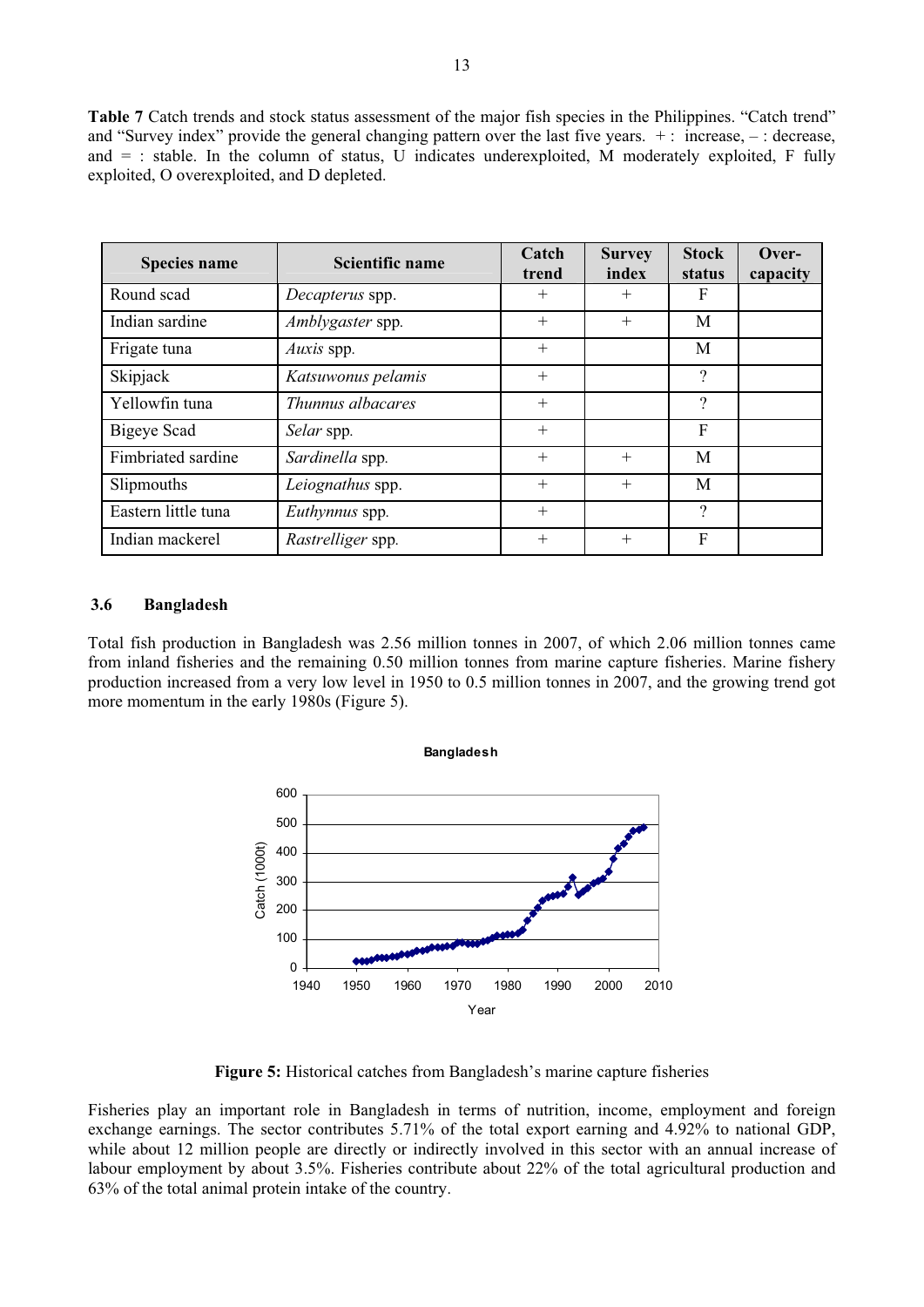**Table 7** Catch trends and stock status assessment of the major fish species in the Philippines. "Catch trend" and "Survey index" provide the general changing pattern over the last five years. + : increase, – : decrease, and = : stable. In the column of status, U indicates underexploited, M moderately exploited, F fully exploited, O overexploited, and D depleted.

| Species name | Scientific name | Catch trend | Survey index | Stock status | Over-capacity |
|---|---|---|---|---|---|
| Round scad | *Decapterus* spp. | + | + | F | |
| Indian sardine | *Amblygaster* spp. | + | + | M | |
| Frigate tuna | *Auxis* spp. | + | | M | |
| Skipjack | *Katsuwonus pelamis* | + | | ? | |
| Yellowfin tuna | *Thunnus albacares* | + | | ? | |
| Bigeye Scad | *Selar* spp. | + | | F | |
| Fimbriated sardine | *Sardinella* spp. | + | + | M | |
| Slipmouths | *Leiognathus* spp. | + | + | M | |
| Eastern little tuna | *Euthynnus* spp. | + | | ? | |
| Indian mackerel | *Rastrelliger* spp. | + | + | F | |

### 3.6 Bangladesh

Total fish production in Bangladesh was 2.56 million tonnes in 2007, of which 2.06 million tonnes came from inland fisheries and the remaining 0.50 million tonnes from marine capture fisheries. Marine fishery production increased from a very low level in 1950 to 0.5 million tonnes in 2007, and the growing trend got more momentum in the early 1980s (Figure 5).

**Figure 5:** Historical catches from Bangladesh's marine capture fisheries

Fisheries play an important role in Bangladesh in terms of nutrition, income, employment and foreign exchange earnings. The sector contributes 5.71% of the total export earning and 4.92% to national GDP, while about 12 million people are directly or indirectly involved in this sector with an annual increase of labour employment by about 3.5%. Fisheries contribute about 22% of the total agricultural production and 63% of the total animal protein intake of the country.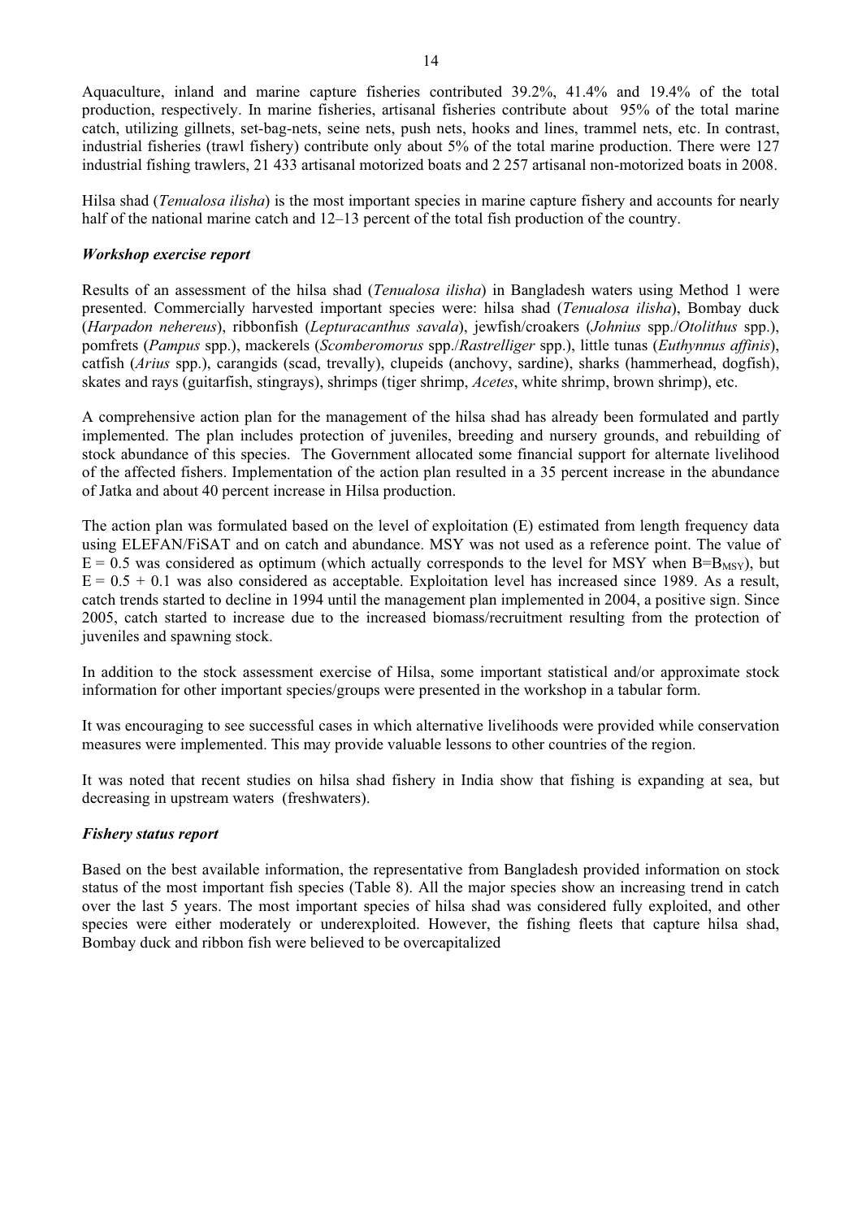Aquaculture, inland and marine capture fisheries contributed 39.2%, 41.4% and 19.4% of the total production, respectively. In marine fisheries, artisanal fisheries contribute about 95% of the total marine catch, utilizing gillnets, set-bag-nets, seine nets, push nets, hooks and lines, trammel nets, etc. In contrast, industrial fisheries (trawl fishery) contribute only about 5% of the total marine production. There were 127 industrial fishing trawlers, 21 433 artisanal motorized boats and 2 257 artisanal non-motorized boats in 2008.

Hilsa shad (*Tenualosa ilisha*) is the most important species in marine capture fishery and accounts for nearly half of the national marine catch and 12–13 percent of the total fish production of the country.

***Workshop exercise report***

Results of an assessment of the hilsa shad (*Tenualosa ilisha*) in Bangladesh waters using Method 1 were presented. Commercially harvested important species were: hilsa shad (*Tenualosa ilisha*), Bombay duck (*Harpadon nehereus*), ribbonfish (*Lepturacanthus savala*), jewfish/croakers (*Johnius* spp./*Otolithus* spp.), pomfrets (*Pampus* spp.), mackerels (*Scomberomorus* spp./*Rastrelliger* spp.), little tunas (*Euthynnus affinis*), catfish (*Arius* spp.), carangids (scad, trevally), clupeids (anchovy, sardine), sharks (hammerhead, dogfish), skates and rays (guitarfish, stingrays), shrimps (tiger shrimp, *Acetes*, white shrimp, brown shrimp), etc.

A comprehensive action plan for the management of the hilsa shad has already been formulated and partly implemented. The plan includes protection of juveniles, breeding and nursery grounds, and rebuilding of stock abundance of this species. The Government allocated some financial support for alternate livelihood of the affected fishers. Implementation of the action plan resulted in a 35 percent increase in the abundance of Jatka and about 40 percent increase in Hilsa production.

The action plan was formulated based on the level of exploitation (E) estimated from length frequency data using ELEFAN/FiSAT and on catch and abundance. MSY was not used as a reference point. The value of $E = 0.5$ was considered as optimum (which actually corresponds to the level for MSY when $B=B_{MSY}$), but $E = 0.5 + 0.1$ was also considered as acceptable. Exploitation level has increased since 1989. As a result, catch trends started to decline in 1994 until the management plan implemented in 2004, a positive sign. Since 2005, catch started to increase due to the increased biomass/recruitment resulting from the protection of juveniles and spawning stock.

In addition to the stock assessment exercise of Hilsa, some important statistical and/or approximate stock information for other important species/groups were presented in the workshop in a tabular form.

It was encouraging to see successful cases in which alternative livelihoods were provided while conservation measures were implemented. This may provide valuable lessons to other countries of the region.

It was noted that recent studies on hilsa shad fishery in India show that fishing is expanding at sea, but decreasing in upstream waters (freshwaters).

***Fishery status report***

Based on the best available information, the representative from Bangladesh provided information on stock status of the most important fish species (Table 8). All the major species show an increasing trend in catch over the last 5 years. The most important species of hilsa shad was considered fully exploited, and other species were either moderately or underexploited. However, the fishing fleets that capture hilsa shad, Bombay duck and ribbon fish were believed to be overcapitalized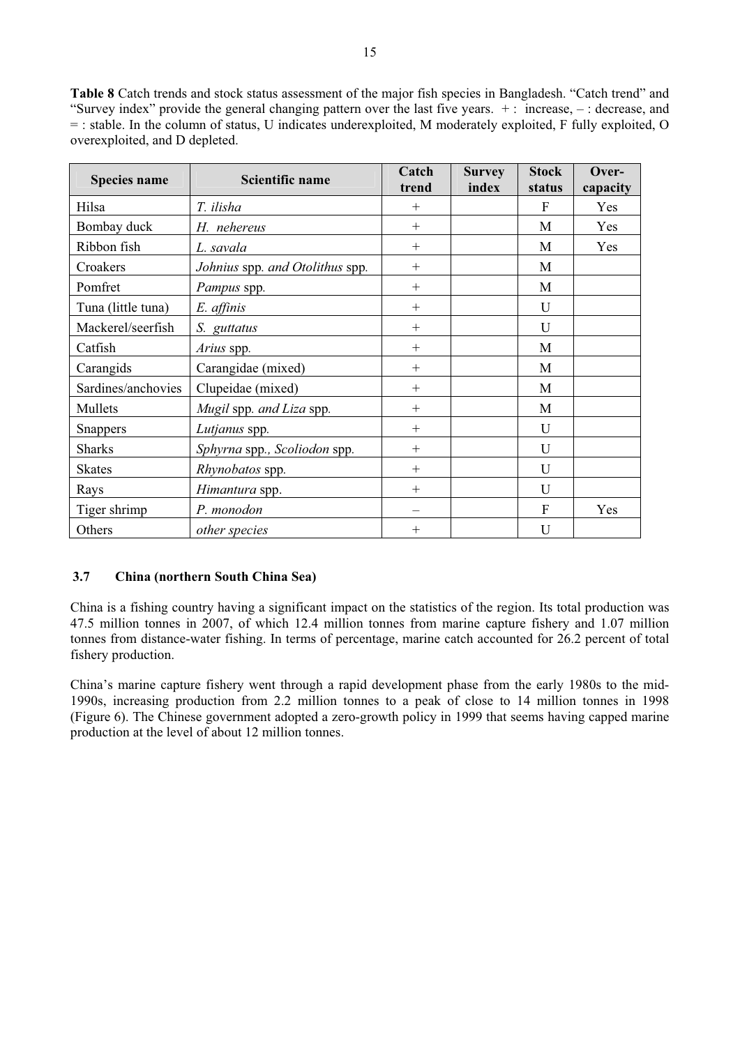**Table 8** Catch trends and stock status assessment of the major fish species in Bangladesh. "Catch trend" and "Survey index" provide the general changing pattern over the last five years. + : increase, – : decrease, and = : stable. In the column of status, U indicates underexploited, M moderately exploited, F fully exploited, O overexploited, and D depleted.

| Species name | Scientific name | Catch trend | Survey index | Stock status | Over-capacity |
|---|---|---|---|---|---|
| Hilsa | *T. ilisha* | + | | F | Yes |
| Bombay duck | *H. nehereus* | + | | M | Yes |
| Ribbon fish | *L. savala* | + | | M | Yes |
| Croakers | *Johnius* spp. *and Otolithus* spp. | + | | M | |
| Pomfret | *Pampus* spp. | + | | M | |
| Tuna (little tuna) | *E. affinis* | + | | U | |
| Mackerel/seerfish | *S. guttatus* | + | | U | |
| Catfish | *Arius* spp. | + | | M | |
| Carangids | Carangidae (mixed) | + | | M | |
| Sardines/anchovies | Clupeidae (mixed) | + | | M | |
| Mullets | *Mugil* spp. *and Liza* spp. | + | | M | |
| Snappers | *Lutjanus* spp. | + | | U | |
| Sharks | *Sphyrna* spp.*, Scoliodon* spp. | + | | U | |
| Skates | *Rhynobatos* spp. | + | | U | |
| Rays | *Himantura* spp. | + | | U | |
| Tiger shrimp | *P. monodon* | – | | F | Yes |
| Others | *other species* | + | | U | |

### 3.7 China (northern South China Sea)

China is a fishing country having a significant impact on the statistics of the region. Its total production was 47.5 million tonnes in 2007, of which 12.4 million tonnes from marine capture fishery and 1.07 million tonnes from distance-water fishing. In terms of percentage, marine catch accounted for 26.2 percent of total fishery production.

China's marine capture fishery went through a rapid development phase from the early 1980s to the mid-1990s, increasing production from 2.2 million tonnes to a peak of close to 14 million tonnes in 1998 (Figure 6). The Chinese government adopted a zero-growth policy in 1999 that seems having capped marine production at the level of about 12 million tonnes.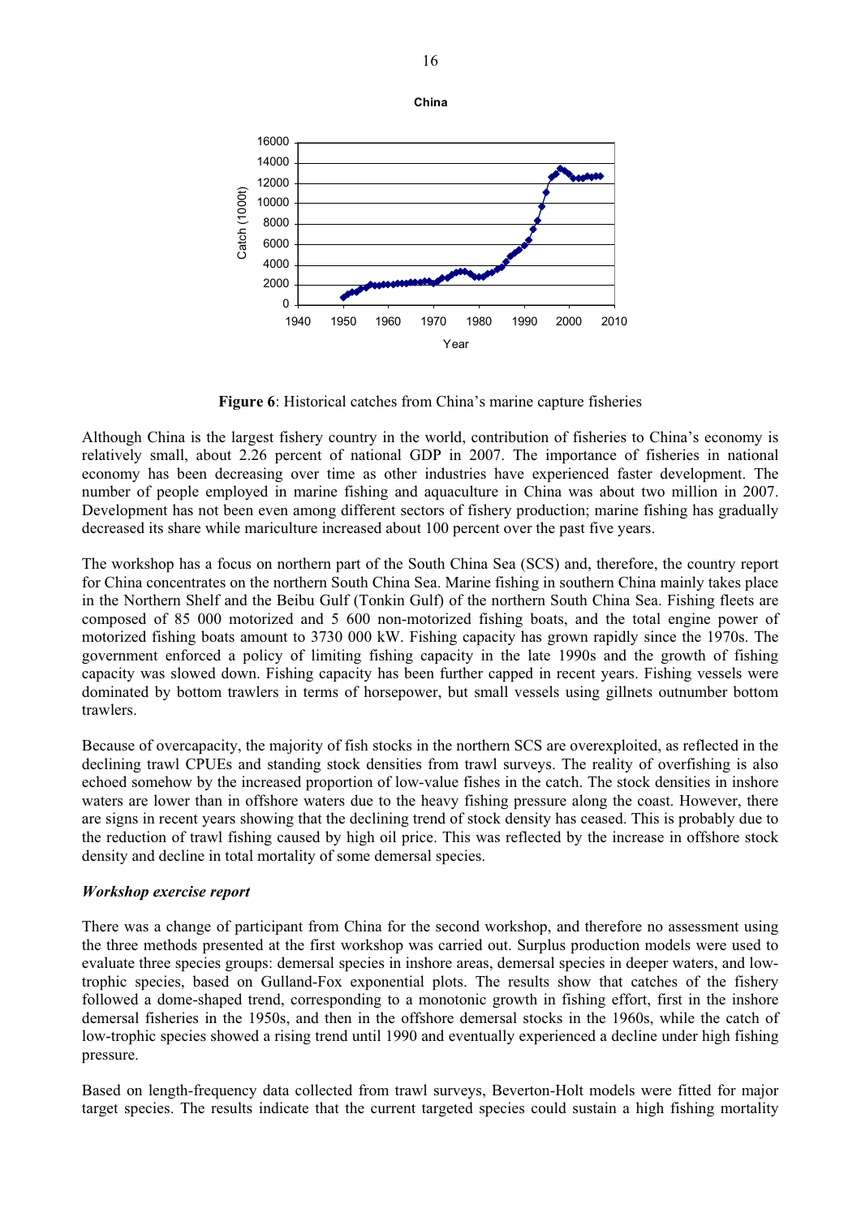**Figure 6**: Historical catches from China's marine capture fisheries

Although China is the largest fishery country in the world, contribution of fisheries to China's economy is relatively small, about 2.26 percent of national GDP in 2007. The importance of fisheries in national economy has been decreasing over time as other industries have experienced faster development. The number of people employed in marine fishing and aquaculture in China was about two million in 2007. Development has not been even among different sectors of fishery production; marine fishing has gradually decreased its share while mariculture increased about 100 percent over the past five years.

The workshop has a focus on northern part of the South China Sea (SCS) and, therefore, the country report for China concentrates on the northern South China Sea. Marine fishing in southern China mainly takes place in the Northern Shelf and the Beibu Gulf (Tonkin Gulf) of the northern South China Sea. Fishing fleets are composed of 85 000 motorized and 5 600 non-motorized fishing boats, and the total engine power of motorized fishing boats amount to 3730 000 kW. Fishing capacity has grown rapidly since the 1970s. The government enforced a policy of limiting fishing capacity in the late 1990s and the growth of fishing capacity was slowed down. Fishing capacity has been further capped in recent years. Fishing vessels were dominated by bottom trawlers in terms of horsepower, but small vessels using gillnets outnumber bottom trawlers.

Because of overcapacity, the majority of fish stocks in the northern SCS are overexploited, as reflected in the declining trawl CPUEs and standing stock densities from trawl surveys. The reality of overfishing is also echoed somehow by the increased proportion of low-value fishes in the catch. The stock densities in inshore waters are lower than in offshore waters due to the heavy fishing pressure along the coast. However, there are signs in recent years showing that the declining trend of stock density has ceased. This is probably due to the reduction of trawl fishing caused by high oil price. This was reflected by the increase in offshore stock density and decline in total mortality of some demersal species.

***Workshop exercise report***

There was a change of participant from China for the second workshop, and therefore no assessment using the three methods presented at the first workshop was carried out. Surplus production models were used to evaluate three species groups: demersal species in inshore areas, demersal species in deeper waters, and low-trophic species, based on Gulland-Fox exponential plots. The results show that catches of the fishery followed a dome-shaped trend, corresponding to a monotonic growth in fishing effort, first in the inshore demersal fisheries in the 1950s, and then in the offshore demersal stocks in the 1960s, while the catch of low-trophic species showed a rising trend until 1990 and eventually experienced a decline under high fishing pressure.

Based on length-frequency data collected from trawl surveys, Beverton-Holt models were fitted for major target species. The results indicate that the current targeted species could sustain a high fishing mortality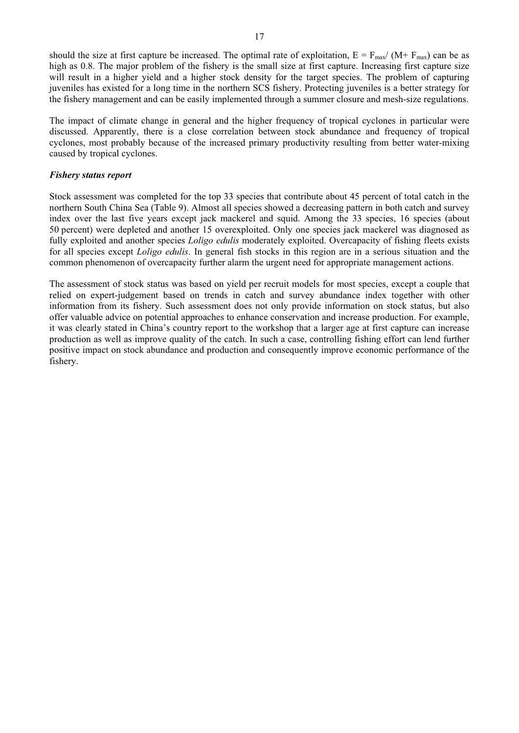should the size at first capture be increased. The optimal rate of exploitation, $E = F_{max}/ (M + F_{max})$ can be as high as 0.8. The major problem of the fishery is the small size at first capture. Increasing first capture size will result in a higher yield and a higher stock density for the target species. The problem of capturing juveniles has existed for a long time in the northern SCS fishery. Protecting juveniles is a better strategy for the fishery management and can be easily implemented through a summer closure and mesh-size regulations.

The impact of climate change in general and the higher frequency of tropical cyclones in particular were discussed. Apparently, there is a close correlation between stock abundance and frequency of tropical cyclones, most probably because of the increased primary productivity resulting from better water-mixing caused by tropical cyclones.

***Fishery status report***

Stock assessment was completed for the top 33 species that contribute about 45 percent of total catch in the northern South China Sea (Table 9). Almost all species showed a decreasing pattern in both catch and survey index over the last five years except jack mackerel and squid. Among the 33 species, 16 species (about 50 percent) were depleted and another 15 overexploited. Only one species jack mackerel was diagnosed as fully exploited and another species *Loligo edulis* moderately exploited. Overcapacity of fishing fleets exists for all species except *Loligo edulis*. In general fish stocks in this region are in a serious situation and the common phenomenon of overcapacity further alarm the urgent need for appropriate management actions.

The assessment of stock status was based on yield per recruit models for most species, except a couple that relied on expert-judgement based on trends in catch and survey abundance index together with other information from its fishery. Such assessment does not only provide information on stock status, but also offer valuable advice on potential approaches to enhance conservation and increase production. For example, it was clearly stated in China's country report to the workshop that a larger age at first capture can increase production as well as improve quality of the catch. In such a case, controlling fishing effort can lend further positive impact on stock abundance and production and consequently improve economic performance of the fishery.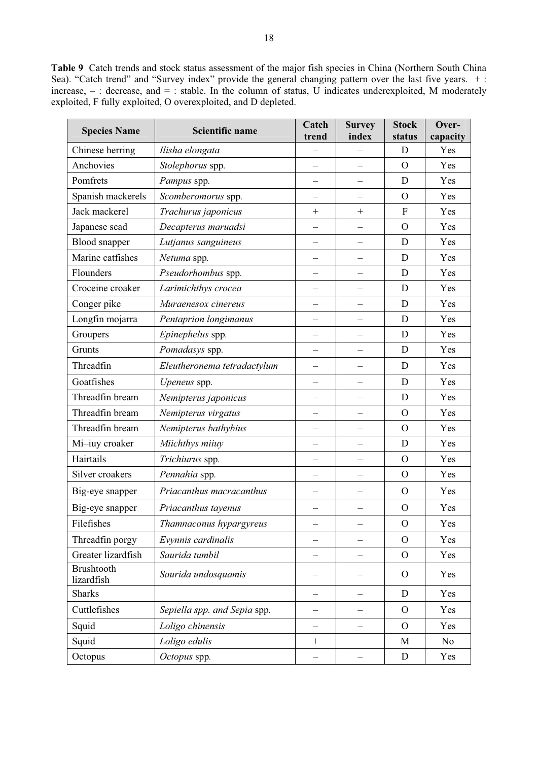**Table 9** Catch trends and stock status assessment of the major fish species in China (Northern South China Sea). "Catch trend" and "Survey index" provide the general changing pattern over the last five years. + : increase, – : decrease, and = : stable. In the column of status, U indicates underexploited, M moderately exploited, F fully exploited, O overexploited, and D depleted.

| Species Name | Scientific name | Catch trend | Survey index | Stock status | Over-capacity |
|---|---|---|---|---|---|
| Chinese herring | *Ilisha elongata* | – | – | D | Yes |
| Anchovies | *Stolephorus* spp. | – | – | O | Yes |
| Pomfrets | *Pampus* spp. | – | – | D | Yes |
| Spanish mackerels | *Scomberomorus* spp. | – | – | O | Yes |
| Jack mackerel | *Trachurus japonicus* | + | + | F | Yes |
| Japanese scad | *Decapterus maruadsi* | – | – | O | Yes |
| Blood snapper | *Lutjanus sanguineus* | – | – | D | Yes |
| Marine catfishes | *Netuma* spp. | – | – | D | Yes |
| Flounders | *Pseudorhombus* spp. | – | – | D | Yes |
| Croceine croaker | *Larimichthys crocea* | – | – | D | Yes |
| Conger pike | *Muraenesox cinereus* | – | – | D | Yes |
| Longfin mojarra | *Pentaprion longimanus* | – | – | D | Yes |
| Groupers | *Epinephelus* spp. | – | – | D | Yes |
| Grunts | *Pomadasys* spp. | – | – | D | Yes |
| Threadfin | *Eleutheronema tetradactylum* | – | – | D | Yes |
| Goatfishes | *Upeneus* spp. | – | – | D | Yes |
| Threadfin bream | *Nemipterus japonicus* | – | – | D | Yes |
| Threadfin bream | *Nemipterus virgatus* | – | – | O | Yes |
| Threadfin bream | *Nemipterus bathybius* | – | – | O | Yes |
| Mi–iuy croaker | *Miichthys miiuy* | – | – | D | Yes |
| Hairtails | *Trichiurus* spp. | – | – | O | Yes |
| Silver croakers | *Pennahia* spp. | – | – | O | Yes |
| Big-eye snapper | *Priacanthus macracanthus* | – | – | O | Yes |
| Big-eye snapper | *Priacanthus tayenus* | – | – | O | Yes |
| Filefishes | *Thamnaconus hypargyreus* | – | – | O | Yes |
| Threadfin porgy | *Evynnis cardinalis* | – | – | O | Yes |
| Greater lizardfish | *Saurida tumbil* | – | – | O | Yes |
| Brushtooth lizardfish | *Saurida undosquamis* | – | – | O | Yes |
| Sharks | | – | – | D | Yes |
| Cuttlefishes | *Sepiella spp. and Sepia* spp. | – | – | O | Yes |
| Squid | *Loligo chinensis* | – | – | O | Yes |
| Squid | *Loligo edulis* | + | | M | No |
| Octopus | *Octopus* spp. | – | – | D | Yes |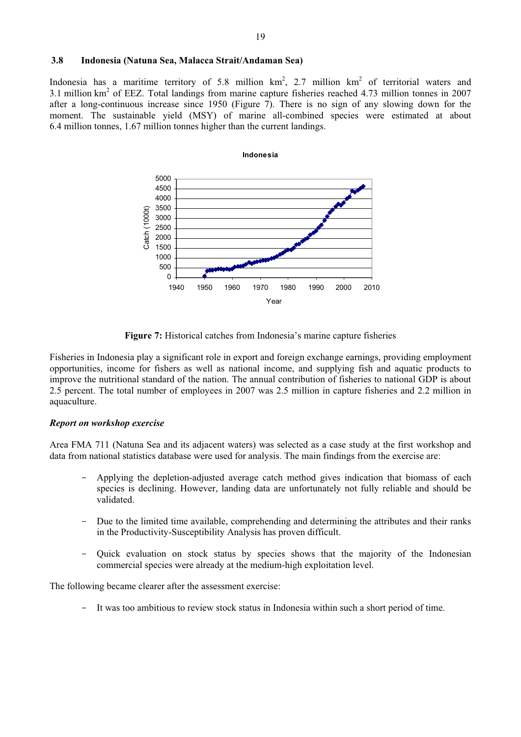### 3.8 Indonesia (Natuna Sea, Malacca Strait/Andaman Sea)

Indonesia has a maritime territory of 5.8 million km$^2$, 2.7 million km$^2$ of territorial waters and 3.1 million km$^2$ of EEZ. Total landings from marine capture fisheries reached 4.73 million tonnes in 2007 after a long-continuous increase since 1950 (Figure 7). There is no sign of any slowing down for the moment. The sustainable yield (MSY) of marine all-combined species were estimated at about 6.4 million tonnes, 1.67 million tonnes higher than the current landings.

**Figure 7:** Historical catches from Indonesia's marine capture fisheries

Fisheries in Indonesia play a significant role in export and foreign exchange earnings, providing employment opportunities, income for fishers as well as national income, and supplying fish and aquatic products to improve the nutritional standard of the nation. The annual contribution of fisheries to national GDP is about 2.5 percent. The total number of employees in 2007 was 2.5 million in capture fisheries and 2.2 million in aquaculture.

***Report on workshop exercise***

Area FMA 711 (Natuna Sea and its adjacent waters) was selected as a case study at the first workshop and data from national statistics database were used for analysis. The main findings from the exercise are:

- Applying the depletion-adjusted average catch method gives indication that biomass of each species is declining. However, landing data are unfortunately not fully reliable and should be validated.

- Due to the limited time available, comprehending and determining the attributes and their ranks in the Productivity-Susceptibility Analysis has proven difficult.

- Quick evaluation on stock status by species shows that the majority of the Indonesian commercial species were already at the medium-high exploitation level.

The following became clearer after the assessment exercise:

- It was too ambitious to review stock status in Indonesia within such a short period of time.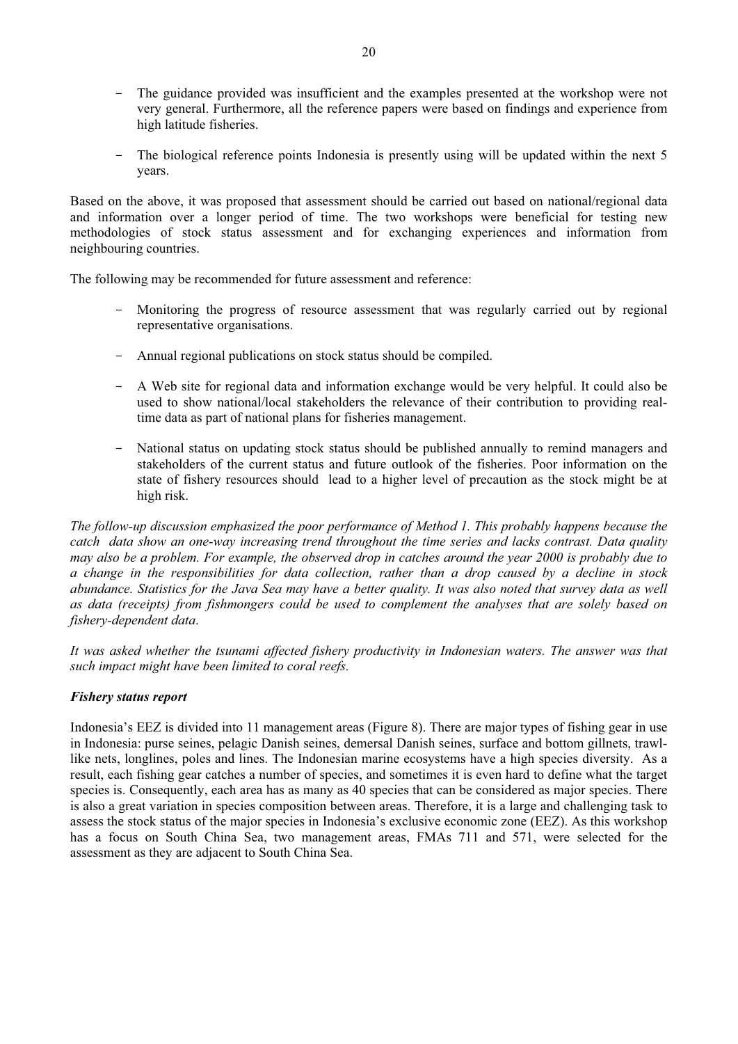- The guidance provided was insufficient and the examples presented at the workshop were not very general. Furthermore, all the reference papers were based on findings and experience from high latitude fisheries.

- The biological reference points Indonesia is presently using will be updated within the next 5 years.

Based on the above, it was proposed that assessment should be carried out based on national/regional data and information over a longer period of time. The two workshops were beneficial for testing new methodologies of stock status assessment and for exchanging experiences and information from neighbouring countries.

The following may be recommended for future assessment and reference:

- Monitoring the progress of resource assessment that was regularly carried out by regional representative organisations.

- Annual regional publications on stock status should be compiled.

- A Web site for regional data and information exchange would be very helpful. It could also be used to show national/local stakeholders the relevance of their contribution to providing real-time data as part of national plans for fisheries management.

- National status on updating stock status should be published annually to remind managers and stakeholders of the current status and future outlook of the fisheries. Poor information on the state of fishery resources should lead to a higher level of precaution as the stock might be at high risk.

*The follow-up discussion emphasized the poor performance of Method 1. This probably happens because the catch data show an one-way increasing trend throughout the time series and lacks contrast. Data quality may also be a problem. For example, the observed drop in catches around the year 2000 is probably due to a change in the responsibilities for data collection, rather than a drop caused by a decline in stock abundance. Statistics for the Java Sea may have a better quality. It was also noted that survey data as well as data (receipts) from fishmongers could be used to complement the analyses that are solely based on fishery-dependent data.*

*It was asked whether the tsunami affected fishery productivity in Indonesian waters. The answer was that such impact might have been limited to coral reefs.*

***Fishery status report***

Indonesia's EEZ is divided into 11 management areas (Figure 8). There are major types of fishing gear in use in Indonesia: purse seines, pelagic Danish seines, demersal Danish seines, surface and bottom gillnets, trawl-like nets, longlines, poles and lines. The Indonesian marine ecosystems have a high species diversity. As a result, each fishing gear catches a number of species, and sometimes it is even hard to define what the target species is. Consequently, each area has as many as 40 species that can be considered as major species. There is also a great variation in species composition between areas. Therefore, it is a large and challenging task to assess the stock status of the major species in Indonesia's exclusive economic zone (EEZ). As this workshop has a focus on South China Sea, two management areas, FMAs 711 and 571, were selected for the assessment as they are adjacent to South China Sea.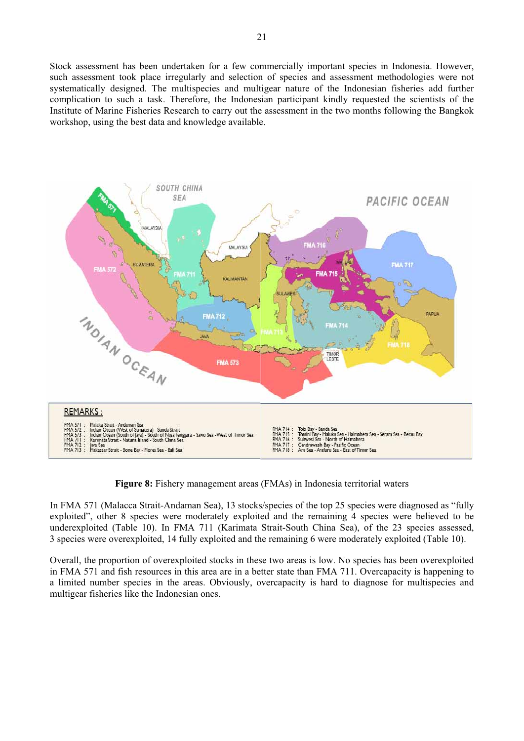Stock assessment has been undertaken for a few commercially important species in Indonesia. However, such assessment took place irregularly and selection of species and assessment methodologies were not systematically designed. The multispecies and multigear nature of the Indonesian fisheries add further complication to such a task. Therefore, the Indonesian participant kindly requested the scientists of the Institute of Marine Fisheries Research to carry out the assessment in the two months following the Bangkok workshop, using the best data and knowledge available.

REMARKS :

FMA 571 : Malaka Strait - Andaman Sea
FMA 572 : Indian Ocean (West of Sumatera) - Sunda Strait
FMA 573 : Indian Ocean (South of Java) - South of Nusa Tenggara - Sawu Sea - West of Timor Sea
FMA 711 : Karimata Strait - Natuna Island - South China Sea
FMA 712 : Java Sea
FMA 713 : Makassar Strait - Bone Bay - Flores Sea - Bali Sea
FMA 714 : Tolo Bay - Banda Sea
FMA 715 : Tomini Bay - Maluku Sea - Halmahera Sea - Seram Sea - Berau Bay
FMA 716 : Sulawesi Sea - North of Halmahera
FMA 717 : Cendrawasih Bay - Pasific Ocean
FMA 718 : Aru Sea - Arafuru Sea - East of Timor Sea

**Figure 8:** Fishery management areas (FMAs) in Indonesia territorial waters

In FMA 571 (Malacca Strait-Andaman Sea), 13 stocks/species of the top 25 species were diagnosed as "fully exploited", other 8 species were moderately exploited and the remaining 4 species were believed to be underexploited (Table 10). In FMA 711 (Karimata Strait-South China Sea), of the 23 species assessed, 3 species were overexploited, 14 fully exploited and the remaining 6 were moderately exploited (Table 10).

Overall, the proportion of overexploited stocks in these two areas is low. No species has been overexploited in FMA 571 and fish resources in this area are in a better state than FMA 711. Overcapacity is happening to a limited number species in the areas. Obviously, overcapacity is hard to diagnose for multispecies and multigear fisheries like the Indonesian ones.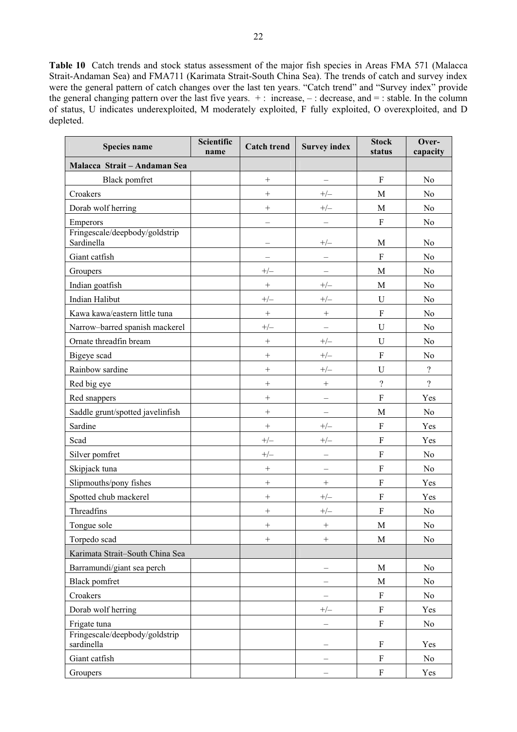**Table 10** Catch trends and stock status assessment of the major fish species in Areas FMA 571 (Malacca Strait-Andaman Sea) and FMA711 (Karimata Strait-South China Sea). The trends of catch and survey index were the general pattern of catch changes over the last ten years. "Catch trend" and "Survey index" provide the general changing pattern over the last five years. + : increase, – : decrease, and = : stable. In the column of status, U indicates underexploited, M moderately exploited, F fully exploited, O overexploited, and D depleted.

| Species name | Scientific name | Catch trend | Survey index | Stock status | Over-capacity |
|---|---|---|---|---|---|
| **Malacca Strait – Andaman Sea** | | | | | |
| Black pomfret | | + | – | F | No |
| Croakers | | + | +/– | M | No |
| Dorab wolf herring | | + | +/– | M | No |
| Emperors | | – | – | F | No |
| Fringescale/deepbody/goldstrip Sardinella | | – | +/– | M | No |
| Giant catfish | | – | – | F | No |
| Groupers | | +/– | – | M | No |
| Indian goatfish | | + | +/– | M | No |
| Indian Halibut | | +/– | +/– | U | No |
| Kawa kawa/eastern little tuna | | + | + | F | No |
| Narrow–barred spanish mackerel | | +/– | – | U | No |
| Ornate threadfin bream | | + | +/– | U | No |
| Bigeye scad | | + | +/– | F | No |
| Rainbow sardine | | + | +/– | U | ? |
| Red big eye | | + | + | ? | ? |
| Red snappers | | + | – | F | Yes |
| Saddle grunt/spotted javelinfish | | + | – | M | No |
| Sardine | | + | +/– | F | Yes |
| Scad | | +/– | +/– | F | Yes |
| Silver pomfret | | +/– | – | F | No |
| Skipjack tuna | | + | – | F | No |
| Slipmouths/pony fishes | | + | + | F | Yes |
| Spotted chub mackerel | | + | +/– | F | Yes |
| Threadfins | | + | +/– | F | No |
| Tongue sole | | + | + | M | No |
| Torpedo scad | | + | + | M | No |
| Karimata Strait–South China Sea | | | | | |
| Barramundi/giant sea perch | | | – | M | No |
| Black pomfret | | | – | M | No |
| Croakers | | | – | F | No |
| Dorab wolf herring | | | +/– | F | Yes |
| Frigate tuna | | | – | F | No |
| Fringescale/deepbody/goldstrip sardinella | | | – | F | Yes |
| Giant catfish | | | – | F | No |
| Groupers | | | – | F | Yes |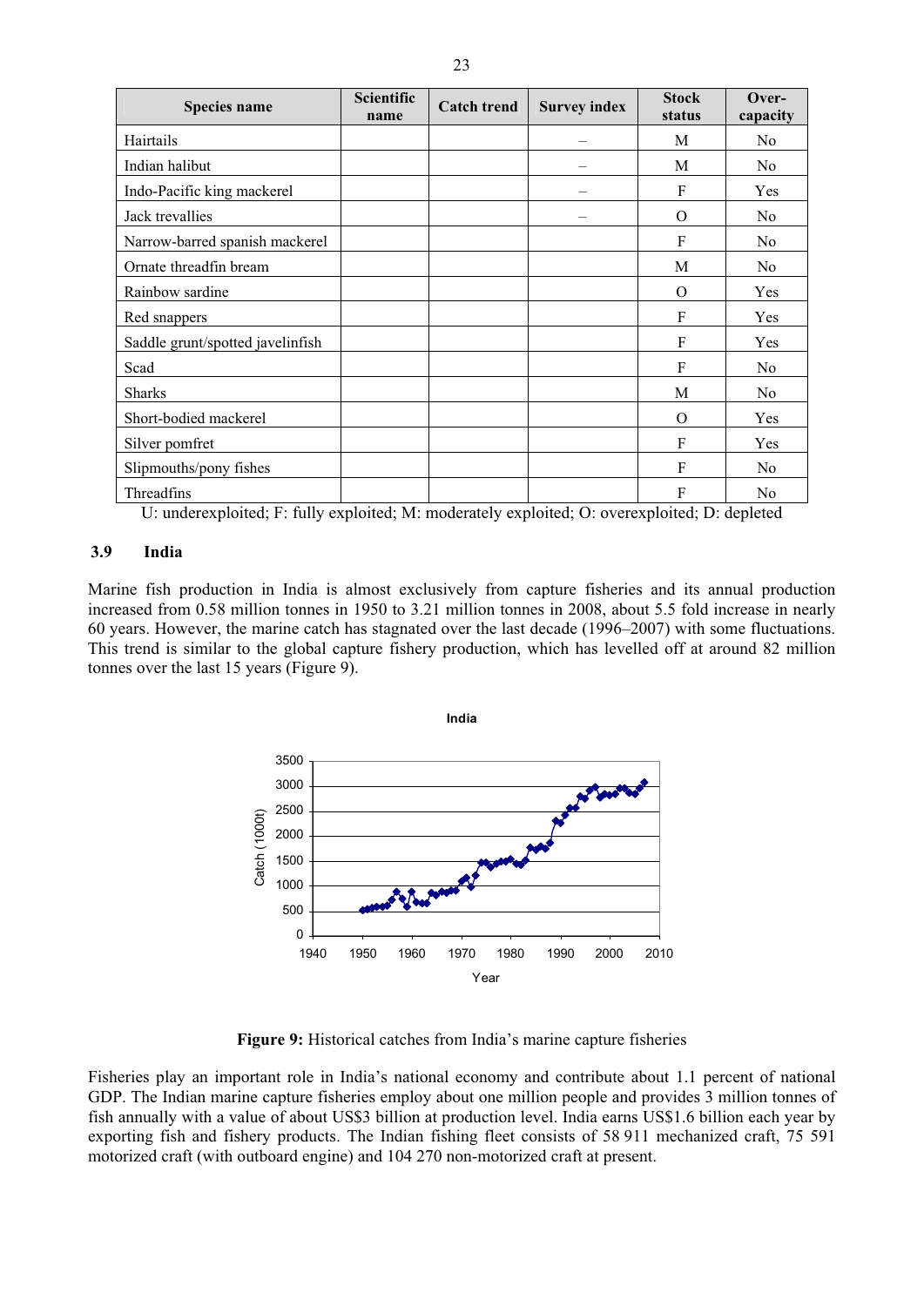| Species name | Scientific name | Catch trend | Survey index | Stock status | Over-capacity |
|---|---|---|---|---|---|
| Hairtails | | | – | M | No |
| Indian halibut | | | – | M | No |
| Indo-Pacific king mackerel | | | – | F | Yes |
| Jack trevallies | | | – | O | No |
| Narrow-barred spanish mackerel | | | | F | No |
| Ornate threadfin bream | | | | M | No |
| Rainbow sardine | | | | O | Yes |
| Red snappers | | | | F | Yes |
| Saddle grunt/spotted javelinfish | | | | F | Yes |
| Scad | | | | F | No |
| Sharks | | | | M | No |
| Short-bodied mackerel | | | | O | Yes |
| Silver pomfret | | | | F | Yes |
| Slipmouths/pony fishes | | | | F | No |
| Threadfins | | | | F | No |

U: underexploited; F: fully exploited; M: moderately exploited; O: overexploited; D: depleted

### 3.9 India

Marine fish production in India is almost exclusively from capture fisheries and its annual production increased from 0.58 million tonnes in 1950 to 3.21 million tonnes in 2008, about 5.5 fold increase in nearly 60 years. However, the marine catch has stagnated over the last decade (1996–2007) with some fluctuations. This trend is similar to the global capture fishery production, which has levelled off at around 82 million tonnes over the last 15 years (Figure 9).

**Figure 9:** Historical catches from India's marine capture fisheries

Fisheries play an important role in India's national economy and contribute about 1.1 percent of national GDP. The Indian marine capture fisheries employ about one million people and provides 3 million tonnes of fish annually with a value of about US$3 billion at production level. India earns US$1.6 billion each year by exporting fish and fishery products. The Indian fishing fleet consists of 58 911 mechanized craft, 75 591 motorized craft (with outboard engine) and 104 270 non-motorized craft at present.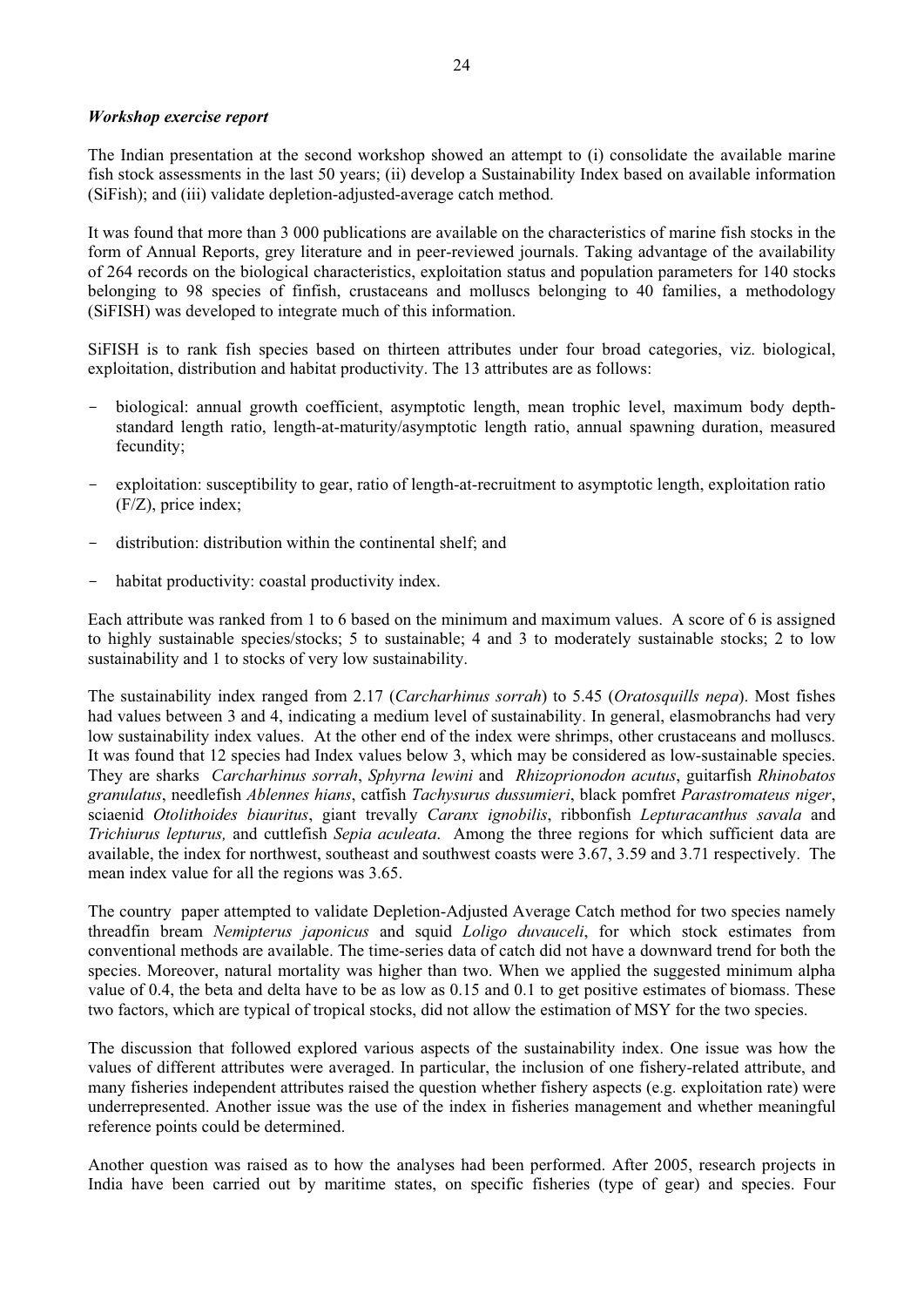***Workshop exercise report***

The Indian presentation at the second workshop showed an attempt to (i) consolidate the available marine fish stock assessments in the last 50 years; (ii) develop a Sustainability Index based on available information (SiFish); and (iii) validate depletion-adjusted-average catch method.

It was found that more than 3 000 publications are available on the characteristics of marine fish stocks in the form of Annual Reports, grey literature and in peer-reviewed journals. Taking advantage of the availability of 264 records on the biological characteristics, exploitation status and population parameters for 140 stocks belonging to 98 species of finfish, crustaceans and molluscs belonging to 40 families, a methodology (SiFISH) was developed to integrate much of this information.

SiFISH is to rank fish species based on thirteen attributes under four broad categories, viz. biological, exploitation, distribution and habitat productivity. The 13 attributes are as follows:

- biological: annual growth coefficient, asymptotic length, mean trophic level, maximum body depth-standard length ratio, length-at-maturity/asymptotic length ratio, annual spawning duration, measured fecundity;
- exploitation: susceptibility to gear, ratio of length-at-recruitment to asymptotic length, exploitation ratio (F/Z), price index;
- distribution: distribution within the continental shelf; and
- habitat productivity: coastal productivity index.

Each attribute was ranked from 1 to 6 based on the minimum and maximum values. A score of 6 is assigned to highly sustainable species/stocks; 5 to sustainable; 4 and 3 to moderately sustainable stocks; 2 to low sustainability and 1 to stocks of very low sustainability.

The sustainability index ranged from 2.17 (*Carcharhinus sorrah*) to 5.45 (*Oratosquills nepa*). Most fishes had values between 3 and 4, indicating a medium level of sustainability. In general, elasmobranchs had very low sustainability index values. At the other end of the index were shrimps, other crustaceans and molluscs. It was found that 12 species had Index values below 3, which may be considered as low-sustainable species. They are sharks *Carcharhinus sorrah*, *Sphyrna lewini* and *Rhizoprionodon acutus*, guitarfish *Rhinobatos granulatus*, needlefish *Ablennes hians*, catfish *Tachysurus dussumieri*, black pomfret *Parastromateus niger*, sciaenid *Otolithoides biauritus*, giant trevally *Caranx ignobilis*, ribbonfish *Lepturacanthus savala* and *Trichiurus lepturus,* and cuttlefish *Sepia aculeata*. Among the three regions for which sufficient data are available, the index for northwest, southeast and southwest coasts were 3.67, 3.59 and 3.71 respectively. The mean index value for all the regions was 3.65.

The country paper attempted to validate Depletion-Adjusted Average Catch method for two species namely threadfin bream *Nemipterus japonicus* and squid *Loligo duvauceli*, for which stock estimates from conventional methods are available. The time-series data of catch did not have a downward trend for both the species. Moreover, natural mortality was higher than two. When we applied the suggested minimum alpha value of 0.4, the beta and delta have to be as low as 0.15 and 0.1 to get positive estimates of biomass. These two factors, which are typical of tropical stocks, did not allow the estimation of MSY for the two species.

The discussion that followed explored various aspects of the sustainability index. One issue was how the values of different attributes were averaged. In particular, the inclusion of one fishery-related attribute, and many fisheries independent attributes raised the question whether fishery aspects (e.g. exploitation rate) were underrepresented. Another issue was the use of the index in fisheries management and whether meaningful reference points could be determined.

Another question was raised as to how the analyses had been performed. After 2005, research projects in India have been carried out by maritime states, on specific fisheries (type of gear) and species. Four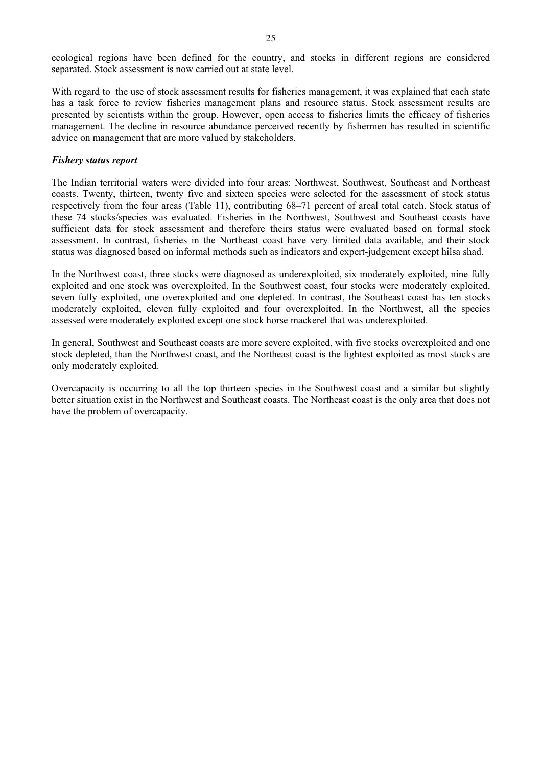ecological regions have been defined for the country, and stocks in different regions are considered separated. Stock assessment is now carried out at state level.

With regard to the use of stock assessment results for fisheries management, it was explained that each state has a task force to review fisheries management plans and resource status. Stock assessment results are presented by scientists within the group. However, open access to fisheries limits the efficacy of fisheries management. The decline in resource abundance perceived recently by fishermen has resulted in scientific advice on management that are more valued by stakeholders.

***Fishery status report***

The Indian territorial waters were divided into four areas: Northwest, Southwest, Southeast and Northeast coasts. Twenty, thirteen, twenty five and sixteen species were selected for the assessment of stock status respectively from the four areas (Table 11), contributing 68–71 percent of areal total catch. Stock status of these 74 stocks/species was evaluated. Fisheries in the Northwest, Southwest and Southeast coasts have sufficient data for stock assessment and therefore theirs status were evaluated based on formal stock assessment. In contrast, fisheries in the Northeast coast have very limited data available, and their stock status was diagnosed based on informal methods such as indicators and expert-judgement except hilsa shad.

In the Northwest coast, three stocks were diagnosed as underexploited, six moderately exploited, nine fully exploited and one stock was overexploited. In the Southwest coast, four stocks were moderately exploited, seven fully exploited, one overexploited and one depleted. In contrast, the Southeast coast has ten stocks moderately exploited, eleven fully exploited and four overexploited. In the Northwest, all the species assessed were moderately exploited except one stock horse mackerel that was underexploited.

In general, Southwest and Southeast coasts are more severe exploited, with five stocks overexploited and one stock depleted, than the Northwest coast, and the Northeast coast is the lightest exploited as most stocks are only moderately exploited.

Overcapacity is occurring to all the top thirteen species in the Southwest coast and a similar but slightly better situation exist in the Northwest and Southeast coasts. The Northeast coast is the only area that does not have the problem of overcapacity.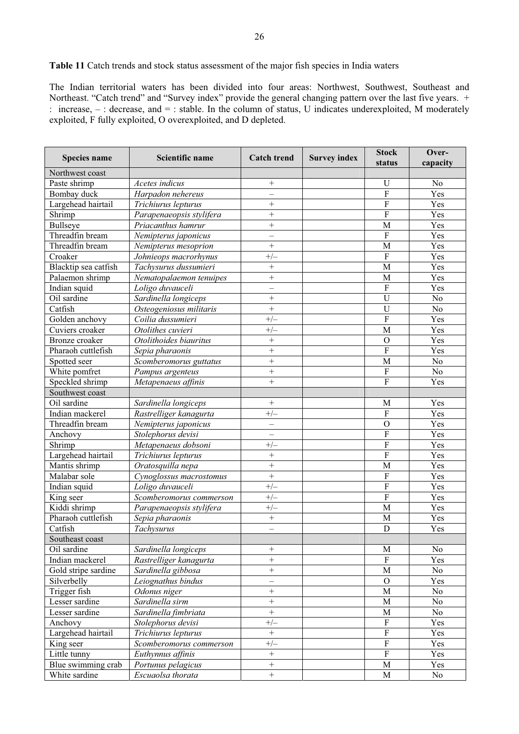**Table 11** Catch trends and stock status assessment of the major fish species in India waters

The Indian territorial waters has been divided into four areas: Northwest, Southwest, Southeast and Northeast. "Catch trend" and "Survey index" provide the general changing pattern over the last five years. + : increase, – : decrease, and = : stable. In the column of status, U indicates underexploited, M moderately exploited, F fully exploited, O overexploited, and D depleted.

| Species name | Scientific name | Catch trend | Survey index | Stock status | Over-capacity |
|---|---|---|---|---|---|
| Northwest coast | | | | | |
| Paste shrimp | *Acetes indicus* | + | | U | No |
| Bombay duck | *Harpadon nehereus* | – | | F | Yes |
| Largehead hairtail | *Trichiurus lepturus* | + | | F | Yes |
| Shrimp | *Parapenaeopsis stylifera* | + | | F | Yes |
| Bullseye | *Priacanthus hamrur* | + | | M | Yes |
| Threadfin bream | *Nemipterus japonicus* | – | | F | Yes |
| Threadfin bream | *Nemipterus mesoprion* | + | | M | Yes |
| Croaker | *Johnieops macrorhynus* | +/– | | F | Yes |
| Blacktip sea catfish | *Tachysurus dussumieri* | + | | M | Yes |
| Palaemon shrimp | *Nematopalaemon tenuipes* | + | | M | Yes |
| Indian squid | *Loligo duvauceli* | – | | F | Yes |
| Oil sardine | *Sardinella longiceps* | + | | U | No |
| Catfish | *Osteogeniosus militaris* | + | | U | No |
| Golden anchovy | *Coilia dussumieri* | +/– | | F | Yes |
| Cuviers croaker | *Otolithes cuvieri* | +/– | | M | Yes |
| Bronze croaker | *Otolithoides biauritus* | + | | O | Yes |
| Pharaoh cuttlefish | *Sepia pharaonis* | + | | F | Yes |
| Spotted seer | *Scomberomorus guttatus* | + | | M | No |
| White pomfret | *Pampus argenteus* | + | | F | No |
| Speckled shrimp | *Metapenaeus affinis* | + | | F | Yes |
| Southwest coast | | | | | |
| Oil sardine | *Sardinella longiceps* | + | | M | Yes |
| Indian mackerel | *Rastrelliger kanagurta* | +/– | | F | Yes |
| Threadfin bream | *Nemipterus japonicus* | – | | O | Yes |
| Anchovy | *Stolephorus devisi* | – | | F | Yes |
| Shrimp | *Metapenaeus dobsoni* | +/– | | F | Yes |
| Largehead hairtail | *Trichiurus lepturus* | + | | F | Yes |
| Mantis shrimp | *Oratosquilla nepa* | + | | M | Yes |
| Malabar sole | *Cynoglossus macrostomus* | + | | F | Yes |
| Indian squid | *Loligo duvauceli* | +/– | | F | Yes |
| King seer | *Scomberomorus commerson* | +/– | | F | Yes |
| Kiddi shrimp | *Parapenaeopsis stylifera* | +/– | | M | Yes |
| Pharaoh cuttlefish | *Sepia pharaonis* | + | | M | Yes |
| Catfish | *Tachysurus* | – | | D | Yes |
| Southeast coast | | | | | |
| Oil sardine | *Sardinella longiceps* | + | | M | No |
| Indian mackerel | *Rastrelliger kanagurta* | + | | F | Yes |
| Gold stripe sardine | *Sardinella gibbosa* | + | | M | No |
| Silverbelly | *Leiognathus bindus* | – | | O | Yes |
| Trigger fish | *Odonus niger* | + | | M | No |
| Lesser sardine | *Sardinella sirm* | + | | M | No |
| Lesser sardine | *Sardinella fimbriata* | + | | M | No |
| Anchovy | *Stolephorus devisi* | +/– | | F | Yes |
| Largehead hairtail | *Trichiurus lepturus* | + | | F | Yes |
| King seer | *Scomberomorus commerson* | +/– | | F | Yes |
| Little tunny | *Euthynnus affinis* | + | | F | Yes |
| Blue swimming crab | *Portunus pelagicus* | + | | M | Yes |
| White sardine | *Escuaolsa thorata* | + | | M | No |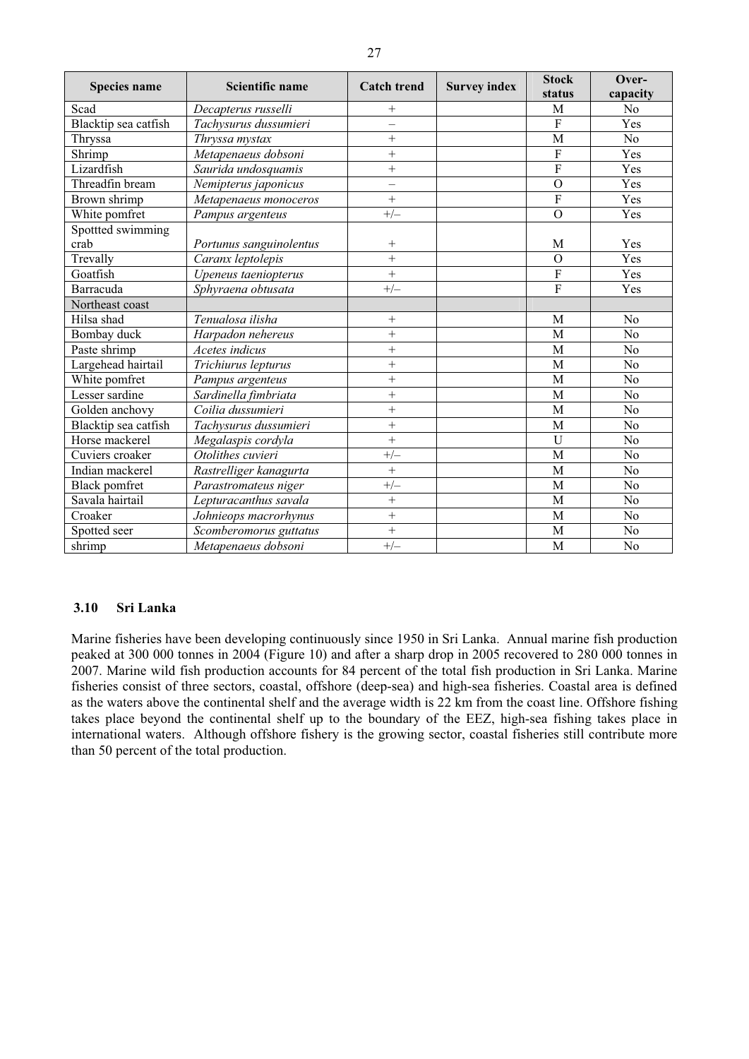| Species name | Scientific name | Catch trend | Survey index | Stock status | Over-capacity |
|---|---|---|---|---|---|
| Scad | *Decapterus russelli* | + | | M | No |
| Blacktip sea catfish | *Tachysurus dussumieri* | – | | F | Yes |
| Thryssa | *Thryssa mystax* | + | | M | No |
| Shrimp | *Metapenaeus dobsoni* | + | | F | Yes |
| Lizardfish | *Saurida undosquamis* | + | | F | Yes |
| Threadfin bream | *Nemipterus japonicus* | – | | O | Yes |
| Brown shrimp | *Metapenaeus monoceros* | + | | F | Yes |
| White pomfret | *Pampus argenteus* | +/– | | O | Yes |
| Spotted swimming crab | *Portunus sanguinolentus* | + | | M | Yes |
| Trevally | *Caranx leptolepis* | + | | O | Yes |
| Goatfish | *Upeneus taeniopterus* | + | | F | Yes |
| Barracuda | *Sphyraena obtusata* | +/– | | F | Yes |
| Northeast coast | | | | | |
| Hilsa shad | *Tenualosa ilisha* | + | | M | No |
| Bombay duck | *Harpadon nehereus* | + | | M | No |
| Paste shrimp | *Acetes indicus* | + | | M | No |
| Largehead hairtail | *Trichiurus lepturus* | + | | M | No |
| White pomfret | *Pampus argenteus* | + | | M | No |
| Lesser sardine | *Sardinella fimbriata* | + | | M | No |
| Golden anchovy | *Coilia dussumieri* | + | | M | No |
| Blacktip sea catfish | *Tachysurus dussumieri* | + | | M | No |
| Horse mackerel | *Megalaspis cordyla* | + | | U | No |
| Cuviers croaker | *Otolithes cuvieri* | +/– | | M | No |
| Indian mackerel | *Rastrelliger kanagurta* | + | | M | No |
| Black pomfret | *Parastromateus niger* | +/– | | M | No |
| Savala hairtail | *Lepturacanthus savala* | + | | M | No |
| Croaker | *Johnieops macrorhynus* | + | | M | No |
| Spotted seer | *Scomberomorus guttatus* | + | | M | No |
| shrimp | *Metapenaeus dobsoni* | +/– | | M | No |

### 3.10 Sri Lanka

Marine fisheries have been developing continuously since 1950 in Sri Lanka. Annual marine fish production peaked at 300 000 tonnes in 2004 (Figure 10) and after a sharp drop in 2005 recovered to 280 000 tonnes in 2007. Marine wild fish production accounts for 84 percent of the total fish production in Sri Lanka. Marine fisheries consist of three sectors, coastal, offshore (deep-sea) and high-sea fisheries. Coastal area is defined as the waters above the continental shelf and the average width is 22 km from the coast line. Offshore fishing takes place beyond the continental shelf up to the boundary of the EEZ, high-sea fishing takes place in international waters. Although offshore fishery is the growing sector, coastal fisheries still contribute more than 50 percent of the total production.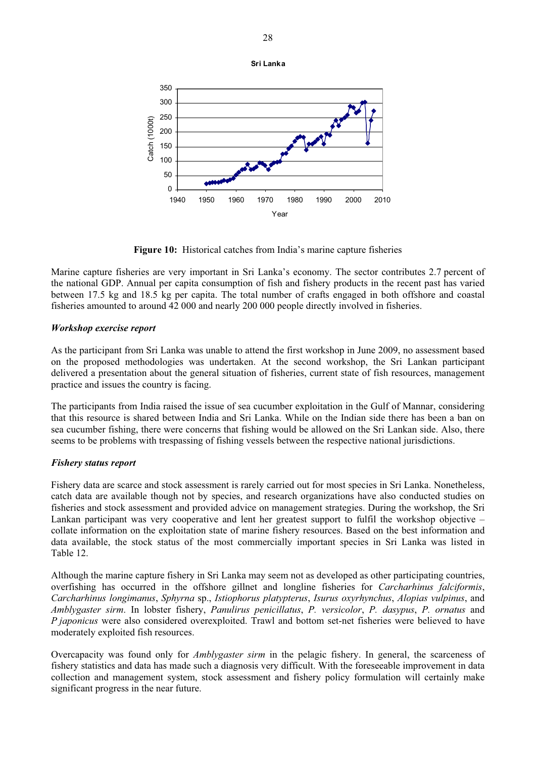**Sri Lanka**

**Figure 10:** Historical catches from India's marine capture fisheries

Marine capture fisheries are very important in Sri Lanka's economy. The sector contributes 2.7 percent of the national GDP. Annual per capita consumption of fish and fishery products in the recent past has varied between 17.5 kg and 18.5 kg per capita. The total number of crafts engaged in both offshore and coastal fisheries amounted to around 42 000 and nearly 200 000 people directly involved in fisheries.

### *Workshop exercise report*

As the participant from Sri Lanka was unable to attend the first workshop in June 2009, no assessment based on the proposed methodologies was undertaken. At the second workshop, the Sri Lankan participant delivered a presentation about the general situation of fisheries, current state of fish resources, management practice and issues the country is facing.

The participants from India raised the issue of sea cucumber exploitation in the Gulf of Mannar, considering that this resource is shared between India and Sri Lanka. While on the Indian side there has been a ban on sea cucumber fishing, there were concerns that fishing would be allowed on the Sri Lankan side. Also, there seems to be problems with trespassing of fishing vessels between the respective national jurisdictions.

### *Fishery status report*

Fishery data are scarce and stock assessment is rarely carried out for most species in Sri Lanka. Nonetheless, catch data are available though not by species, and research organizations have also conducted studies on fisheries and stock assessment and provided advice on management strategies. During the workshop, the Sri Lankan participant was very cooperative and lent her greatest support to fulfil the workshop objective – collate information on the exploitation state of marine fishery resources. Based on the best information and data available, the stock status of the most commercially important species in Sri Lanka was listed in Table 12.

Although the marine capture fishery in Sri Lanka may seem not as developed as other participating countries, overfishing has occurred in the offshore gillnet and longline fisheries for *Carcharhinus falciformis*, *Carcharhinus longimanus*, *Sphyrna* sp., *Istiophorus platypterus*, *Isurus oxyrhynchus*, *Alopias vulpinus*, and *Amblygaster sirm*. In lobster fishery, *Panulirus penicillatus*, *P. versicolor*, *P. dasypus*, *P. ornatus* and *P japonicus* were also considered overexploited. Trawl and bottom set-net fisheries were believed to have moderately exploited fish resources.

Overcapacity was found only for *Amblygaster sirm* in the pelagic fishery. In general, the scarceness of fishery statistics and data has made such a diagnosis very difficult. With the foreseeable improvement in data collection and management system, stock assessment and fishery policy formulation will certainly make significant progress in the near future.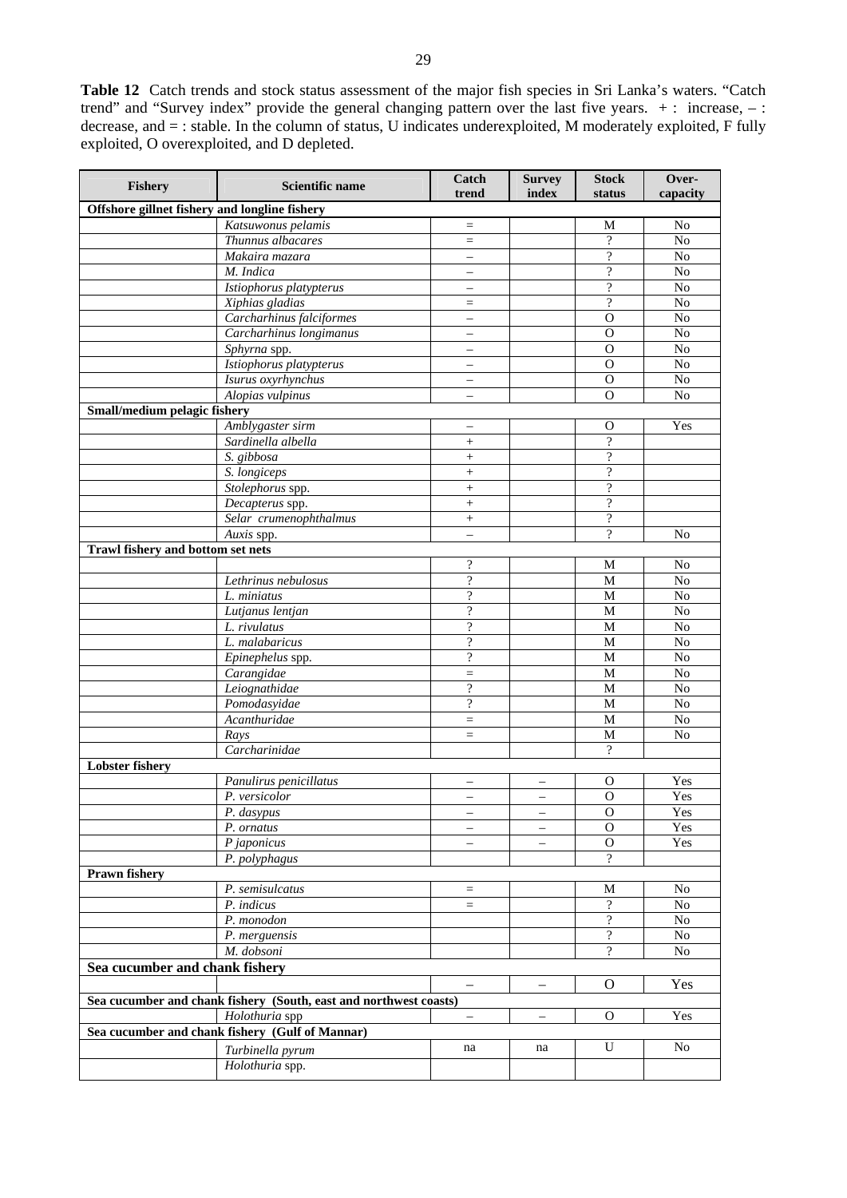**Table 12** Catch trends and stock status assessment of the major fish species in Sri Lanka's waters. "Catch trend" and "Survey index" provide the general changing pattern over the last five years. + : increase, – : decrease, and = : stable. In the column of status, U indicates underexploited, M moderately exploited, F fully exploited, O overexploited, and D depleted.

| Fishery | Scientific name | Catch trend | Survey index | Stock status | Over-capacity |
|---|---|---|---|---|---|
| **Offshore gillnet fishery and longline fishery** | | | | | |
| | *Katsuwonus pelamis* | = | | M | No |
| | *Thunnus albacares* | = | | ? | No |
| | *Makaira mazara* | – | | ? | No |
| | *M. Indica* | – | | ? | No |
| | *Istiophorus platypterus* | – | | ? | No |
| | *Xiphias gladias* | = | | ? | No |
| | *Carcharhinus falciformes* | – | | O | No |
| | *Carcharhinus longimanus* | – | | O | No |
| | *Sphyrna* spp. | – | | O | No |
| | *Istiophorus platypterus* | – | | O | No |
| | *Isurus oxyrhynchus* | – | | O | No |
| | *Alopias vulpinus* | – | | O | No |
| **Small/medium pelagic fishery** | | | | | |
| | *Amblygaster sirm* | – | | O | Yes |
| | *Sardinella albella* | + | | ? | |
| | *S. gibbosa* | + | | ? | |
| | *S. longiceps* | + | | ? | |
| | *Stolephorus* spp. | + | | ? | |
| | *Decapterus* spp. | + | | ? | |
| | *Selar crumenophthalmus* | + | | ? | |
| | *Auxis* spp. | – | | ? | No |
| **Trawl fishery and bottom set nets** | | | | | |
| | | ? | | M | No |
| | *Lethrinus nebulosus* | ? | | M | No |
| | *L. miniatus* | ? | | M | No |
| | *Lutjanus lentjan* | ? | | M | No |
| | *L. rivulatus* | ? | | M | No |
| | *L. malabaricus* | ? | | M | No |
| | *Epinephelus* spp. | ? | | M | No |
| | *Carangidae* | = | | M | No |
| | *Leiognathidae* | ? | | M | No |
| | *Pomodasyidae* | ? | | M | No |
| | *Acanthuridae* | = | | M | No |
| | *Rays* | = | | M | No |
| | *Carcharinidae* | | | ? | |
| **Lobster fishery** | | | | | |
| | *Panulirus penicillatus* | – | – | O | Yes |
| | *P. versicolor* | – | – | O | Yes |
| | *P. dasypus* | – | – | O | Yes |
| | *P. ornatus* | – | – | O | Yes |
| | *P japonicus* | – | – | O | Yes |
| | *P. polyphagus* | | | ? | |
| **Prawn fishery** | | | | | |
| | *P. semisulcatus* | = | | M | No |
| | *P. indicus* | = | | ? | No |
| | *P. monodon* | | | ? | No |
| | *P. merguensis* | | | ? | No |
| | *M. dobsoni* | | | ? | No |
| **Sea cucumber and chank fishery** | | | | | |
| | | – | – | O | Yes |
| **Sea cucumber and chank fishery (South, east and northwest coasts)** | | | | | |
| | *Holothuria* spp | – | – | O | Yes |
| **Sea cucumber and chank fishery (Gulf of Mannar)** | | | | | |
| | *Turbinella pyrum* | na | na | U | No |
| | *Holothuria* spp. | | | | |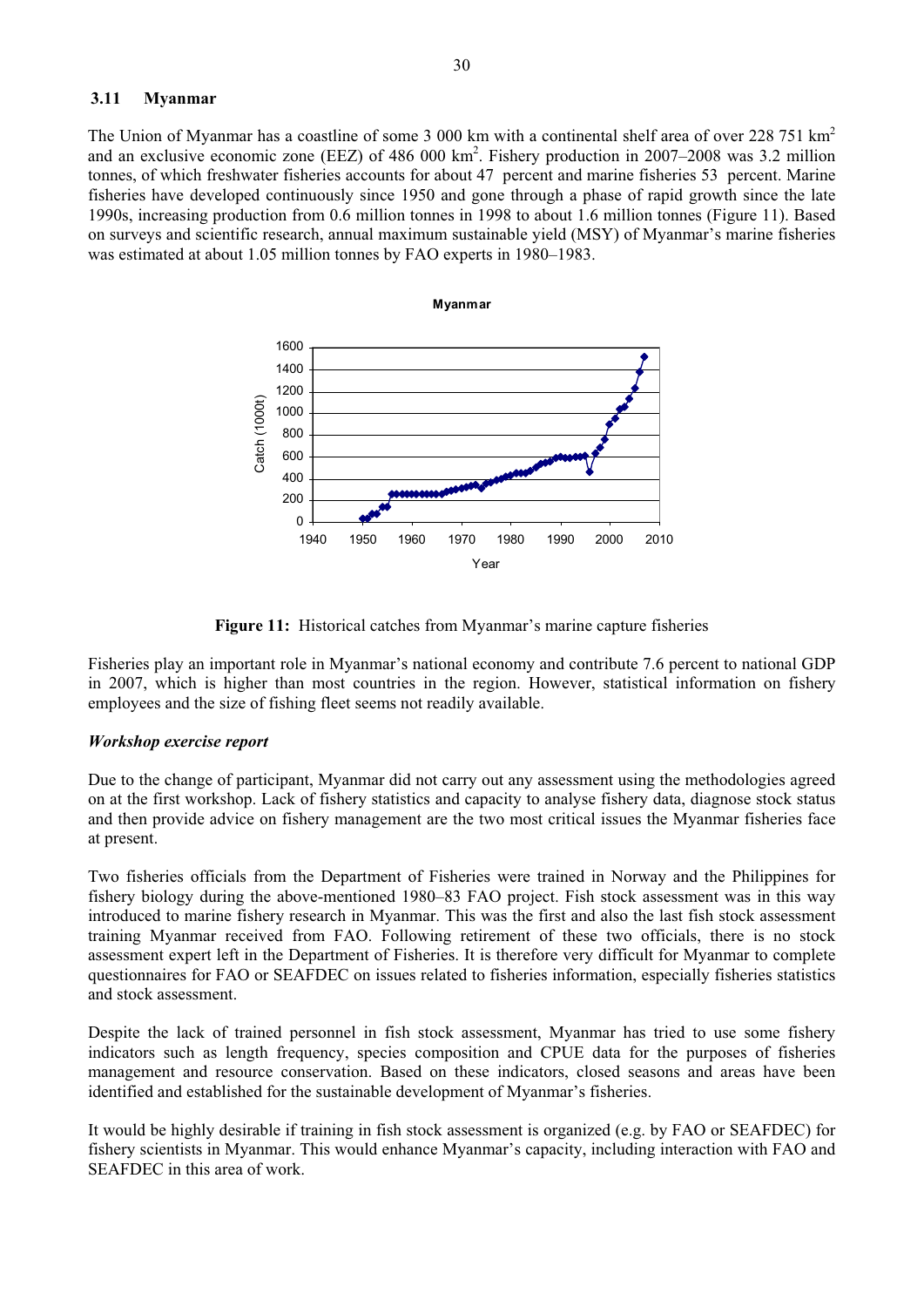### 3.11 Myanmar

The Union of Myanmar has a coastline of some 3 000 km with a continental shelf area of over 228 751 km$^2$ and an exclusive economic zone (EEZ) of 486 000 km$^2$. Fishery production in 2007–2008 was 3.2 million tonnes, of which freshwater fisheries accounts for about 47 percent and marine fisheries 53 percent. Marine fisheries have developed continuously since 1950 and gone through a phase of rapid growth since the late 1990s, increasing production from 0.6 million tonnes in 1998 to about 1.6 million tonnes (Figure 11). Based on surveys and scientific research, annual maximum sustainable yield (MSY) of Myanmar's marine fisheries was estimated at about 1.05 million tonnes by FAO experts in 1980–1983.

**Figure 11:** Historical catches from Myanmar's marine capture fisheries

Fisheries play an important role in Myanmar's national economy and contribute 7.6 percent to national GDP in 2007, which is higher than most countries in the region. However, statistical information on fishery employees and the size of fishing fleet seems not readily available.

***Workshop exercise report***

Due to the change of participant, Myanmar did not carry out any assessment using the methodologies agreed on at the first workshop. Lack of fishery statistics and capacity to analyse fishery data, diagnose stock status and then provide advice on fishery management are the two most critical issues the Myanmar fisheries face at present.

Two fisheries officials from the Department of Fisheries were trained in Norway and the Philippines for fishery biology during the above-mentioned 1980–83 FAO project. Fish stock assessment was in this way introduced to marine fishery research in Myanmar. This was the first and also the last fish stock assessment training Myanmar received from FAO. Following retirement of these two officials, there is no stock assessment expert left in the Department of Fisheries. It is therefore very difficult for Myanmar to complete questionnaires for FAO or SEAFDEC on issues related to fisheries information, especially fisheries statistics and stock assessment.

Despite the lack of trained personnel in fish stock assessment, Myanmar has tried to use some fishery indicators such as length frequency, species composition and CPUE data for the purposes of fisheries management and resource conservation. Based on these indicators, closed seasons and areas have been identified and established for the sustainable development of Myanmar's fisheries.

It would be highly desirable if training in fish stock assessment is organized (e.g. by FAO or SEAFDEC) for fishery scientists in Myanmar. This would enhance Myanmar's capacity, including interaction with FAO and SEAFDEC in this area of work.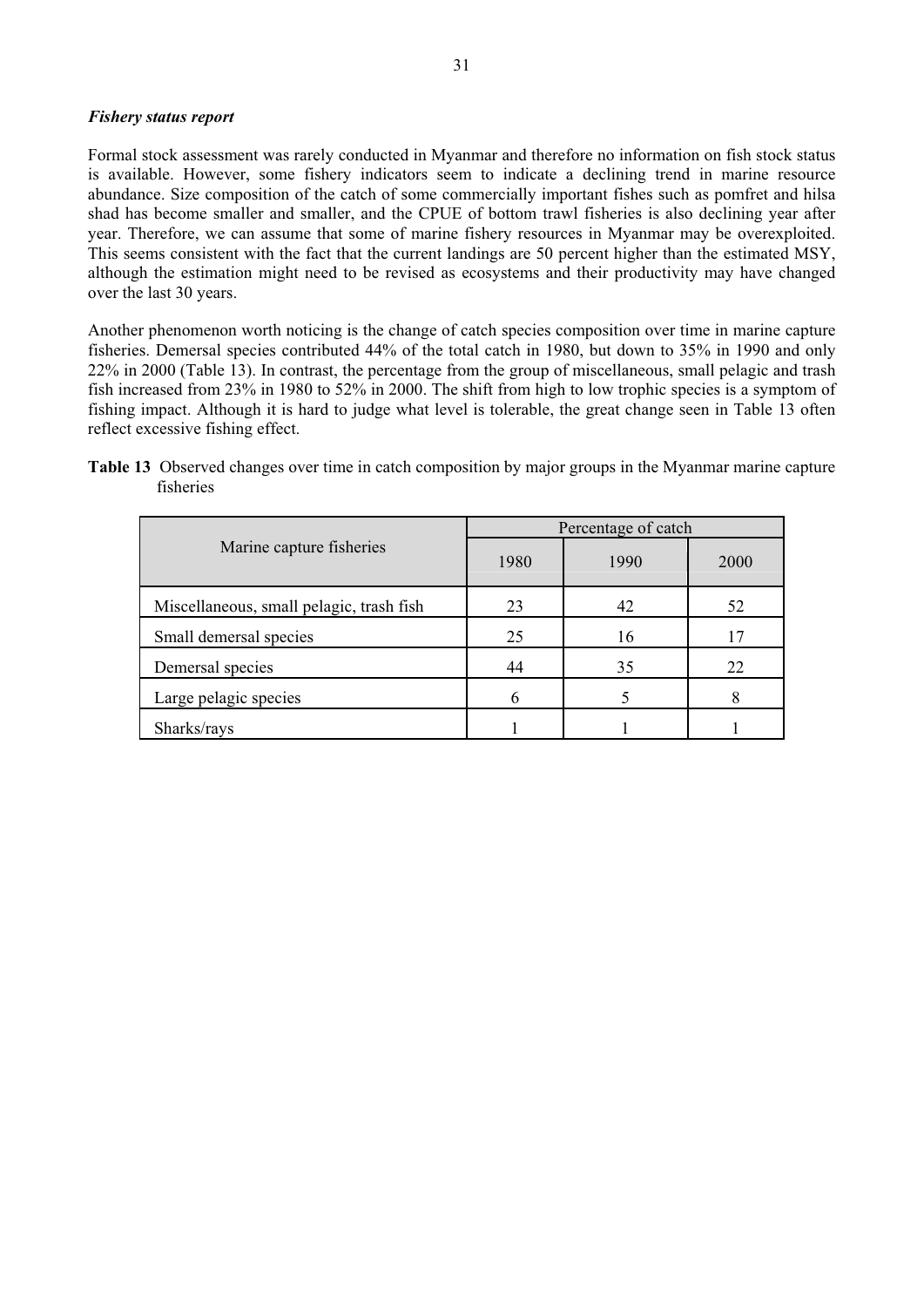*Fishery status report*

Formal stock assessment was rarely conducted in Myanmar and therefore no information on fish stock status is available. However, some fishery indicators seem to indicate a declining trend in marine resource abundance. Size composition of the catch of some commercially important fishes such as pomfret and hilsa shad has become smaller and smaller, and the CPUE of bottom trawl fisheries is also declining year after year. Therefore, we can assume that some of marine fishery resources in Myanmar may be overexploited. This seems consistent with the fact that the current landings are 50 percent higher than the estimated MSY, although the estimation might need to be revised as ecosystems and their productivity may have changed over the last 30 years.

Another phenomenon worth noticing is the change of catch species composition over time in marine capture fisheries. Demersal species contributed 44% of the total catch in 1980, but down to 35% in 1990 and only 22% in 2000 (Table 13). In contrast, the percentage from the group of miscellaneous, small pelagic and trash fish increased from 23% in 1980 to 52% in 2000. The shift from high to low trophic species is a symptom of fishing impact. Although it is hard to judge what level is tolerable, the great change seen in Table 13 often reflect excessive fishing effect.

**Table 13** Observed changes over time in catch composition by major groups in the Myanmar marine capture fisheries

| Marine capture fisheries | Percentage of catch | | |
|---|---|---|---|
| | 1980 | 1990 | 2000 |
| Miscellaneous, small pelagic, trash fish | 23 | 42 | 52 |
| Small demersal species | 25 | 16 | 17 |
| Demersal species | 44 | 35 | 22 |
| Large pelagic species | 6 | 5 | 8 |
| Sharks/rays | 1 | 1 | 1 |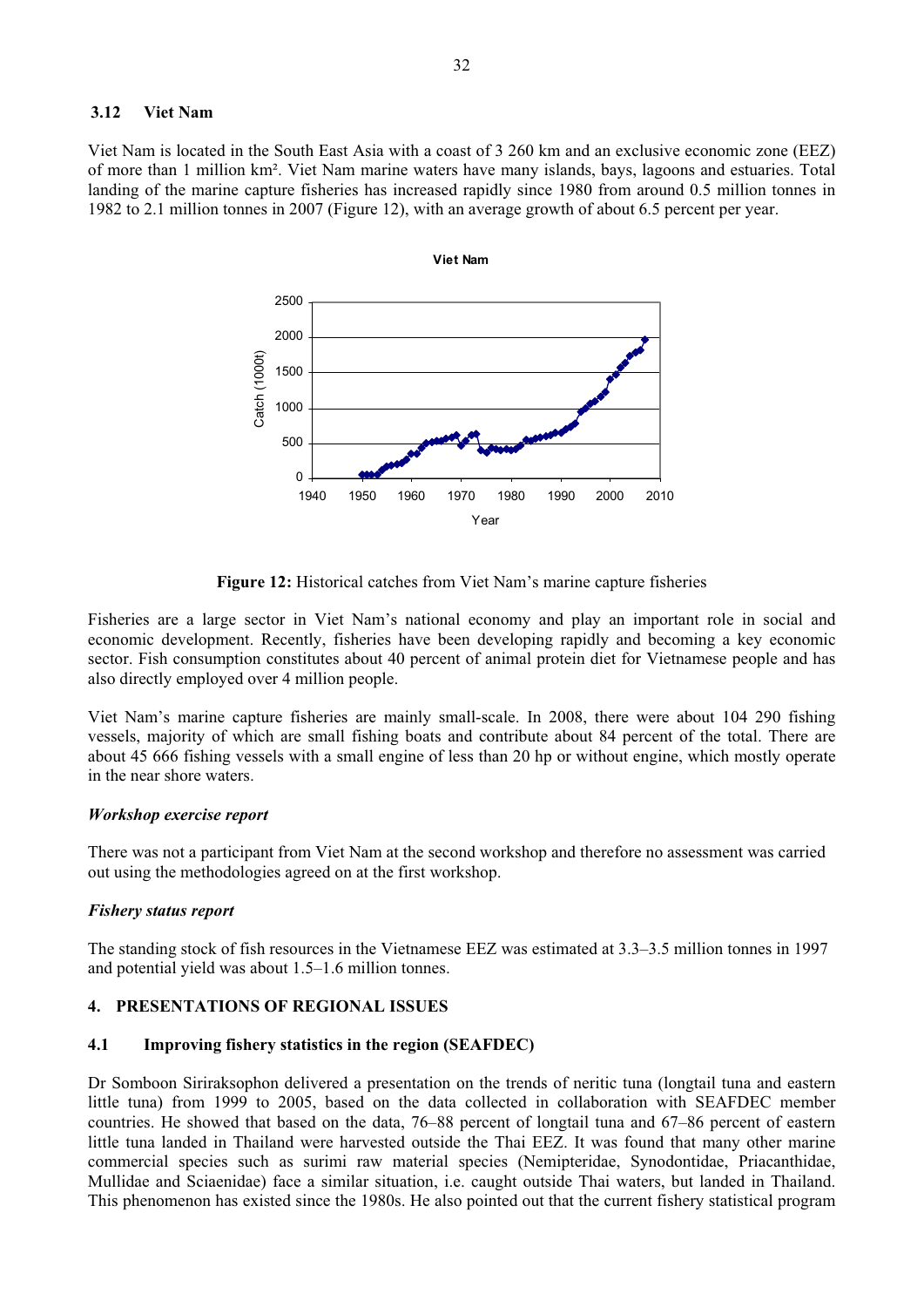### 3.12 Viet Nam

Viet Nam is located in the South East Asia with a coast of 3 260 km and an exclusive economic zone (EEZ) of more than 1 million km². Viet Nam marine waters have many islands, bays, lagoons and estuaries. Total landing of the marine capture fisheries has increased rapidly since 1980 from around 0.5 million tonnes in 1982 to 2.1 million tonnes in 2007 (Figure 12), with an average growth of about 6.5 percent per year.

**Figure 12:** Historical catches from Viet Nam's marine capture fisheries

Fisheries are a large sector in Viet Nam's national economy and play an important role in social and economic development. Recently, fisheries have been developing rapidly and becoming a key economic sector. Fish consumption constitutes about 40 percent of animal protein diet for Vietnamese people and has also directly employed over 4 million people.

Viet Nam's marine capture fisheries are mainly small-scale. In 2008, there were about 104 290 fishing vessels, majority of which are small fishing boats and contribute about 84 percent of the total. There are about 45 666 fishing vessels with a small engine of less than 20 hp or without engine, which mostly operate in the near shore waters.

#### *Workshop exercise report*

There was not a participant from Viet Nam at the second workshop and therefore no assessment was carried out using the methodologies agreed on at the first workshop.

#### *Fishery status report*

The standing stock of fish resources in the Vietnamese EEZ was estimated at 3.3–3.5 million tonnes in 1997 and potential yield was about 1.5–1.6 million tonnes.

## 4. PRESENTATIONS OF REGIONAL ISSUES

### 4.1 Improving fishery statistics in the region (SEAFDEC)

Dr Somboon Siriraksophon delivered a presentation on the trends of neritic tuna (longtail tuna and eastern little tuna) from 1999 to 2005, based on the data collected in collaboration with SEAFDEC member countries. He showed that based on the data, 76–88 percent of longtail tuna and 67–86 percent of eastern little tuna landed in Thailand were harvested outside the Thai EEZ. It was found that many other marine commercial species such as surimi raw material species (Nemipteridae, Synodontidae, Priacanthidae, Mullidae and Sciaenidae) face a similar situation, i.e. caught outside Thai waters, but landed in Thailand. This phenomenon has existed since the 1980s. He also pointed out that the current fishery statistical program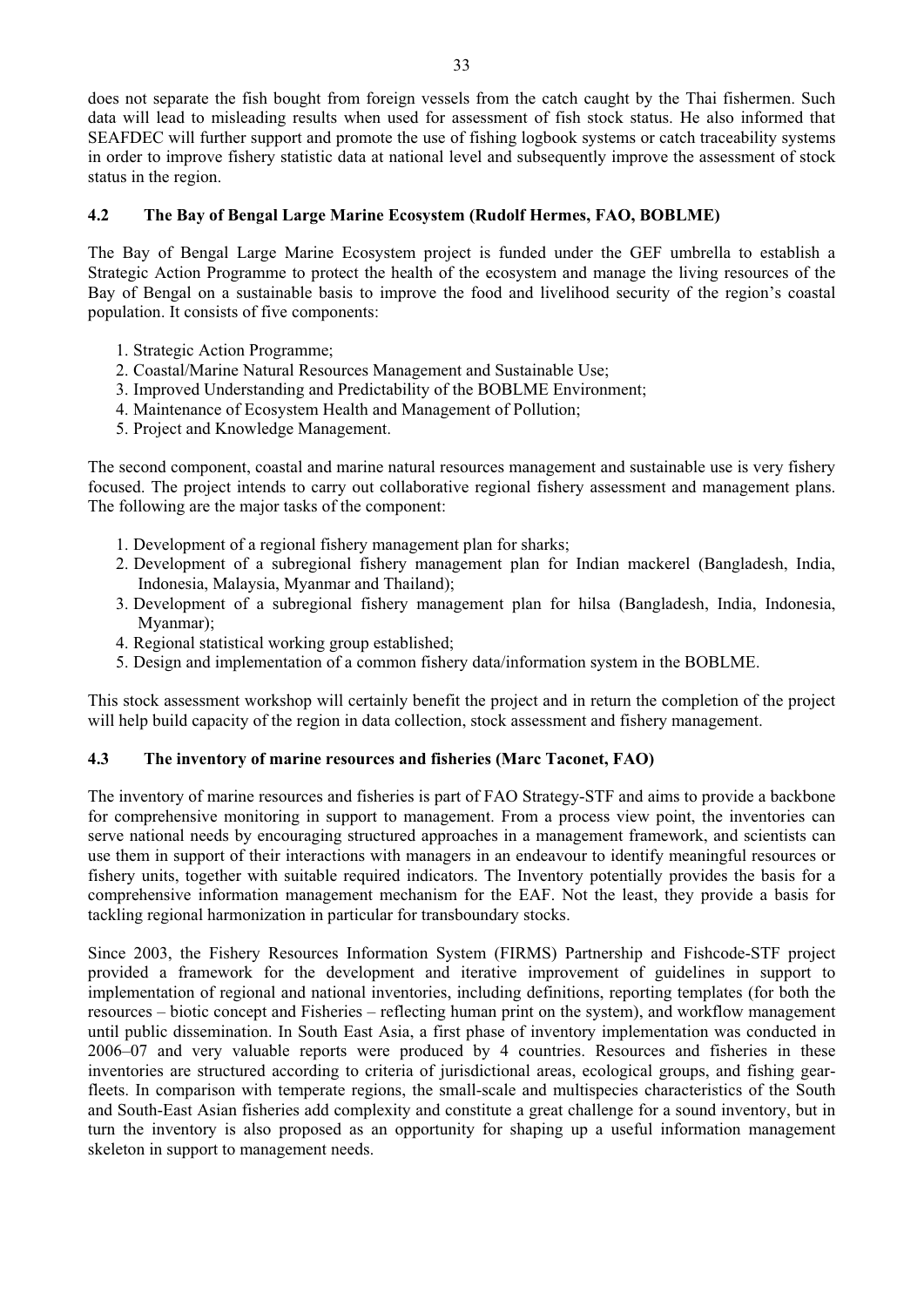does not separate the fish bought from foreign vessels from the catch caught by the Thai fishermen. Such data will lead to misleading results when used for assessment of fish stock status. He also informed that SEAFDEC will further support and promote the use of fishing logbook systems or catch traceability systems in order to improve fishery statistic data at national level and subsequently improve the assessment of stock status in the region.

### 4.2 The Bay of Bengal Large Marine Ecosystem (Rudolf Hermes, FAO, BOBLME)

The Bay of Bengal Large Marine Ecosystem project is funded under the GEF umbrella to establish a Strategic Action Programme to protect the health of the ecosystem and manage the living resources of the Bay of Bengal on a sustainable basis to improve the food and livelihood security of the region's coastal population. It consists of five components:

1. Strategic Action Programme;
2. Coastal/Marine Natural Resources Management and Sustainable Use;
3. Improved Understanding and Predictability of the BOBLME Environment;
4. Maintenance of Ecosystem Health and Management of Pollution;
5. Project and Knowledge Management.

The second component, coastal and marine natural resources management and sustainable use is very fishery focused. The project intends to carry out collaborative regional fishery assessment and management plans. The following are the major tasks of the component:

1. Development of a regional fishery management plan for sharks;
2. Development of a subregional fishery management plan for Indian mackerel (Bangladesh, India, Indonesia, Malaysia, Myanmar and Thailand);
3. Development of a subregional fishery management plan for hilsa (Bangladesh, India, Indonesia, Myanmar);
4. Regional statistical working group established;
5. Design and implementation of a common fishery data/information system in the BOBLME.

This stock assessment workshop will certainly benefit the project and in return the completion of the project will help build capacity of the region in data collection, stock assessment and fishery management.

### 4.3 The inventory of marine resources and fisheries (Marc Taconet, FAO)

The inventory of marine resources and fisheries is part of FAO Strategy-STF and aims to provide a backbone for comprehensive monitoring in support to management. From a process view point, the inventories can serve national needs by encouraging structured approaches in a management framework, and scientists can use them in support of their interactions with managers in an endeavour to identify meaningful resources or fishery units, together with suitable required indicators. The Inventory potentially provides the basis for a comprehensive information management mechanism for the EAF. Not the least, they provide a basis for tackling regional harmonization in particular for transboundary stocks.

Since 2003, the Fishery Resources Information System (FIRMS) Partnership and Fishcode-STF project provided a framework for the development and iterative improvement of guidelines in support to implementation of regional and national inventories, including definitions, reporting templates (for both the resources – biotic concept and Fisheries – reflecting human print on the system), and workflow management until public dissemination. In South East Asia, a first phase of inventory implementation was conducted in 2006–07 and very valuable reports were produced by 4 countries. Resources and fisheries in these inventories are structured according to criteria of jurisdictional areas, ecological groups, and fishing gear-fleets. In comparison with temperate regions, the small-scale and multispecies characteristics of the South and South-East Asian fisheries add complexity and constitute a great challenge for a sound inventory, but in turn the inventory is also proposed as an opportunity for shaping up a useful information management skeleton in support to management needs.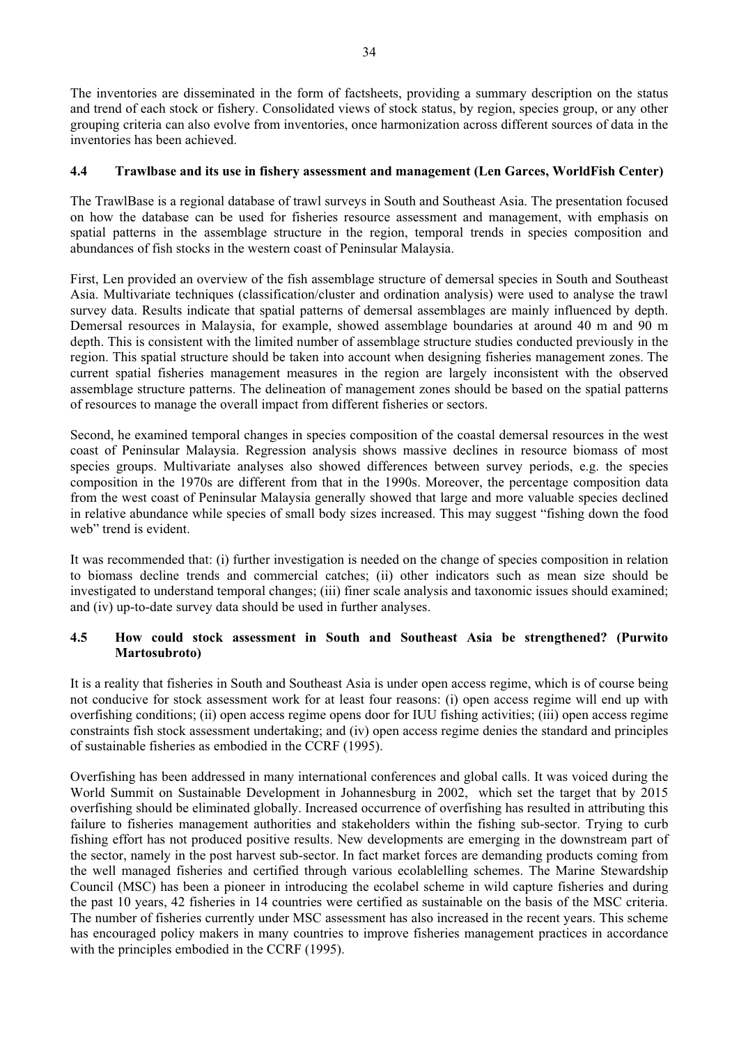The inventories are disseminated in the form of factsheets, providing a summary description on the status and trend of each stock or fishery. Consolidated views of stock status, by region, species group, or any other grouping criteria can also evolve from inventories, once harmonization across different sources of data in the inventories has been achieved.

### 4.4 Trawlbase and its use in fishery assessment and management (Len Garces, WorldFish Center)

The TrawlBase is a regional database of trawl surveys in South and Southeast Asia. The presentation focused on how the database can be used for fisheries resource assessment and management, with emphasis on spatial patterns in the assemblage structure in the region, temporal trends in species composition and abundances of fish stocks in the western coast of Peninsular Malaysia.

First, Len provided an overview of the fish assemblage structure of demersal species in South and Southeast Asia. Multivariate techniques (classification/cluster and ordination analysis) were used to analyse the trawl survey data. Results indicate that spatial patterns of demersal assemblages are mainly influenced by depth. Demersal resources in Malaysia, for example, showed assemblage boundaries at around 40 m and 90 m depth. This is consistent with the limited number of assemblage structure studies conducted previously in the region. This spatial structure should be taken into account when designing fisheries management zones. The current spatial fisheries management measures in the region are largely inconsistent with the observed assemblage structure patterns. The delineation of management zones should be based on the spatial patterns of resources to manage the overall impact from different fisheries or sectors.

Second, he examined temporal changes in species composition of the coastal demersal resources in the west coast of Peninsular Malaysia. Regression analysis shows massive declines in resource biomass of most species groups. Multivariate analyses also showed differences between survey periods, e.g. the species composition in the 1970s are different from that in the 1990s. Moreover, the percentage composition data from the west coast of Peninsular Malaysia generally showed that large and more valuable species declined in relative abundance while species of small body sizes increased. This may suggest "fishing down the food web" trend is evident.

It was recommended that: (i) further investigation is needed on the change of species composition in relation to biomass decline trends and commercial catches; (ii) other indicators such as mean size should be investigated to understand temporal changes; (iii) finer scale analysis and taxonomic issues should examined; and (iv) up-to-date survey data should be used in further analyses.

### 4.5 How could stock assessment in South and Southeast Asia be strengthened? (Purwito Martosubroto)

It is a reality that fisheries in South and Southeast Asia is under open access regime, which is of course being not conducive for stock assessment work for at least four reasons: (i) open access regime will end up with overfishing conditions; (ii) open access regime opens door for IUU fishing activities; (iii) open access regime constraints fish stock assessment undertaking; and (iv) open access regime denies the standard and principles of sustainable fisheries as embodied in the CCRF (1995).

Overfishing has been addressed in many international conferences and global calls. It was voiced during the World Summit on Sustainable Development in Johannesburg in 2002, which set the target that by 2015 overfishing should be eliminated globally. Increased occurrence of overfishing has resulted in attributing this failure to fisheries management authorities and stakeholders within the fishing sub-sector. Trying to curb fishing effort has not produced positive results. New developments are emerging in the downstream part of the sector, namely in the post harvest sub-sector. In fact market forces are demanding products coming from the well managed fisheries and certified through various ecolablelling schemes. The Marine Stewardship Council (MSC) has been a pioneer in introducing the ecolabel scheme in wild capture fisheries and during the past 10 years, 42 fisheries in 14 countries were certified as sustainable on the basis of the MSC criteria. The number of fisheries currently under MSC assessment has also increased in the recent years. This scheme has encouraged policy makers in many countries to improve fisheries management practices in accordance with the principles embodied in the CCRF (1995).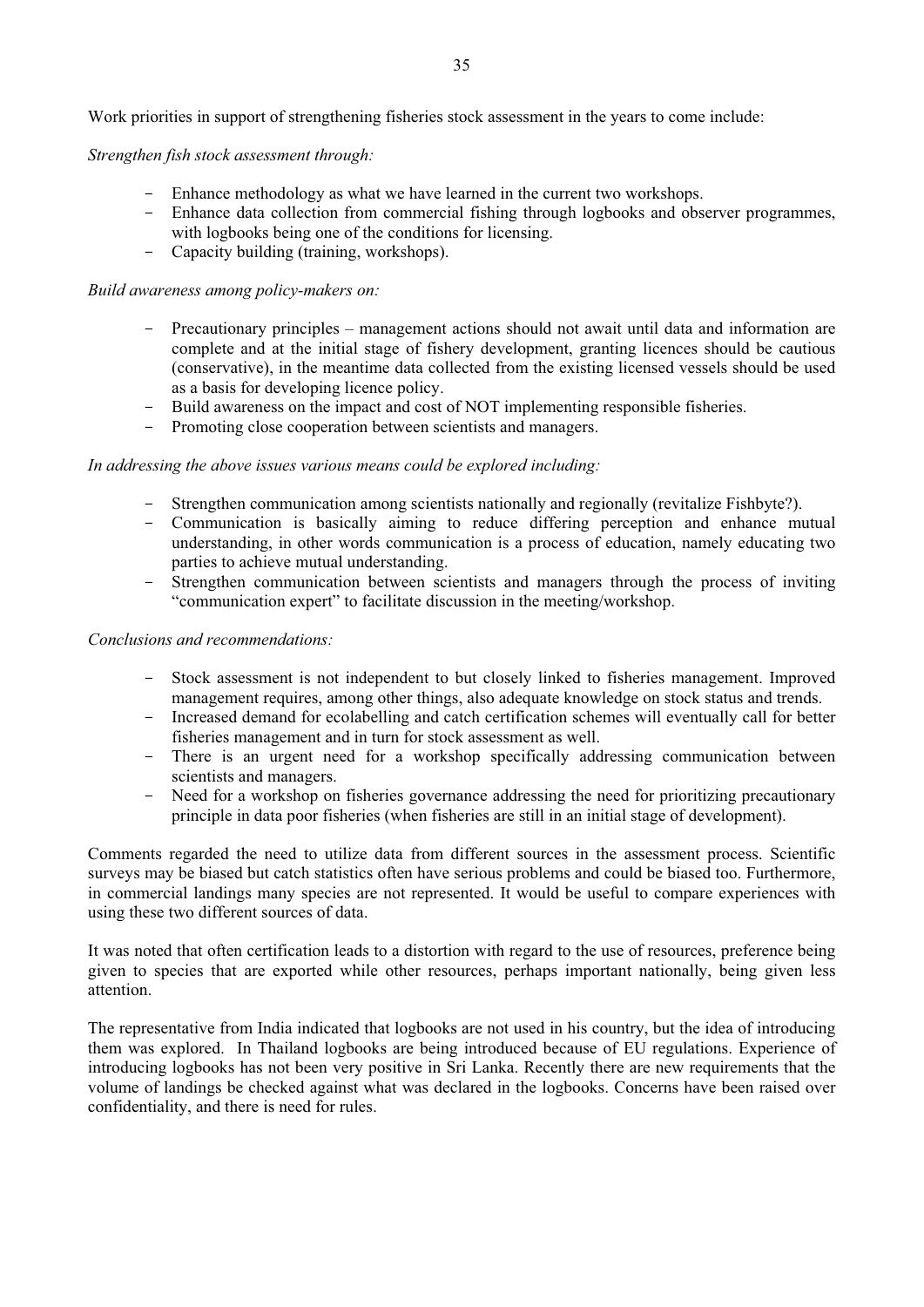Work priorities in support of strengthening fisheries stock assessment in the years to come include:

*Strengthen fish stock assessment through:*

- Enhance methodology as what we have learned in the current two workshops.
- Enhance data collection from commercial fishing through logbooks and observer programmes, with logbooks being one of the conditions for licensing.
- Capacity building (training, workshops).

*Build awareness among policy-makers on:*

- Precautionary principles – management actions should not await until data and information are complete and at the initial stage of fishery development, granting licences should be cautious (conservative), in the meantime data collected from the existing licensed vessels should be used as a basis for developing licence policy.
- Build awareness on the impact and cost of NOT implementing responsible fisheries.
- Promoting close cooperation between scientists and managers.

*In addressing the above issues various means could be explored including:*

- Strengthen communication among scientists nationally and regionally (revitalize Fishbyte?).
- Communication is basically aiming to reduce differing perception and enhance mutual understanding, in other words communication is a process of education, namely educating two parties to achieve mutual understanding.
- Strengthen communication between scientists and managers through the process of inviting "communication expert" to facilitate discussion in the meeting/workshop.

*Conclusions and recommendations:*

- Stock assessment is not independent to but closely linked to fisheries management. Improved management requires, among other things, also adequate knowledge on stock status and trends.
- Increased demand for ecolabelling and catch certification schemes will eventually call for better fisheries management and in turn for stock assessment as well.
- There is an urgent need for a workshop specifically addressing communication between scientists and managers.
- Need for a workshop on fisheries governance addressing the need for prioritizing precautionary principle in data poor fisheries (when fisheries are still in an initial stage of development).

Comments regarded the need to utilize data from different sources in the assessment process. Scientific surveys may be biased but catch statistics often have serious problems and could be biased too. Furthermore, in commercial landings many species are not represented. It would be useful to compare experiences with using these two different sources of data.

It was noted that often certification leads to a distortion with regard to the use of resources, preference being given to species that are exported while other resources, perhaps important nationally, being given less attention.

The representative from India indicated that logbooks are not used in his country, but the idea of introducing them was explored. In Thailand logbooks are being introduced because of EU regulations. Experience of introducing logbooks has not been very positive in Sri Lanka. Recently there are new requirements that the volume of landings be checked against what was declared in the logbooks. Concerns have been raised over confidentiality, and there is need for rules.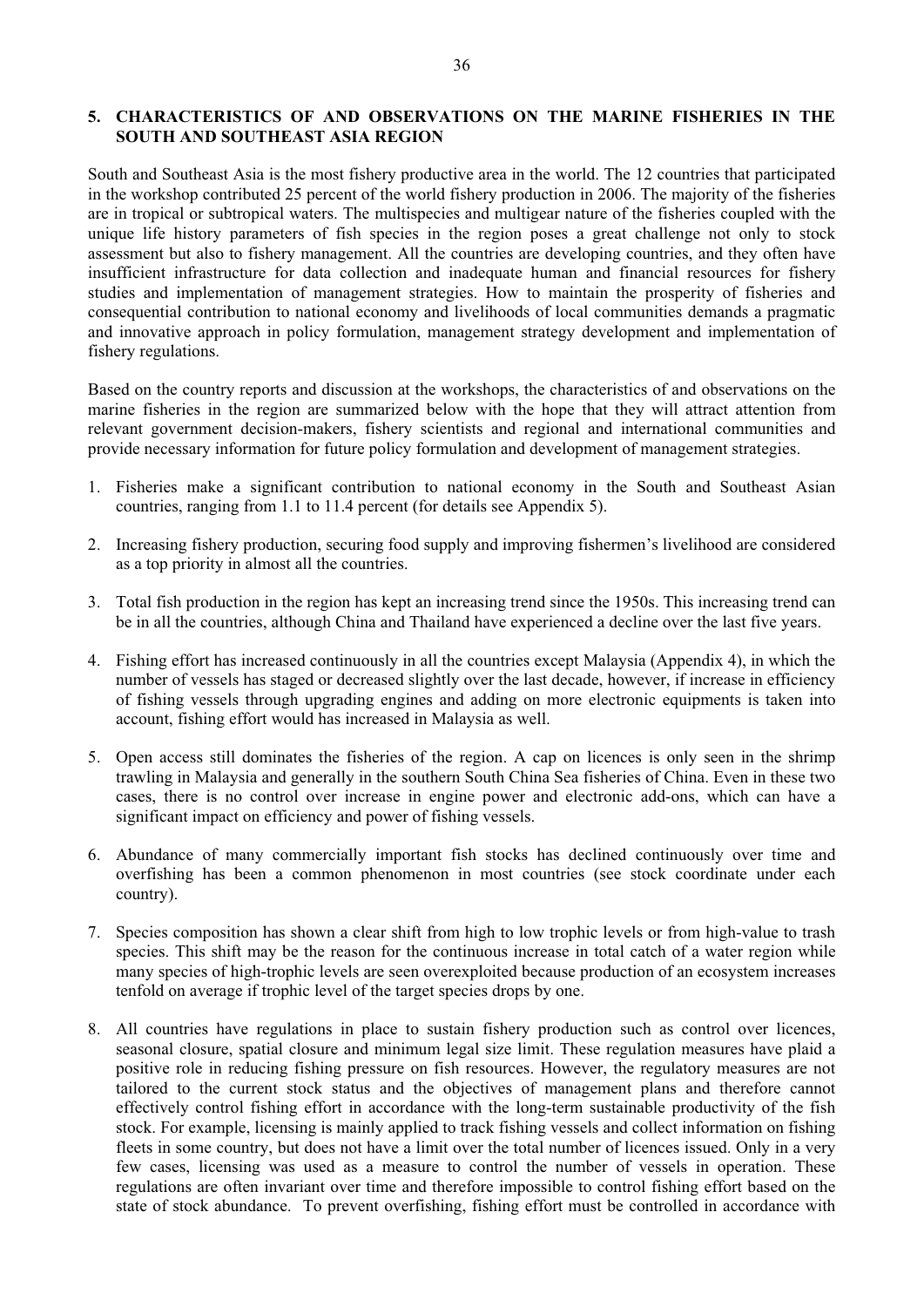## 5. CHARACTERISTICS OF AND OBSERVATIONS ON THE MARINE FISHERIES IN THE SOUTH AND SOUTHEAST ASIA REGION

South and Southeast Asia is the most fishery productive area in the world. The 12 countries that participated in the workshop contributed 25 percent of the world fishery production in 2006. The majority of the fisheries are in tropical or subtropical waters. The multispecies and multigear nature of the fisheries coupled with the unique life history parameters of fish species in the region poses a great challenge not only to stock assessment but also to fishery management. All the countries are developing countries, and they often have insufficient infrastructure for data collection and inadequate human and financial resources for fishery studies and implementation of management strategies. How to maintain the prosperity of fisheries and consequential contribution to national economy and livelihoods of local communities demands a pragmatic and innovative approach in policy formulation, management strategy development and implementation of fishery regulations.

Based on the country reports and discussion at the workshops, the characteristics of and observations on the marine fisheries in the region are summarized below with the hope that they will attract attention from relevant government decision-makers, fishery scientists and regional and international communities and provide necessary information for future policy formulation and development of management strategies.

1. Fisheries make a significant contribution to national economy in the South and Southeast Asian countries, ranging from 1.1 to 11.4 percent (for details see Appendix 5).

2. Increasing fishery production, securing food supply and improving fishermen's livelihood are considered as a top priority in almost all the countries.

3. Total fish production in the region has kept an increasing trend since the 1950s. This increasing trend can be in all the countries, although China and Thailand have experienced a decline over the last five years.

4. Fishing effort has increased continuously in all the countries except Malaysia (Appendix 4), in which the number of vessels has staged or decreased slightly over the last decade, however, if increase in efficiency of fishing vessels through upgrading engines and adding on more electronic equipments is taken into account, fishing effort would has increased in Malaysia as well.

5. Open access still dominates the fisheries of the region. A cap on licences is only seen in the shrimp trawling in Malaysia and generally in the southern South China Sea fisheries of China. Even in these two cases, there is no control over increase in engine power and electronic add-ons, which can have a significant impact on efficiency and power of fishing vessels.

6. Abundance of many commercially important fish stocks has declined continuously over time and overfishing has been a common phenomenon in most countries (see stock coordinate under each country).

7. Species composition has shown a clear shift from high to low trophic levels or from high-value to trash species. This shift may be the reason for the continuous increase in total catch of a water region while many species of high-trophic levels are seen overexploited because production of an ecosystem increases tenfold on average if trophic level of the target species drops by one.

8. All countries have regulations in place to sustain fishery production such as control over licences, seasonal closure, spatial closure and minimum legal size limit. These regulation measures have plaid a positive role in reducing fishing pressure on fish resources. However, the regulatory measures are not tailored to the current stock status and the objectives of management plans and therefore cannot effectively control fishing effort in accordance with the long-term sustainable productivity of the fish stock. For example, licensing is mainly applied to track fishing vessels and collect information on fishing fleets in some country, but does not have a limit over the total number of licences issued. Only in a very few cases, licensing was used as a measure to control the number of vessels in operation. These regulations are often invariant over time and therefore impossible to control fishing effort based on the state of stock abundance. To prevent overfishing, fishing effort must be controlled in accordance with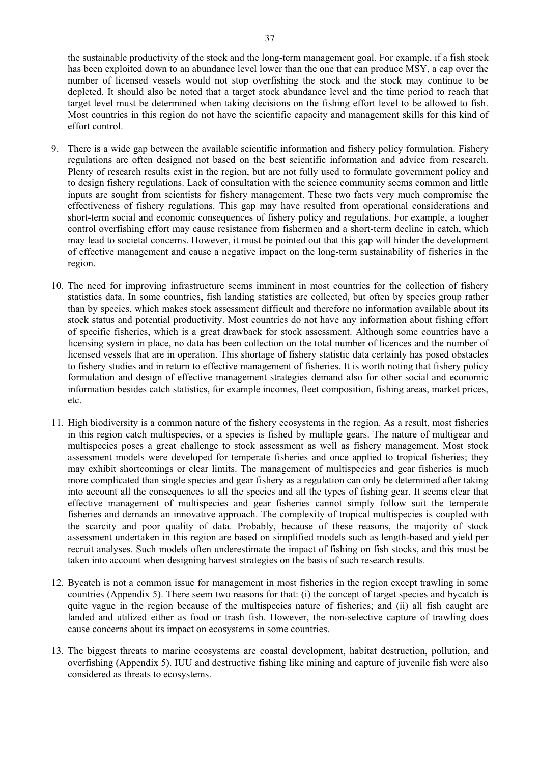the sustainable productivity of the stock and the long-term management goal. For example, if a fish stock has been exploited down to an abundance level lower than the one that can produce MSY, a cap over the number of licensed vessels would not stop overfishing the stock and the stock may continue to be depleted. It should also be noted that a target stock abundance level and the time period to reach that target level must be determined when taking decisions on the fishing effort level to be allowed to fish. Most countries in this region do not have the scientific capacity and management skills for this kind of effort control.

9. There is a wide gap between the available scientific information and fishery policy formulation. Fishery regulations are often designed not based on the best scientific information and advice from research. Plenty of research results exist in the region, but are not fully used to formulate government policy and to design fishery regulations. Lack of consultation with the science community seems common and little inputs are sought from scientists for fishery management. These two facts very much compromise the effectiveness of fishery regulations. This gap may have resulted from operational considerations and short-term social and economic consequences of fishery policy and regulations. For example, a tougher control overfishing effort may cause resistance from fishermen and a short-term decline in catch, which may lead to societal concerns. However, it must be pointed out that this gap will hinder the development of effective management and cause a negative impact on the long-term sustainability of fisheries in the region.

10. The need for improving infrastructure seems imminent in most countries for the collection of fishery statistics data. In some countries, fish landing statistics are collected, but often by species group rather than by species, which makes stock assessment difficult and therefore no information available about its stock status and potential productivity. Most countries do not have any information about fishing effort of specific fisheries, which is a great drawback for stock assessment. Although some countries have a licensing system in place, no data has been collection on the total number of licences and the number of licensed vessels that are in operation. This shortage of fishery statistic data certainly has posed obstacles to fishery studies and in return to effective management of fisheries. It is worth noting that fishery policy formulation and design of effective management strategies demand also for other social and economic information besides catch statistics, for example incomes, fleet composition, fishing areas, market prices, etc.

11. High biodiversity is a common nature of the fishery ecosystems in the region. As a result, most fisheries in this region catch multispecies, or a species is fished by multiple gears. The nature of multigear and multispecies poses a great challenge to stock assessment as well as fishery management. Most stock assessment models were developed for temperate fisheries and once applied to tropical fisheries; they may exhibit shortcomings or clear limits. The management of multispecies and gear fisheries is much more complicated than single species and gear fishery as a regulation can only be determined after taking into account all the consequences to all the species and all the types of fishing gear. It seems clear that effective management of multispecies and gear fisheries cannot simply follow suit the temperate fisheries and demands an innovative approach. The complexity of tropical multispecies is coupled with the scarcity and poor quality of data. Probably, because of these reasons, the majority of stock assessment undertaken in this region are based on simplified models such as length-based and yield per recruit analyses. Such models often underestimate the impact of fishing on fish stocks, and this must be taken into account when designing harvest strategies on the basis of such research results.

12. Bycatch is not a common issue for management in most fisheries in the region except trawling in some countries (Appendix 5). There seem two reasons for that: (i) the concept of target species and bycatch is quite vague in the region because of the multispecies nature of fisheries; and (ii) all fish caught are landed and utilized either as food or trash fish. However, the non-selective capture of trawling does cause concerns about its impact on ecosystems in some countries.

13. The biggest threats to marine ecosystems are coastal development, habitat destruction, pollution, and overfishing (Appendix 5). IUU and destructive fishing like mining and capture of juvenile fish were also considered as threats to ecosystems.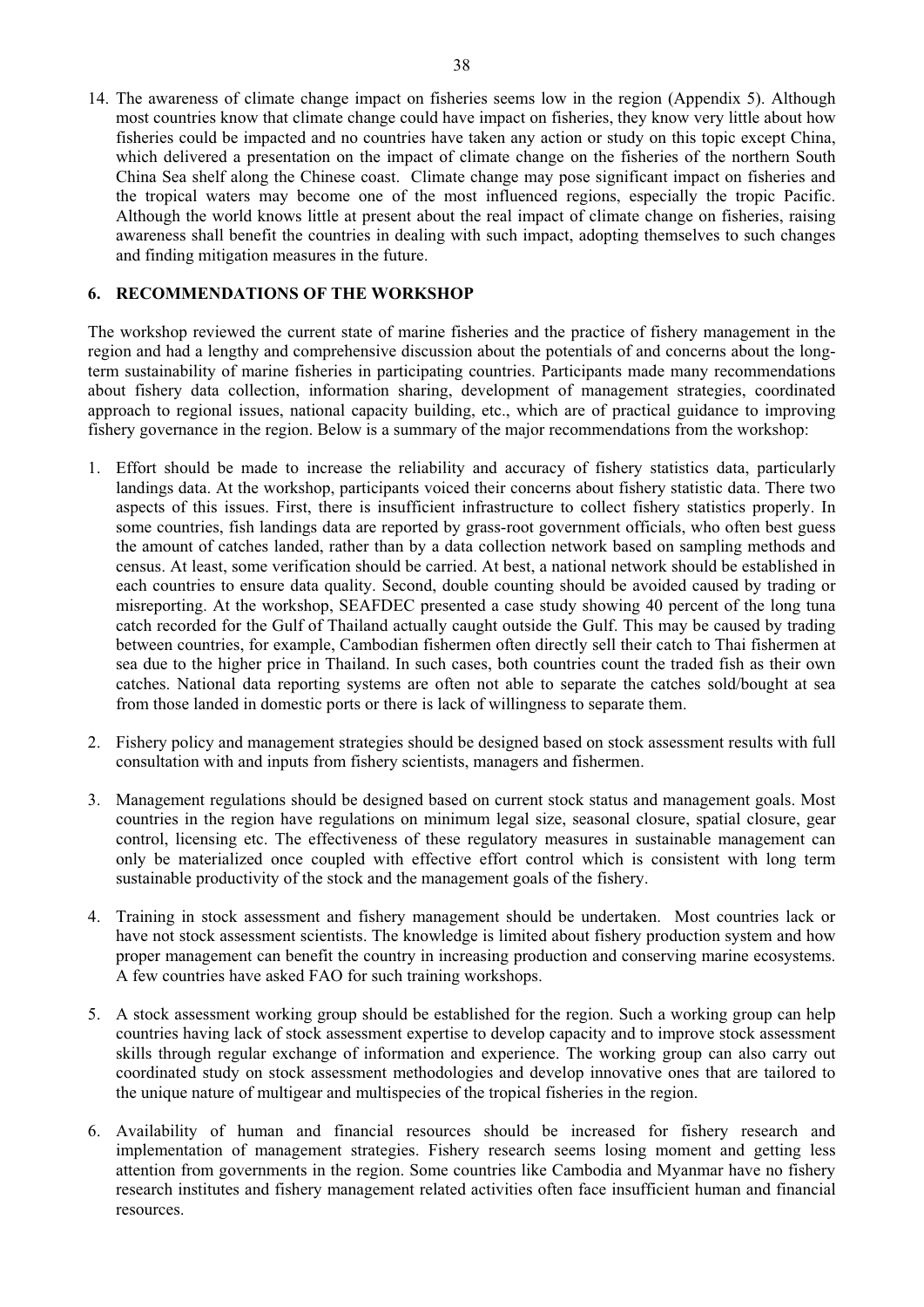14. The awareness of climate change impact on fisheries seems low in the region (Appendix 5). Although most countries know that climate change could have impact on fisheries, they know very little about how fisheries could be impacted and no countries have taken any action or study on this topic except China, which delivered a presentation on the impact of climate change on the fisheries of the northern South China Sea shelf along the Chinese coast. Climate change may pose significant impact on fisheries and the tropical waters may become one of the most influenced regions, especially the tropic Pacific. Although the world knows little at present about the real impact of climate change on fisheries, raising awareness shall benefit the countries in dealing with such impact, adopting themselves to such changes and finding mitigation measures in the future.

## 6. RECOMMENDATIONS OF THE WORKSHOP

The workshop reviewed the current state of marine fisheries and the practice of fishery management in the region and had a lengthy and comprehensive discussion about the potentials of and concerns about the long-term sustainability of marine fisheries in participating countries. Participants made many recommendations about fishery data collection, information sharing, development of management strategies, coordinated approach to regional issues, national capacity building, etc., which are of practical guidance to improving fishery governance in the region. Below is a summary of the major recommendations from the workshop:

1. Effort should be made to increase the reliability and accuracy of fishery statistics data, particularly landings data. At the workshop, participants voiced their concerns about fishery statistic data. There two aspects of this issues. First, there is insufficient infrastructure to collect fishery statistics properly. In some countries, fish landings data are reported by grass-root government officials, who often best guess the amount of catches landed, rather than by a data collection network based on sampling methods and census. At least, some verification should be carried. At best, a national network should be established in each countries to ensure data quality. Second, double counting should be avoided caused by trading or misreporting. At the workshop, SEAFDEC presented a case study showing 40 percent of the long tuna catch recorded for the Gulf of Thailand actually caught outside the Gulf. This may be caused by trading between countries, for example, Cambodian fishermen often directly sell their catch to Thai fishermen at sea due to the higher price in Thailand. In such cases, both countries count the traded fish as their own catches. National data reporting systems are often not able to separate the catches sold/bought at sea from those landed in domestic ports or there is lack of willingness to separate them.

2. Fishery policy and management strategies should be designed based on stock assessment results with full consultation with and inputs from fishery scientists, managers and fishermen.

3. Management regulations should be designed based on current stock status and management goals. Most countries in the region have regulations on minimum legal size, seasonal closure, spatial closure, gear control, licensing etc. The effectiveness of these regulatory measures in sustainable management can only be materialized once coupled with effective effort control which is consistent with long term sustainable productivity of the stock and the management goals of the fishery.

4. Training in stock assessment and fishery management should be undertaken. Most countries lack or have not stock assessment scientists. The knowledge is limited about fishery production system and how proper management can benefit the country in increasing production and conserving marine ecosystems. A few countries have asked FAO for such training workshops.

5. A stock assessment working group should be established for the region. Such a working group can help countries having lack of stock assessment expertise to develop capacity and to improve stock assessment skills through regular exchange of information and experience. The working group can also carry out coordinated study on stock assessment methodologies and develop innovative ones that are tailored to the unique nature of multigear and multispecies of the tropical fisheries in the region.

6. Availability of human and financial resources should be increased for fishery research and implementation of management strategies. Fishery research seems losing moment and getting less attention from governments in the region. Some countries like Cambodia and Myanmar have no fishery research institutes and fishery management related activities often face insufficient human and financial resources.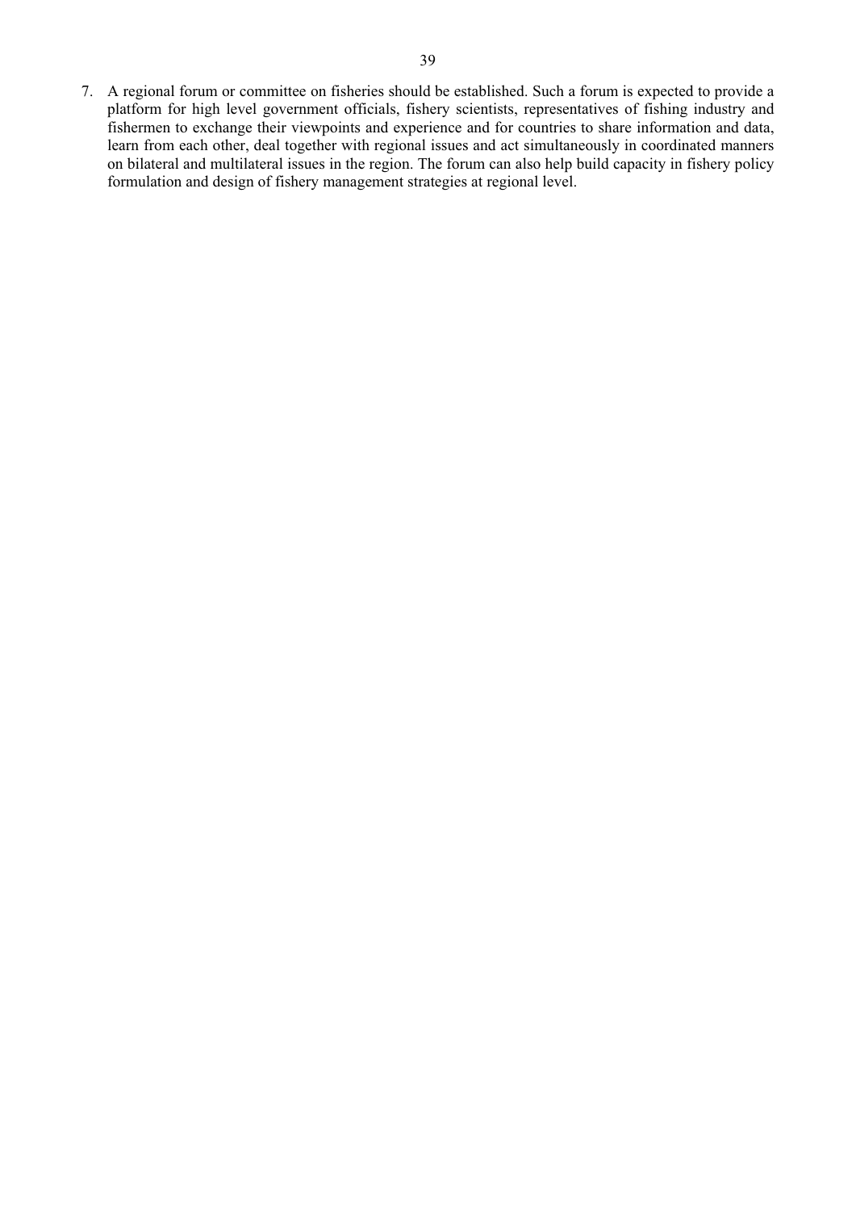7. A regional forum or committee on fisheries should be established. Such a forum is expected to provide a platform for high level government officials, fishery scientists, representatives of fishing industry and fishermen to exchange their viewpoints and experience and for countries to share information and data, learn from each other, deal together with regional issues and act simultaneously in coordinated manners on bilateral and multilateral issues in the region. The forum can also help build capacity in fishery policy formulation and design of fishery management strategies at regional level.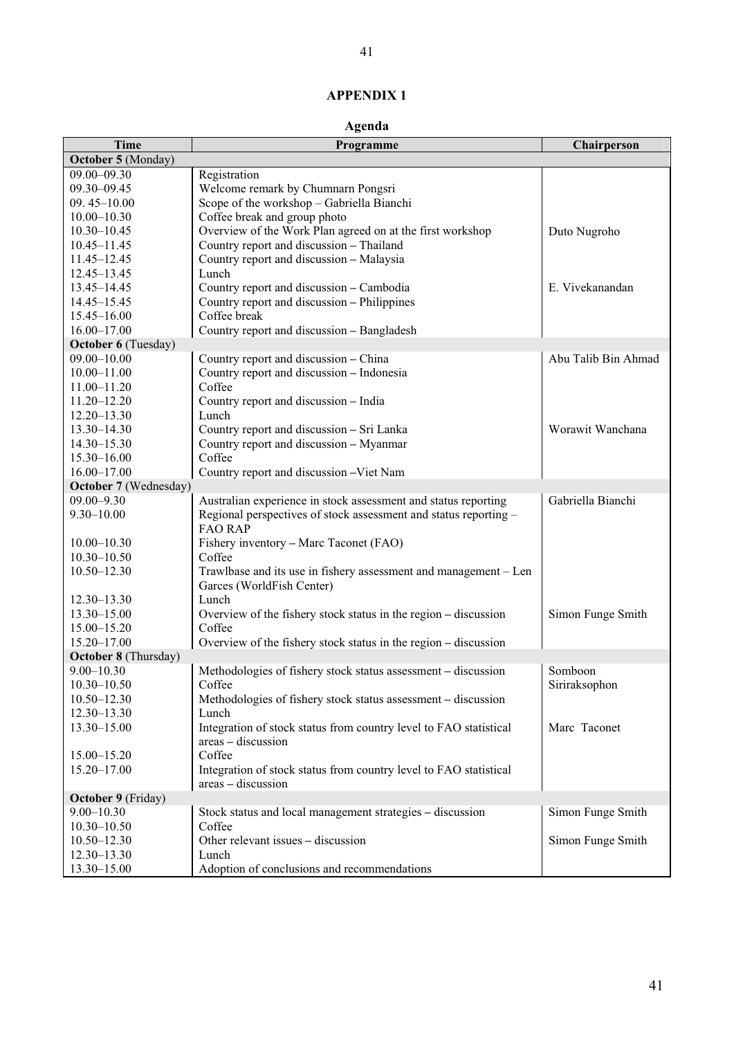# APPENDIX 1

## Agenda

| Time | Programme | Chairperson |
|---|---|---|
| **October 5** (Monday) | | |
| 09.00–09.30 | Registration | |
| 09.30–09.45 | Welcome remark by Chumnarn Pongsri | |
| 09. 45–10.00 | Scope of the workshop – Gabriella Bianchi | |
| 10.00–10.30 | Coffee break and group photo | |
| 10.30–10.45 | Overview of the Work Plan agreed on at the first workshop | Duto Nugroho |
| 10.45–11.45 | Country report and discussion – Thailand | |
| 11.45–12.45 | Country report and discussion – Malaysia | |
| 12.45–13.45 | Lunch | |
| 13.45–14.45 | Country report and discussion – Cambodia | E. Vivekanandan |
| 14.45–15.45 | Country report and discussion – Philippines | |
| 15.45–16.00 | Coffee break | |
| 16.00–17.00 | Country report and discussion – Bangladesh | |
| **October 6** (Tuesday) | | |
| 09.00–10.00 | Country report and discussion – China | Abu Talib Bin Ahmad |
| 10.00–11.00 | Country report and discussion – Indonesia | |
| 11.00–11.20 | Coffee | |
| 11.20–12.20 | Country report and discussion – India | |
| 12.20–13.30 | Lunch | |
| 13.30–14.30 | Country report and discussion – Sri Lanka | Worawit Wanchana |
| 14.30–15.30 | Country report and discussion – Myanmar | |
| 15.30–16.00 | Coffee | |
| 16.00–17.00 | Country report and discussion –Viet Nam | |
| **October 7** (Wednesday) | | |
| 09.00–9.30 | Australian experience in stock assessment and status reporting | Gabriella Bianchi |
| 9.30–10.00 | Regional perspectives of stock assessment and status reporting – FAO RAP | |
| 10.00–10.30 | Fishery inventory – Marc Taconet (FAO) | |
| 10.30–10.50 | Coffee | |
| 10.50–12.30 | Trawlbase and its use in fishery assessment and management – Len Garces (WorldFish Center) | |
| 12.30–13.30 | Lunch | |
| 13.30–15.00 | Overview of the fishery stock status in the region – discussion | Simon Funge Smith |
| 15.00–15.20 | Coffee | |
| 15.20–17.00 | Overview of the fishery stock status in the region – discussion | |
| **October 8** (Thursday) | | |
| 9.00–10.30 | Methodologies of fishery stock status assessment – discussion | Somboon Siriraksophon |
| 10.30–10.50 | Coffee | |
| 10.50–12.30 | Methodologies of fishery stock status assessment – discussion | |
| 12.30–13.30 | Lunch | |
| 13.30–15.00 | Integration of stock status from country level to FAO statistical areas – discussion | Marc Taconet |
| 15.00–15.20 | Coffee | |
| 15.20–17.00 | Integration of stock status from country level to FAO statistical areas – discussion | |
| **October 9** (Friday) | | |
| 9.00–10.30 | Stock status and local management strategies – discussion | Simon Funge Smith |
| 10.30–10.50 | Coffee | |
| 10.50–12.30 | Other relevant issues – discussion | Simon Funge Smith |
| 12.30–13.30 | Lunch | |
| 13.30–15.00 | Adoption of conclusions and recommendations | |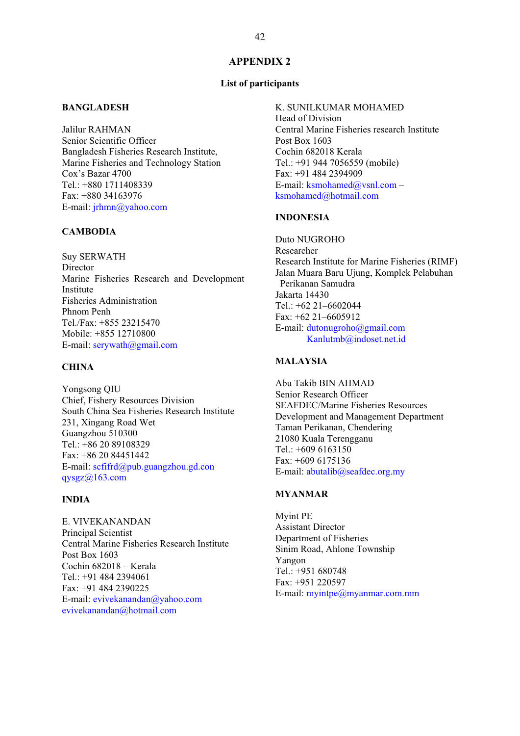# APPENDIX 2

## List of participants

**BANGLADESH**

Jalilur RAHMAN
Senior Scientific Officer
Bangladesh Fisheries Research Institute,
Marine Fisheries and Technology Station
Cox's Bazar 4700
Tel.: +880 1711408339
Fax: +880 34163976
E-mail: jrhmn@yahoo.com

**CAMBODIA**

Suy SERWATH
Director
Marine Fisheries Research and Development Institute
Fisheries Administration
Phnom Penh
Tel./Fax: +855 23215470
Mobile: +855 12710800
E-mail: serywath@gmail.com

**CHINA**

Yongsong QIU
Chief, Fishery Resources Division
South China Sea Fisheries Research Institute
231, Xingang Road Wet
Guangzhou 510300
Tel.: +86 20 89108329
Fax: +86 20 84451442
E-mail: scfifrd@pub.guangzhou.gd.con
qysgz@163.com

**INDIA**

E. VIVEKANANDAN
Principal Scientist
Central Marine Fisheries Research Institute
Post Box 1603
Cochin 682018 – Kerala
Tel.: +91 484 2394061
Fax: +91 484 2390225
E-mail: evivekanandan@yahoo.com
evivekanandan@hotmail.com

K. SUNILKUMAR MOHAMED
Head of Division
Central Marine Fisheries research Institute
Post Box 1603
Cochin 682018 Kerala
Tel.: +91 944 7056559 (mobile)
Fax: +91 484 2394909
E-mail: ksmohamed@vsnl.com –
ksmohamed@hotmail.com

**INDONESIA**

Duto NUGROHO
Researcher
Research Institute for Marine Fisheries (RIMF)
Jalan Muara Baru Ujung, Komplek Pelabuhan Perikanan Samudra
Jakarta 14430
Tel.: +62 21–6602044
Fax: +62 21–6605912
E-mail: dutonugroho@gmail.com
Kanlutmb@indoset.net.id

**MALAYSIA**

Abu Takib BIN AHMAD
Senior Research Officer
SEAFDEC/Marine Fisheries Resources Development and Management Department
Taman Perikanan, Chendering
21080 Kuala Terengganu
Tel.: +609 6163150
Fax: +609 6175136
E-mail: abutalib@seafdec.org.my

**MYANMAR**

Myint PE
Assistant Director
Department of Fisheries
Sinim Road, Ahlone Township
Yangon
Tel.: +951 680748
Fax: +951 220597
E-mail: myintpe@myanmar.com.mm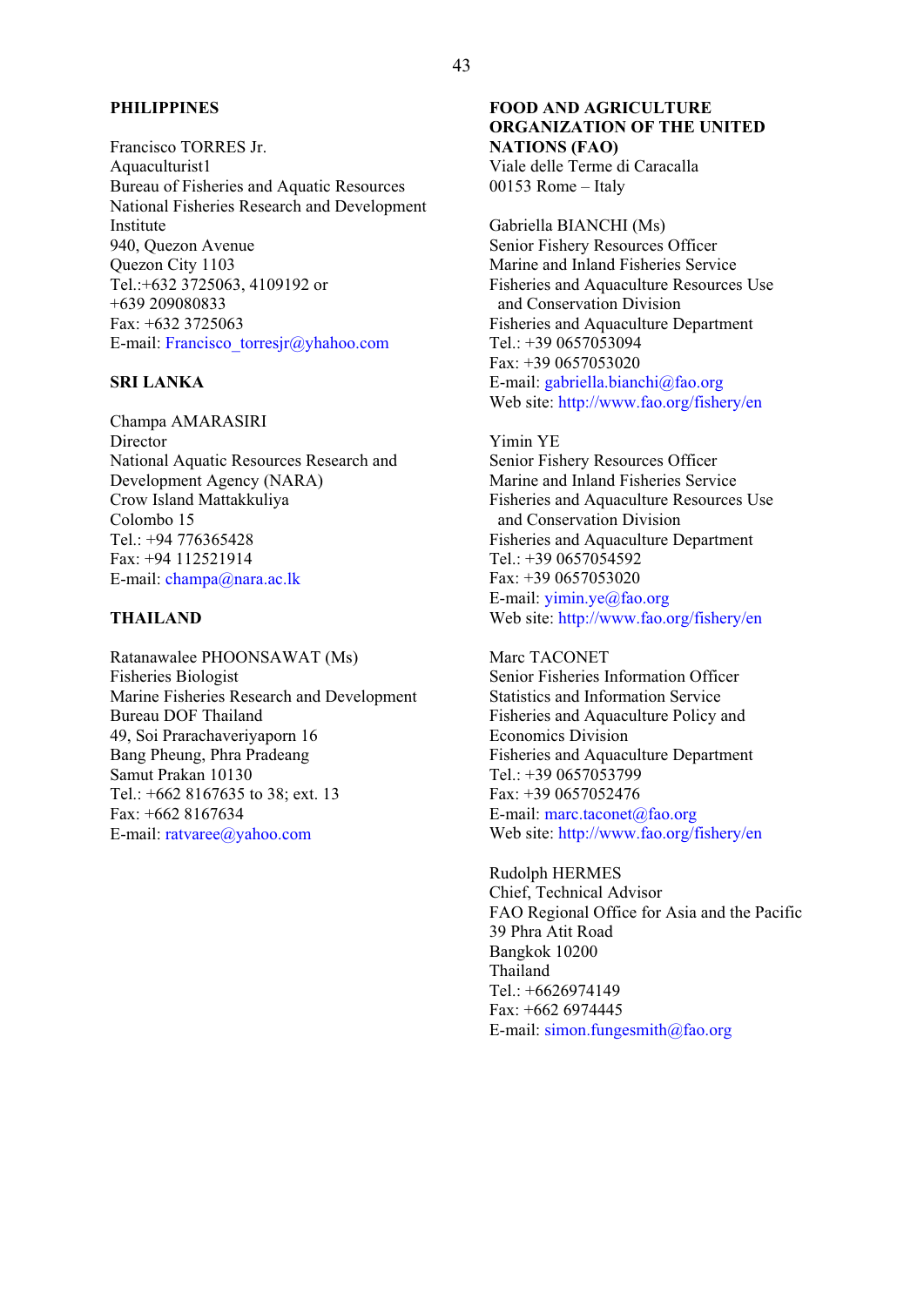**PHILIPPINES**

Francisco TORRES Jr.
Aquaculturist1
Bureau of Fisheries and Aquatic Resources
National Fisheries Research and Development Institute
940, Quezon Avenue
Quezon City 1103
Tel.:+632 3725063, 4109192 or +639 209080833
Fax: +632 3725063
E-mail: Francisco_torresjr@yhahoo.com

**SRI LANKA**

Champa AMARASIRI
Director
National Aquatic Resources Research and Development Agency (NARA)
Crow Island Mattakkuliya
Colombo 15
Tel.: +94 776365428
Fax: +94 112521914
E-mail: champa@nara.ac.lk

**THAILAND**

Ratanawalee PHOONSAWAT (Ms)
Fisheries Biologist
Marine Fisheries Research and Development Bureau DOF Thailand
49, Soi Prarachaveriyaporn 16
Bang Pheung, Phra Pradeang
Samut Prakan 10130
Tel.: +662 8167635 to 38; ext. 13
Fax: +662 8167634
E-mail: ratvaree@yahoo.com

**FOOD AND AGRICULTURE ORGANIZATION OF THE UNITED NATIONS (FAO)**
Viale delle Terme di Caracalla
00153 Rome – Italy

Gabriella BIANCHI (Ms)
Senior Fishery Resources Officer
Marine and Inland Fisheries Service
Fisheries and Aquaculture Resources Use and Conservation Division
Fisheries and Aquaculture Department
Tel.: +39 0657053094
Fax: +39 0657053020
E-mail: gabriella.bianchi@fao.org
Web site: http://www.fao.org/fishery/en

Yimin YE
Senior Fishery Resources Officer
Marine and Inland Fisheries Service
Fisheries and Aquaculture Resources Use and Conservation Division
Fisheries and Aquaculture Department
Tel.: +39 0657054592
Fax: +39 0657053020
E-mail: yimin.ye@fao.org
Web site: http://www.fao.org/fishery/en

Marc TACONET
Senior Fisheries Information Officer
Statistics and Information Service
Fisheries and Aquaculture Policy and Economics Division
Fisheries and Aquaculture Department
Tel.: +39 0657053799
Fax: +39 0657052476
E-mail: marc.taconet@fao.org
Web site: http://www.fao.org/fishery/en

Rudolph HERMES
Chief, Technical Advisor
FAO Regional Office for Asia and the Pacific
39 Phra Atit Road
Bangkok 10200
Thailand
Tel.: +6626974149
Fax: +662 6974445
E-mail: simon.fungesmith@fao.org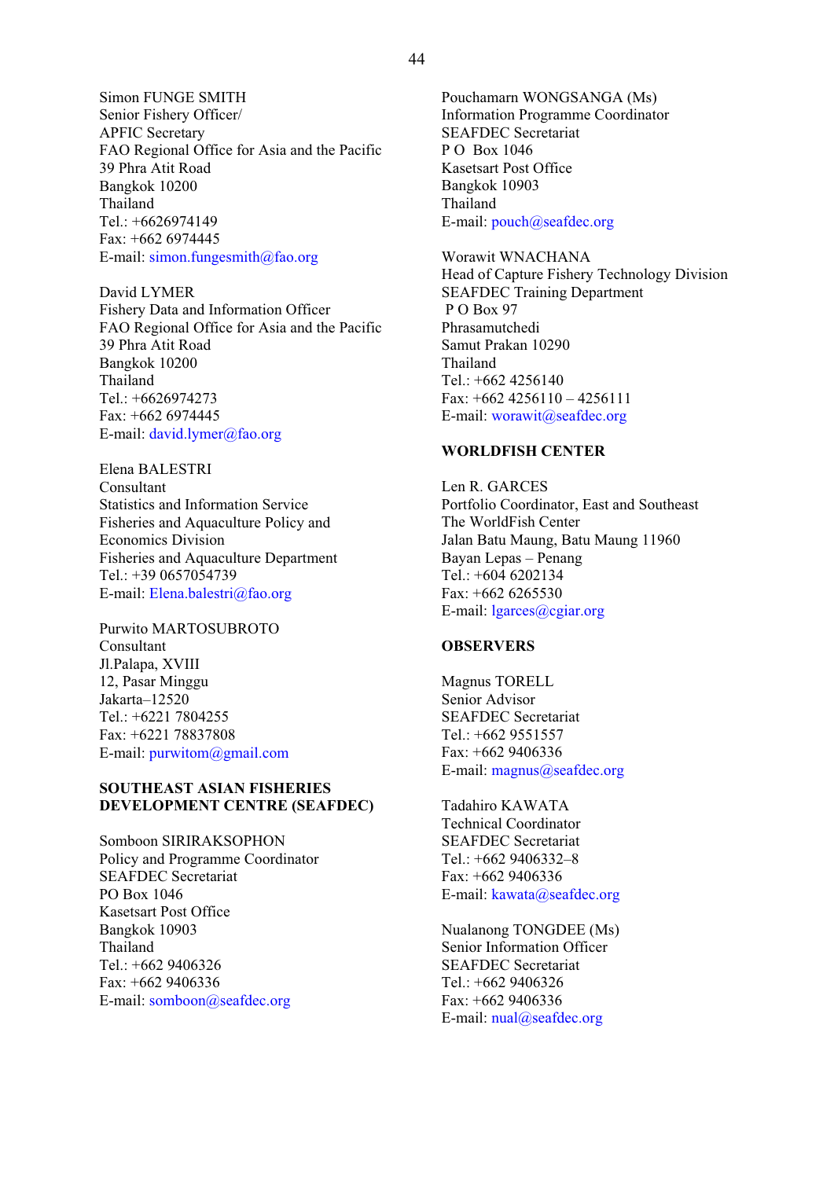Simon FUNGE SMITH
Senior Fishery Officer/
APFIC Secretary
FAO Regional Office for Asia and the Pacific
39 Phra Atit Road
Bangkok 10200
Thailand
Tel.: +6626974149
Fax: +662 6974445
E-mail: simon.fungesmith@fao.org

David LYMER
Fishery Data and Information Officer
FAO Regional Office for Asia and the Pacific
39 Phra Atit Road
Bangkok 10200
Thailand
Tel.: +6626974273
Fax: +662 6974445
E-mail: david.lymer@fao.org

Elena BALESTRI
Consultant
Statistics and Information Service
Fisheries and Aquaculture Policy and Economics Division
Fisheries and Aquaculture Department
Tel.: +39 0657054739
E-mail: Elena.balestri@fao.org

Purwito MARTOSUBROTO
Consultant
Jl.Palapa, XVIII
12, Pasar Minggu
Jakarta–12520
Tel.: +6221 7804255
Fax: +6221 78837808
E-mail: purwitom@gmail.com

**SOUTHEAST ASIAN FISHERIES DEVELOPMENT CENTRE (SEAFDEC)**

Somboon SIRIRAKSOPHON
Policy and Programme Coordinator
SEAFDEC Secretariat
PO Box 1046
Kasetsart Post Office
Bangkok 10903
Thailand
Tel.: +662 9406326
Fax: +662 9406336
E-mail: somboon@seafdec.org

Pouchamarn WONGSANGA (Ms)
Information Programme Coordinator
SEAFDEC Secretariat
P O Box 1046
Kasetsart Post Office
Bangkok 10903
Thailand
E-mail: pouch@seafdec.org

Worawit WNACHANA
Head of Capture Fishery Technology Division
SEAFDEC Training Department
P O Box 97
Phrasamutchedi
Samut Prakan 10290
Thailand
Tel.: +662 4256140
Fax: +662 4256110 – 4256111
E-mail: worawit@seafdec.org

**WORLDFISH CENTER**

Len R. GARCES
Portfolio Coordinator, East and Southeast
The WorldFish Center
Jalan Batu Maung, Batu Maung 11960
Bayan Lepas – Penang
Tel.: +604 6202134
Fax: +662 6265530
E-mail: lgarces@cgiar.org

**OBSERVERS**

Magnus TORELL
Senior Advisor
SEAFDEC Secretariat
Tel.: +662 9551557
Fax: +662 9406336
E-mail: magnus@seafdec.org

Tadahiro KAWATA
Technical Coordinator
SEAFDEC Secretariat
Tel.: +662 9406332–8
Fax: +662 9406336
E-mail: kawata@seafdec.org

Nualanong TONGDEE (Ms)
Senior Information Officer
SEAFDEC Secretariat
Tel.: +662 9406326
Fax: +662 9406336
E-mail: nual@seafdec.org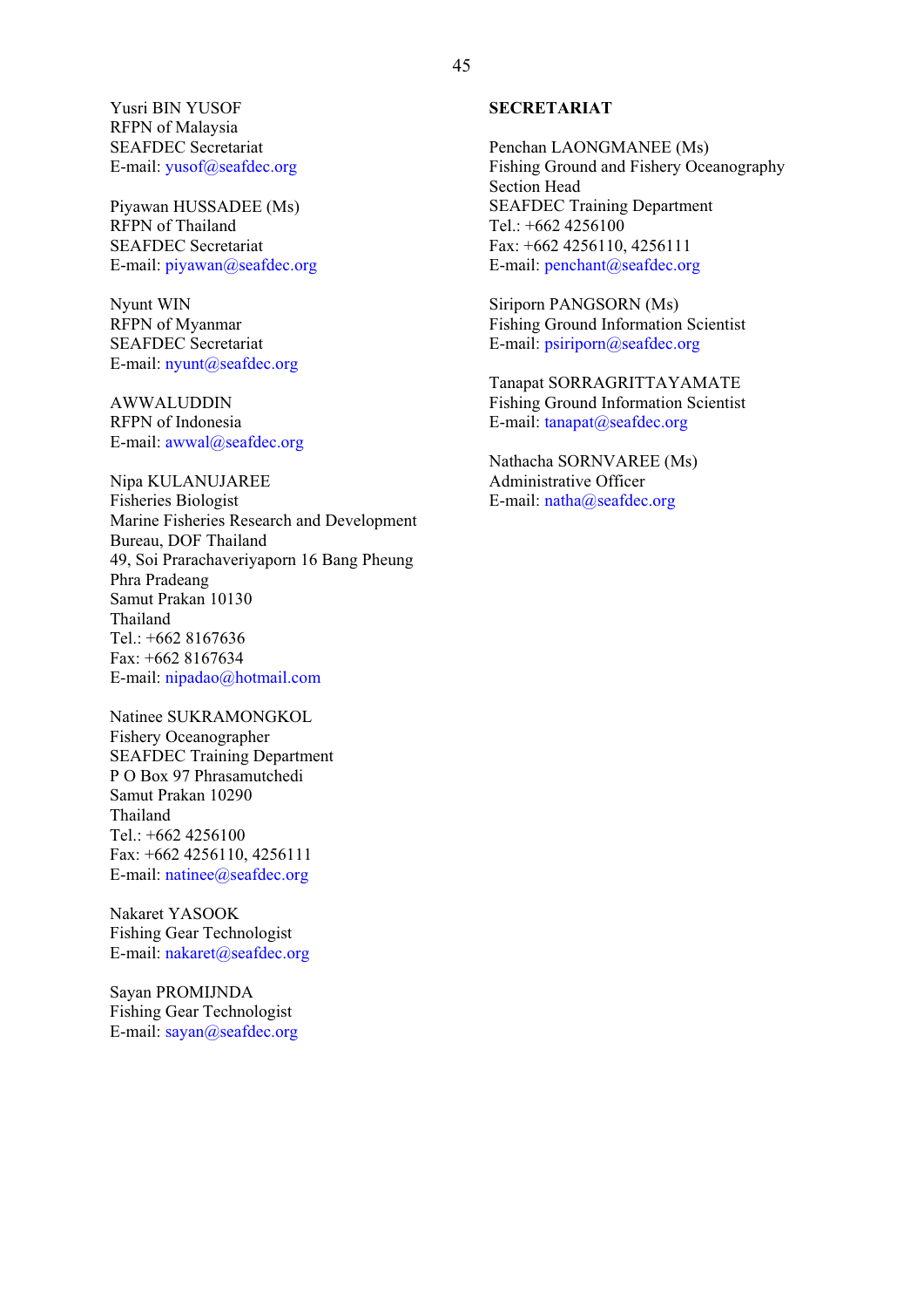Yusri BIN YUSOF
RFPN of Malaysia
SEAFDEC Secretariat
E-mail: yusof@seafdec.org

Piyawan HUSSADEE (Ms)
RFPN of Thailand
SEAFDEC Secretariat
E-mail: piyawan@seafdec.org

Nyunt WIN
RFPN of Myanmar
SEAFDEC Secretariat
E-mail: nyunt@seafdec.org

AWWALUDDIN
RFPN of Indonesia
E-mail: awwal@seafdec.org

Nipa KULANUJAREE
Fisheries Biologist
Marine Fisheries Research and Development Bureau, DOF Thailand
49, Soi Prarachaveriyaporn 16 Bang Pheung
Phra Pradeang
Samut Prakan 10130
Thailand
Tel.: +662 8167636
Fax: +662 8167634
E-mail: nipadao@hotmail.com

Natinee SUKRAMONGKOL
Fishery Oceanographer
SEAFDEC Training Department
P O Box 97 Phrasamutchedi
Samut Prakan 10290
Thailand
Tel.: +662 4256100
Fax: +662 4256110, 4256111
E-mail: natinee@seafdec.org

Nakaret YASOOK
Fishing Gear Technologist
E-mail: nakaret@seafdec.org

Sayan PROMIJNDA
Fishing Gear Technologist
E-mail: sayan@seafdec.org

**SECRETARIAT**

Penchan LAONGMANEE (Ms)
Fishing Ground and Fishery Oceanography Section Head
SEAFDEC Training Department
Tel.: +662 4256100
Fax: +662 4256110, 4256111
E-mail: penchant@seafdec.org

Siriporn PANGSORN (Ms)
Fishing Ground Information Scientist
E-mail: psiriporn@seafdec.org

Tanapat SORRAGRITTAYAMATE
Fishing Ground Information Scientist
E-mail: tanapat@seafdec.org

Nathacha SORNVAREE (Ms)
Administrative Officer
E-mail: natha@seafdec.org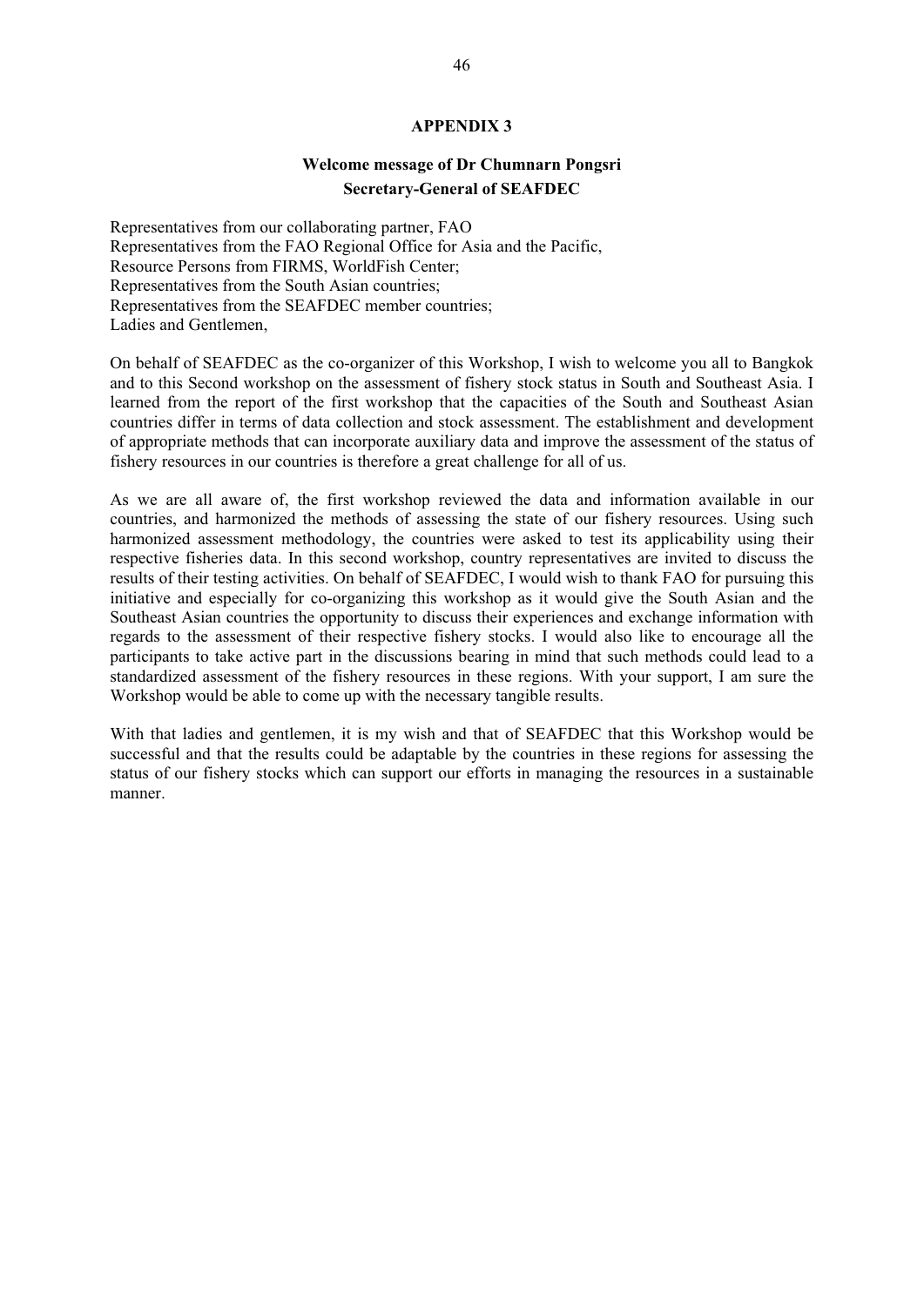## APPENDIX 3

### Welcome message of Dr Chumnarn Pongsri
### Secretary-General of SEAFDEC

Representatives from our collaborating partner, FAO
Representatives from the FAO Regional Office for Asia and the Pacific,
Resource Persons from FIRMS, WorldFish Center;
Representatives from the South Asian countries;
Representatives from the SEAFDEC member countries;
Ladies and Gentlemen,

On behalf of SEAFDEC as the co-organizer of this Workshop, I wish to welcome you all to Bangkok and to this Second workshop on the assessment of fishery stock status in South and Southeast Asia. I learned from the report of the first workshop that the capacities of the South and Southeast Asian countries differ in terms of data collection and stock assessment. The establishment and development of appropriate methods that can incorporate auxiliary data and improve the assessment of the status of fishery resources in our countries is therefore a great challenge for all of us.

As we are all aware of, the first workshop reviewed the data and information available in our countries, and harmonized the methods of assessing the state of our fishery resources. Using such harmonized assessment methodology, the countries were asked to test its applicability using their respective fisheries data. In this second workshop, country representatives are invited to discuss the results of their testing activities. On behalf of SEAFDEC, I would wish to thank FAO for pursuing this initiative and especially for co-organizing this workshop as it would give the South Asian and the Southeast Asian countries the opportunity to discuss their experiences and exchange information with regards to the assessment of their respective fishery stocks. I would also like to encourage all the participants to take active part in the discussions bearing in mind that such methods could lead to a standardized assessment of the fishery resources in these regions. With your support, I am sure the Workshop would be able to come up with the necessary tangible results.

With that ladies and gentlemen, it is my wish and that of SEAFDEC that this Workshop would be successful and that the results could be adaptable by the countries in these regions for assessing the status of our fishery stocks which can support our efforts in managing the resources in a sustainable manner.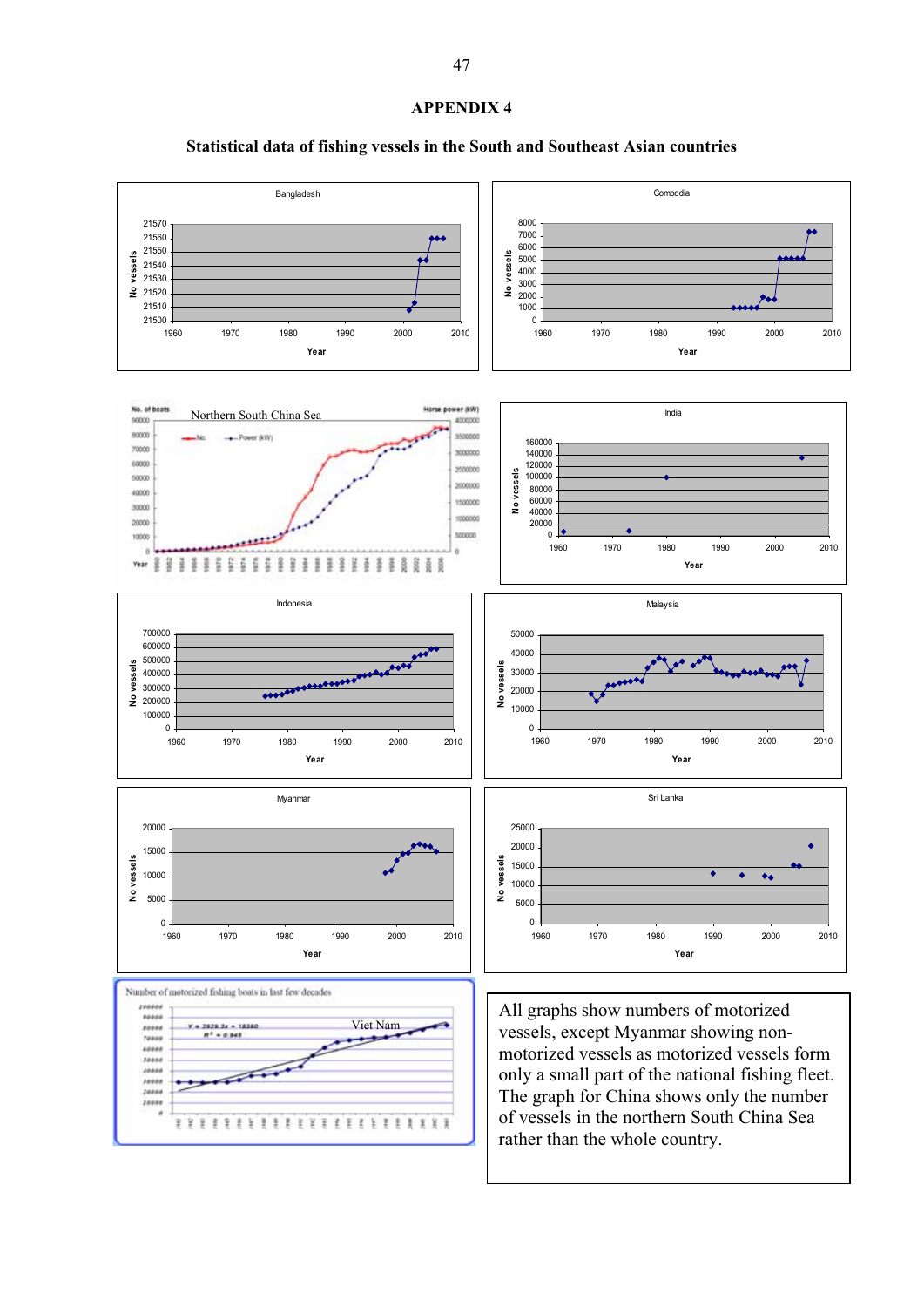# APPENDIX 4

## Statistical data of fishing vessels in the South and Southeast Asian countries

All graphs show numbers of motorized vessels, except Myanmar showing non-motorized vessels as motorized vessels form only a small part of the national fishing fleet. The graph for China shows only the number of vessels in the northern South China Sea rather than the whole country.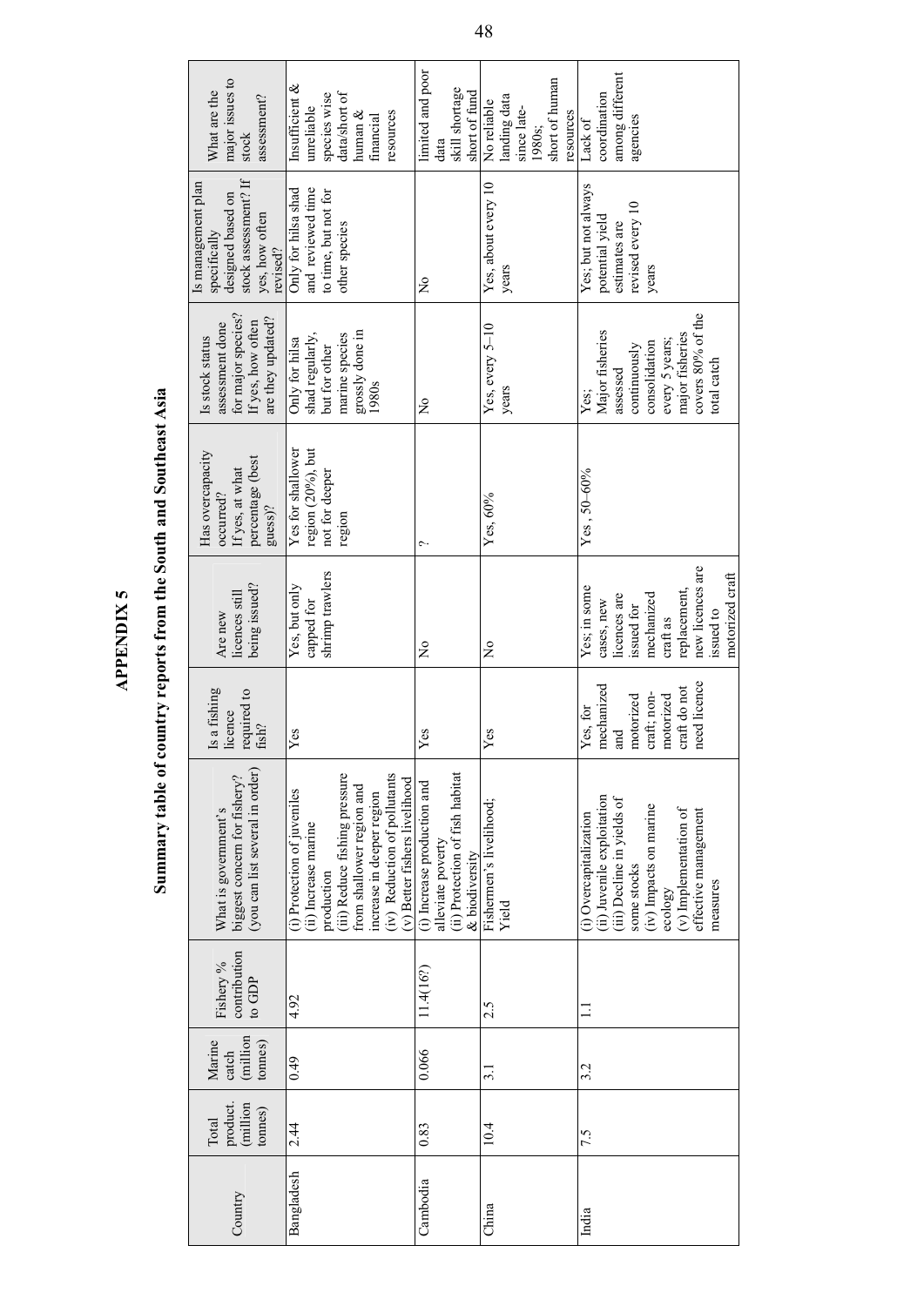# APPENDIX 5

## Summary table of country reports from the South and Southeast Asia

| Country | Total product. (million tonnes) | Marine catch (million tonnes) | Fishery % contribution to GDP | What is government's biggest concern for fishery? (you can list several in order) | Is a fishing licence required to fish? | Are new licences still being issued? | Has overcapacity occurred? If yes, at what percentage (best guess)? | Is stock status assessment done for major species? If yes, how often are they updated? | Is management plan specifically designed based on stock assessment? If yes, how often revised? | What are the major issues to stock assessment? |
|---|---|---|---|---|---|---|---|---|---|---|
| Bangladesh | 2.44 | 0.49 | 4.92 | (i) Protection of juveniles (ii) Increase marine production (iii) Reduce fishing pressure from shallower region and increase in deeper region (iv) Reduction of pollutants (v) Better fishers livelihood | Yes | Yes, but only capped for shrimp trawlers | Yes for shallower region (20%), but not for deeper region | Only for hilsa shad regularly, but for other marine species grossly done in 1980s | Only for hilsa shad and reviewed time to time, but not for other species | Insufficient & unreliable species wise data/short of human & financial resources |
| Cambodia | 0.83 | 0.066 | 11.4(16?) | (i) Increase production and alleviate poverty (ii) Protection of fish habitat & biodiversity | Yes | No | ? | No | No | limited and poor data skill shortage short of fund |
| China | 10.4 | 3.1 | 2.5 | Fishermen's livelihood; Yield | Yes | No | Yes, 60% | Yes, every 5–10 years | Yes, about every 10 years | No reliable landing data since late-1980s; short of human resources |
| India | 7.5 | 3.2 | 1.1 | (i) Overcapitalization (ii) Juvenile exploitation (iii) Decline in yields of some stocks (iv) Impacts on marine ecology (v) Implementation of effective management measures | Yes, for mechanized and motorized craft; non-motorized craft do not need licence | Yes; in some cases, new licences are issued for mechanized craft as replacement, new licences are issued to motorized craft | Yes , 50–60% | Yes; Major fisheries assessed continuously consolidation every 5 years; major fisheries covers 80% of the total catch | Yes; but not always potential yield estimates are revised every 10 years | Lack of coordination among different agencies |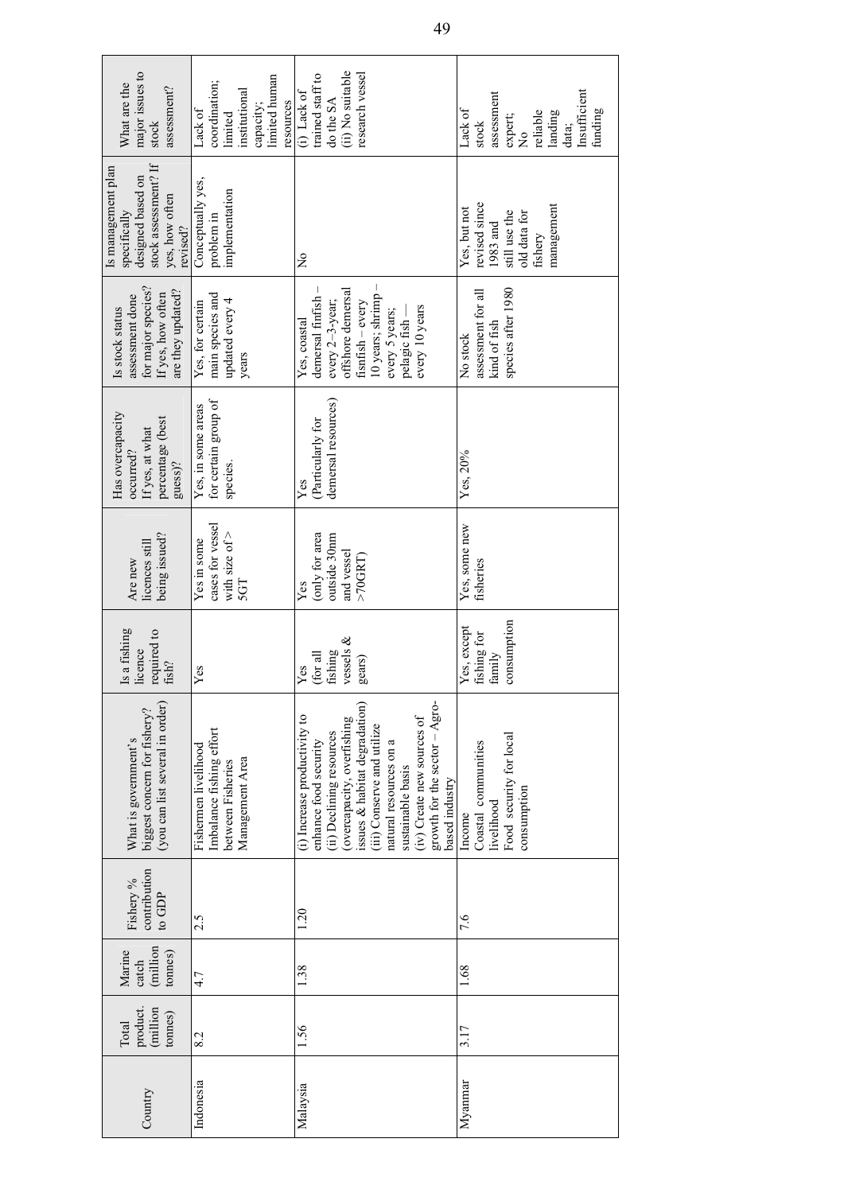| Country | Total product. (million tonnes) | Marine catch (million tonnes) | Fishery % contribution to GDP | What is government's biggest concern for fishery? (you can list several in order) | Is a fishing licence required to fish? | Are new licences still being issued? | Has overcapacity occurred? If yes, at what percentage (best guess)? | Is stock status assessment done for major species? If yes, how often are they updated? | Is management plan specifically designed based on stock assessment? If yes, how often revised? | What are the major issues to stock assessment? |
|---|---|---|---|---|---|---|---|---|---|---|
| Indonesia | 8.2 | 4.7 | 2.5 | Fishermen livelihood<br>Imbalance fishing effort between Fisheries Management Area | Yes | Yes in some cases for vessel with size of > 5GT | Yes, in some areas for certain group of species. | Yes, for certain main species and updated every 4 years | Conceptually yes, problem in implementation | Lack of coordination; limited institutional capacity; limited human resources |
| Malaysia | 1.56 | 1.38 | 1.20 | (i) Increase productivity to enhance food security<br>(ii) Declining resources (overcapacity, overfishing issues & habitat degradation)<br>(iii) Conserve and utilize natural resources on a sustainable basis<br>(iv) Create new sources of growth for the sector – Agro-based industry | Yes (for all fishing vessels & gears) | Yes (only for area outside 30nm and vessel >70GRT) | Yes (Particularly for demersal resources) | Yes, coastal demersal finfish – every 2–3-year; offshore demersal fisnfish – every 10 years; shrimp – every 5 years; pelagic fish — every 10 years | No | (i) Lack of trained staff to do the SA<br>(ii) No suitable research vessel |
| Myanmar | 3.17 | 1.68 | 7.6 | Income<br>Coastal communities livelihood<br>Food security for local consumption | Yes, except fishing for family consumption | Yes, some new fisheries | Yes, 20% | No stock assessment for all kind of fish species after 1980 | Yes, but not revised since 1983 and still use the old data for fishery management | Lack of stock assessment expert;<br>No reliable landing data;<br>Insufficient funding |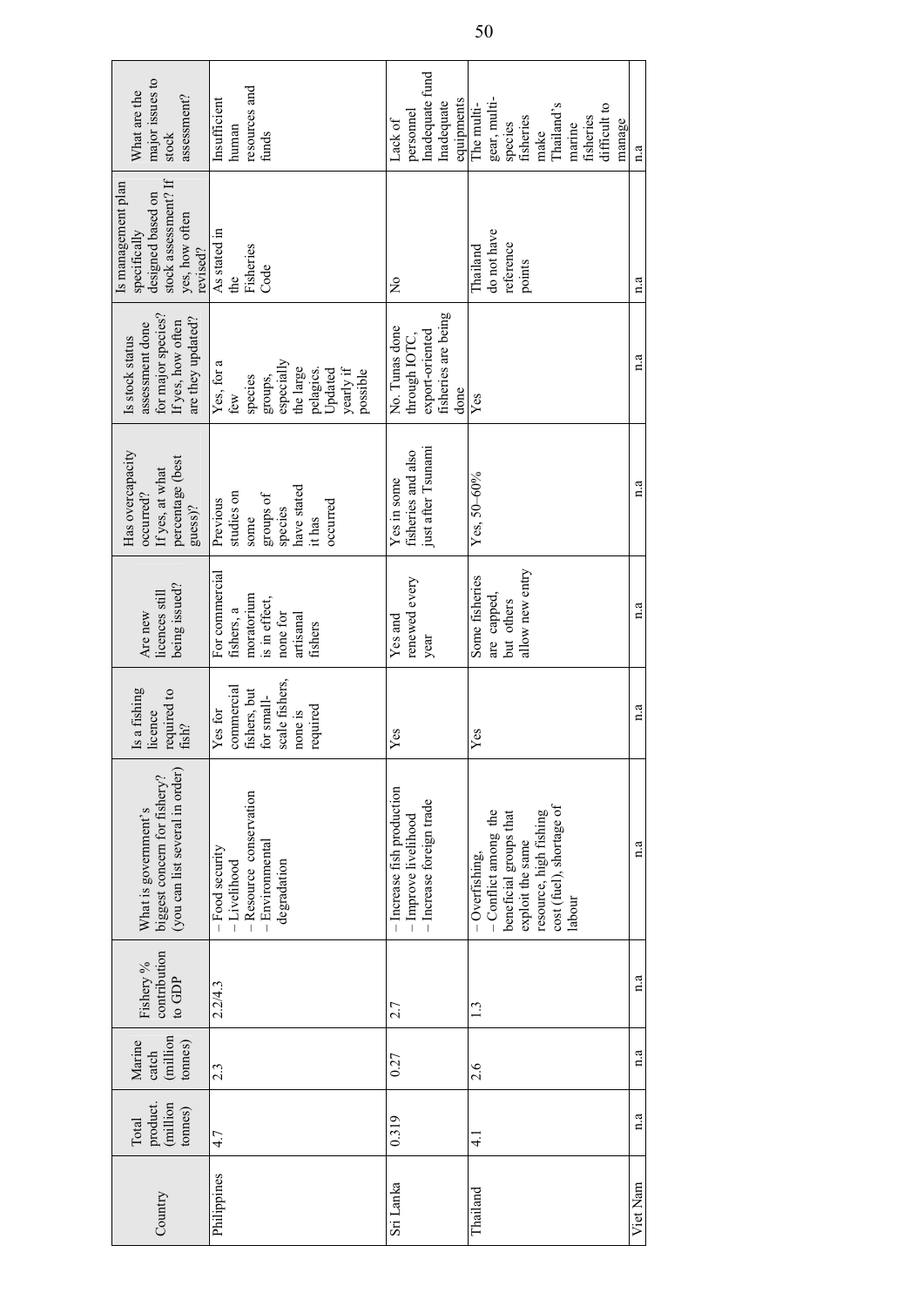| Country | Total product. (million tonnes) | Marine catch (million tonnes) | Fishery % contribution to GDP | What is government's biggest concern for fishery? (you can list several in order) | Is a fishing licence required to fish? | Are new licences still being issued? | Has overcapacity occurred? If yes, at what percentage (best guess)? | Is stock status assessment done for major species? If yes, how often are they updated? | Is management plan specifically designed based on stock assessment? If yes, how often revised? | What are the major issues to stock assessment? |
|---|---|---|---|---|---|---|---|---|---|---|
| Philippines | 4.7 | 2.3 | 2.2/4.3 | – Food security<br>– Livelihood<br>– Resource conservation<br>– Environmental degradation | Yes for commercial fishers, but for small-scale fishers, none is required | For commercial fishers, a moratorium is in effect, none for artisanal fishers | Previous studies on some groups of species have stated it has occurred | Yes, for a few species groups, especially the large pelagics. Updated yearly if possible | As stated in the Fisheries Code | Insufficient human resources and funds |
| Sri Lanka | 0.319 | 0.27 | 2.7 | – Increase fish production<br>– Improve livelihood<br>– Increase foreign trade | Yes | Yes and renewed every year | Yes in some fisheries and also just after Tsunami | No. Tunas done through IOTC, export-oriented fisheries are being done | No | Lack of personnel<br>Inadequate fund<br>Inadequate equipments |
| Thailand | 4.1 | 2.6 | 1.3 | – Overfishing,<br>– Conflict among the beneficial groups that exploit the same resource, high fishing cost (fuel), shortage of labour | Yes | Some fisheries are capped, but others allow new entry | Yes, 50–60% | Yes | Thailand do not have reference points | The multi-gear, multi-species fisheries make Thailand's marine fisheries difficult to manage |
| Viet Nam | n.a | n.a | n.a | n.a | n.a | n.a | n.a | n.a | n.a | n.a |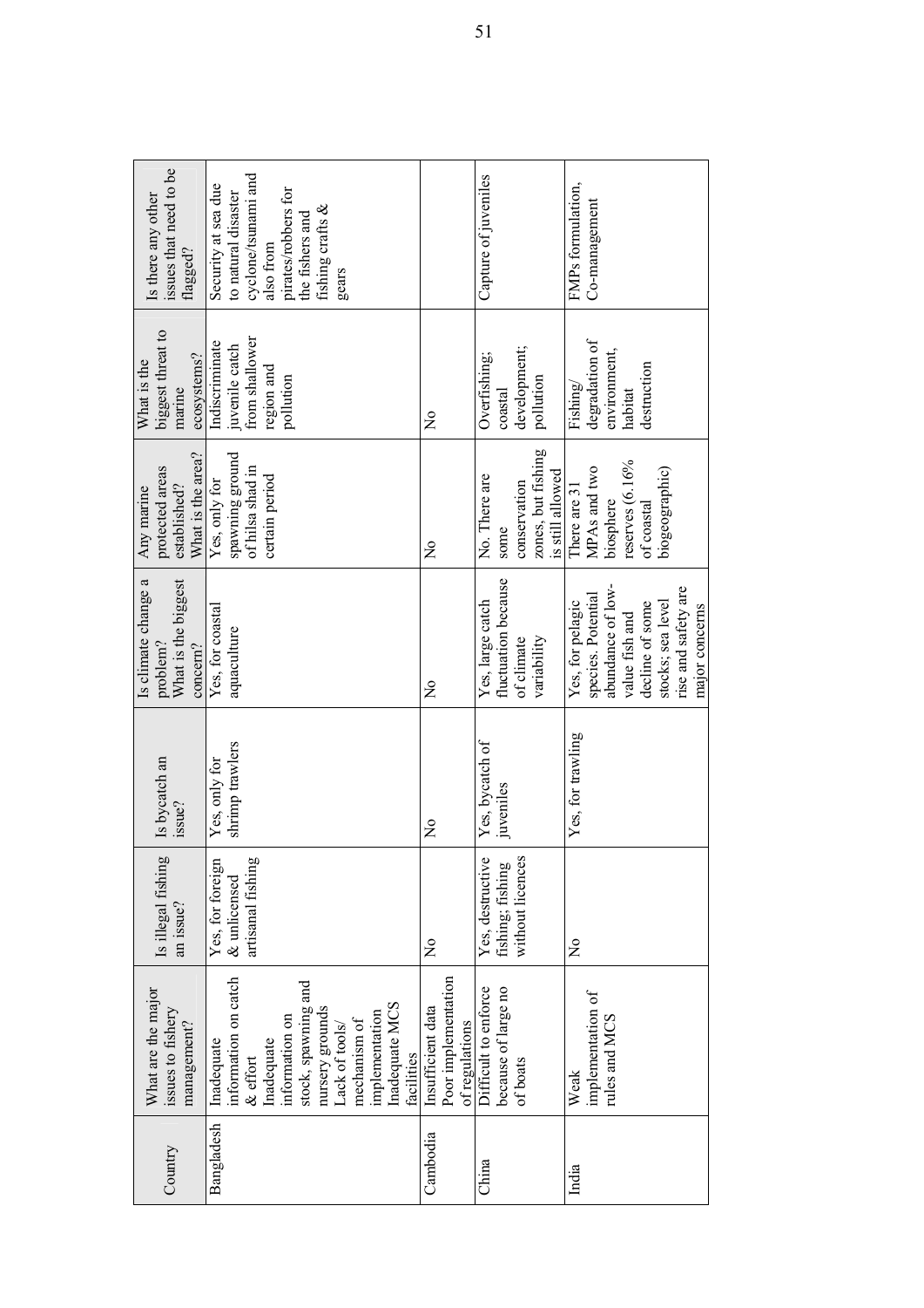| Country | What are the major issues to fishery management? | Is illegal fishing an issue? | Is bycatch an issue? | Is climate change a problem? What is the biggest concern? | Any marine protected areas established? What is the area? | What is the biggest threat to marine ecosystems? | Is there any other issues that need to be flagged? |
|---|---|---|---|---|---|---|---|
| Bangladesh | Inadequate information on catch & effort Inadequate information on stock, spawning and nursery grounds Lack of tools/ mechanism of implementation Inadequate MCS facilities | Yes, for foreign & unlicensed artisanal fishing | Yes, only for shrimp trawlers | Yes, for coastal aquaculture | Yes, only for spawning ground of hilsa shad in certain period | Indiscriminate juvenile catch from shallower region and pollution | Security at sea due to natural disaster cyclone/tsunami and also from pirates/robbers for the fishers and fishing crafts & gears |
| Cambodia | Insufficient data Poor implementation of regulations | No | No | No | No | No | |
| China | Difficult to enforce because of large no of boats | Yes, destructive fishing; fishing without licences | Yes, bycatch of juveniles | Yes, large catch fluctuation because of climate variability | No. There are some conservation zones, but fishing is still allowed | Overfishing; coastal development; pollution | Capture of juveniles |
| India | Weak implementation of rules and MCS | No | Yes, for trawling | Yes, for pelagic species. Potential abundance of low-value fish and decline of some stocks; sea level rise and safety are major concerns | There are 31 MPAs and two biosphere reserves (6.16% of coastal biogeographic) | Fishing/ degradation of environment, habitat destruction | FMPs formulation, Co-management |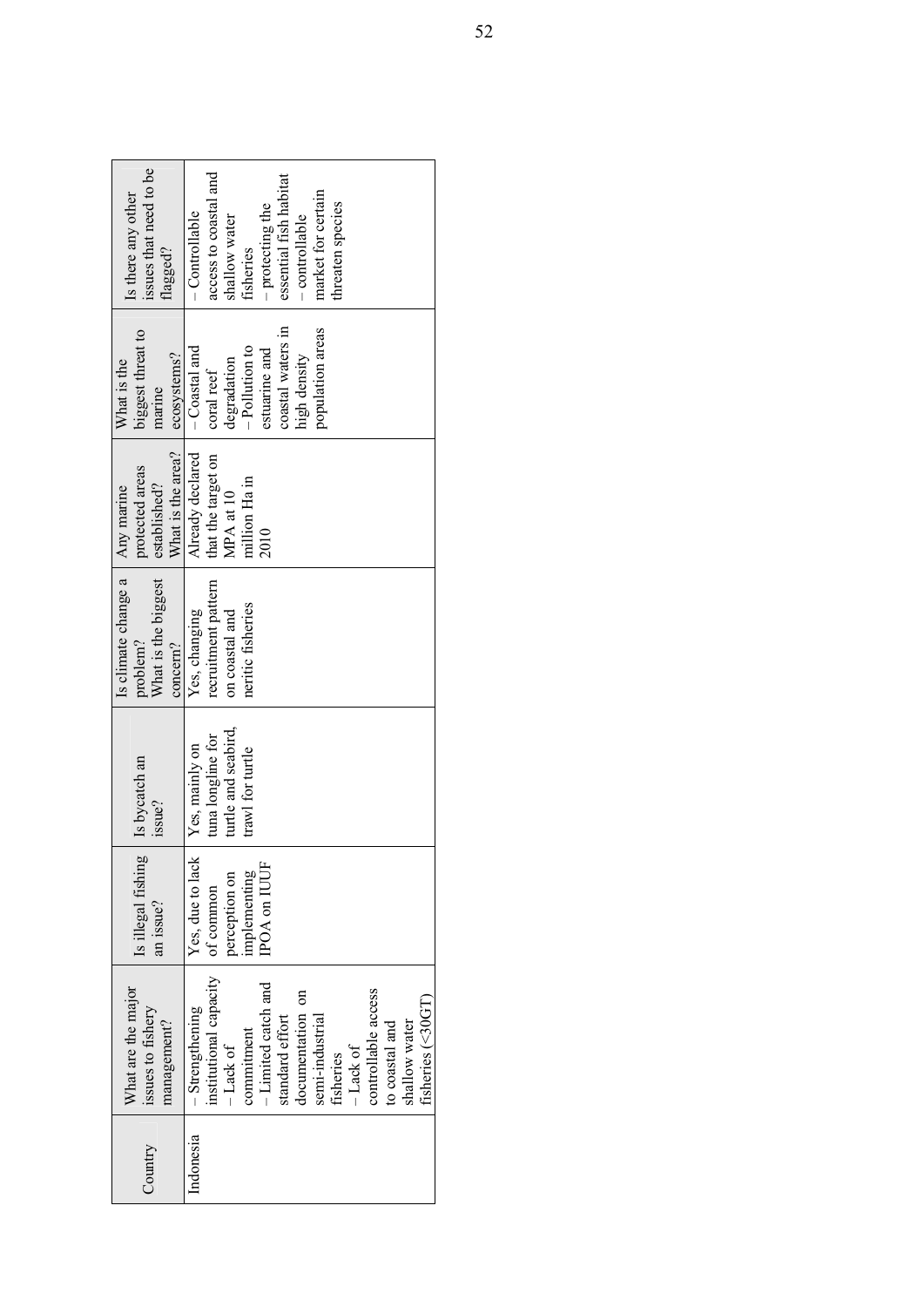| Country | What are the major issues to fishery management? | Is illegal fishing an issue? | Is bycatch an issue? | Is climate change a problem? What is the biggest concern? | Any marine protected areas established? What is the area? | What is the biggest threat to marine ecosystems? | Is there any other issues that need to be flagged? |
|---|---|---|---|---|---|---|---|
| Indonesia | – Strengthening institutional capacity<br>– Lack of commitment<br>– Limited catch and standard effort documentation on semi-industrial fisheries<br>– Lack of controllable access to coastal and shallow water fisheries (<30GT) | Yes, due to lack of common perception on implementing IPOA on IUUF | Yes, mainly on tuna longline for turtle and seabird, trawl for turtle | Yes, changing recruitment pattern on coastal and neritic fisheries | Already declared that the target on MPA at 10 million Ha in 2010 | – Coastal and coral reef degradation<br>– Pollution to estuarine and coastal waters in high density population areas | – Controllable access to coastal and shallow water fisheries<br>– protecting the essential fish habitat<br>– controllable market for certain threaten species |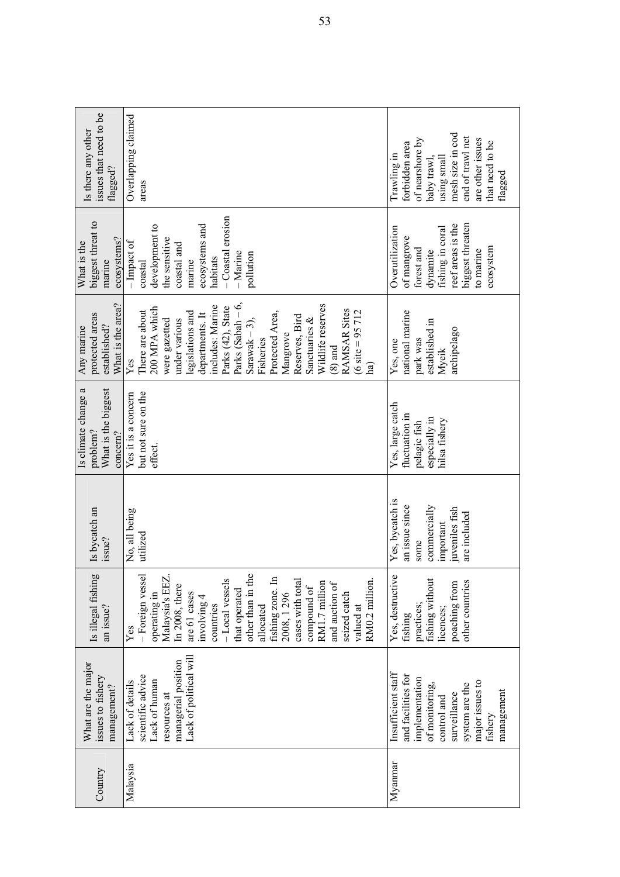| Country | What are the major issues to fishery management? | Is illegal fishing an issue? | Is bycatch an issue? | Is climate change a problem? What is the biggest concern? | Any marine protected areas established? What is the area? | What is the biggest threat to marine ecosystems? | Is there any other issues that need to be flagged? |
|---|---|---|---|---|---|---|---|
| Malaysia | Lack of details scientific advice Lack of human resources at managerial position Lack of political will | Yes – Foreign vessel operating in Malaysia's EEZ. In 2008, there are 61 cases involving 4 countries – Local vessels that operated other than in the allocated fishing zone. In 2008, 1 296 cases with total compound of RM1.7 million and auction of seized catch valued at RM0.2 million. | No, all being utilized | Yes it is a concern but not sure on the effect. | Yes There are about 200 MPA which were gazetted under various legislations and departments. It includes: Marine Parks (42), State Parks (Sabah – 6, Sarawak – 3), Fisheries Protected Area, Mangrove Reserves, Bird Sanctuaries & Wildlife reserves (8) and RAMSAR Sites (6 site = 95 712 ha) | – Impact of coastal development to the sensitive coastal and marine ecosystems and habitats – Coastal erosion – Marine pollution | Overlapping claimed areas |
| Myanmar | Insufficient staff and facilities for implementation of monitoring, control and surveillance system are the major issues to fishery management | Yes, destructive fishing practices; fishing without licences; poaching from other countries | Yes, bycatch is an issue since some commercially important juveniles fish are included | Yes, large catch fluctuation in pelagic fish especially in hilsa fishery | Yes, one national marine park was established in Myeik archipelago | Overutilization of mangrove forest and dynamite fishing in coral reef areas is the biggest threaten to marine ecosystem | Trawling in forbidden area of nearshore by baby trawl, using small mesh size in cod end of trawl net are other issues that need to be flagged |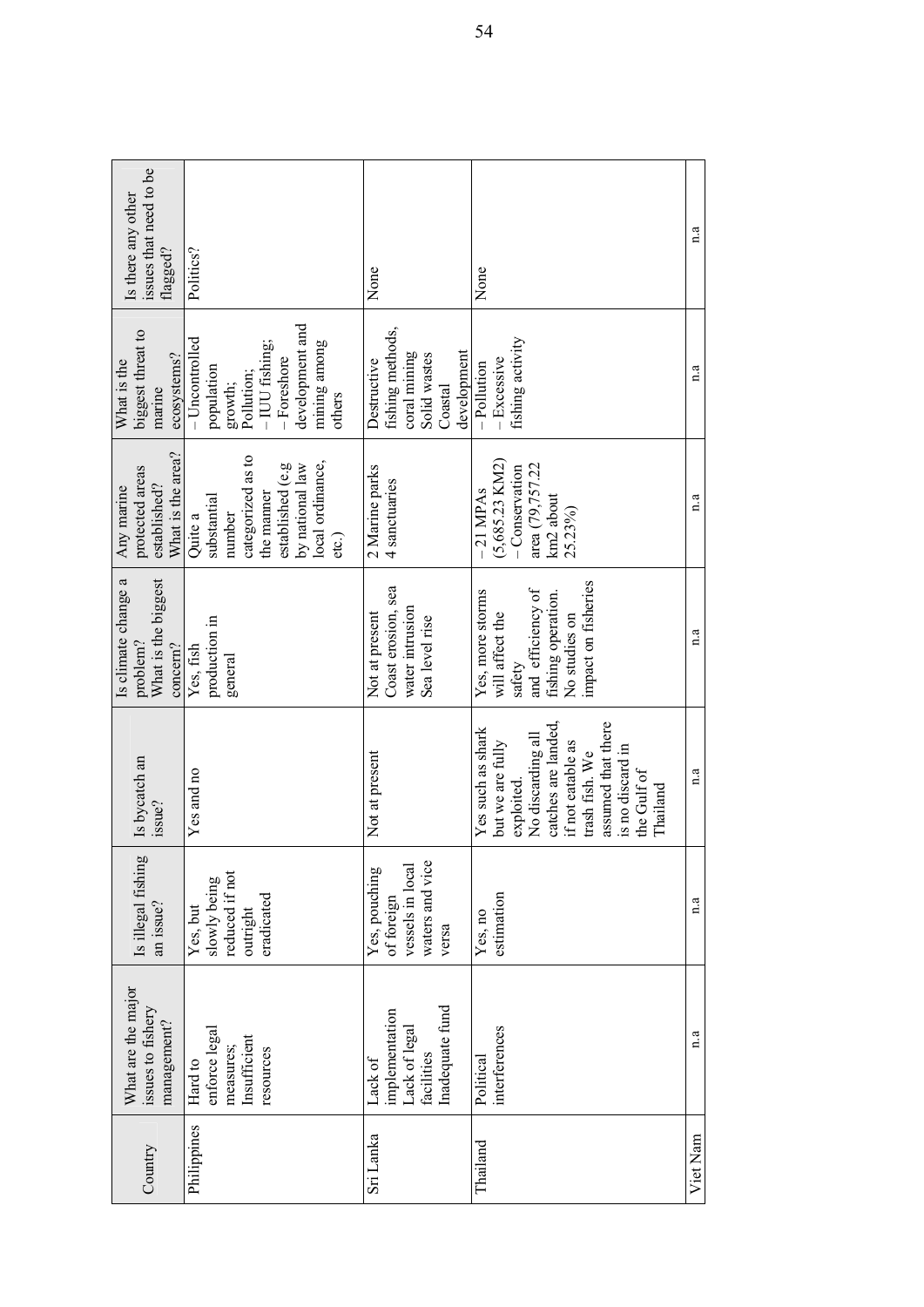| Country | What are the major issues to fishery management? | Is illegal fishing an issue? | Is bycatch an issue? | Is climate change a problem? What is the biggest concern? | Any marine protected areas established? What is the area? | What is the biggest threat to marine ecosystems? | Is there any other issues that need to be flagged? |
|---|---|---|---|---|---|---|---|
| Philippines | Hard to enforce legal measures; Insufficient resources | Yes, but slowly being reduced if not outright eradicated | Yes and no | Yes, fish production in general | Quite a substantial number categorized as to the manner established (e.g by national law local ordinance, etc.) | – Uncontrolled population growth; Pollution; – IUU fishing; – Foreshore development and mining among others | Politics? |
| Sri Lanka | Lack of implementation Lack of legal facilities Inadequate fund | Yes, pouching of foreign vessels in local waters and vice versa | Not at present | Not at present Coast erosion, sea water intrusion Sea level rise | 2 Marine parks 4 sanctuaries | Destructive fishing methods, coral mining Solid wastes Coastal development | None |
| Thailand | Political interferences | Yes, no estimation | Yes such as shark but we are fully exploited. No discarding all catches are landed, if not eatable as trash fish. We assumed that there is no discard in the Gulf of Thailand | Yes, more storms will affect the safety and efficiency of fishing operation. No studies on impact on fisheries | – 21 MPAs (5,685.23 KM2) – Conservation area (79,757.22 km2 about 25.23%) | – Pollution – Excessive fishing activity | None |
| Viet Nam | n.a | n.a | n.a | n.a | n.a | n.a | n.a |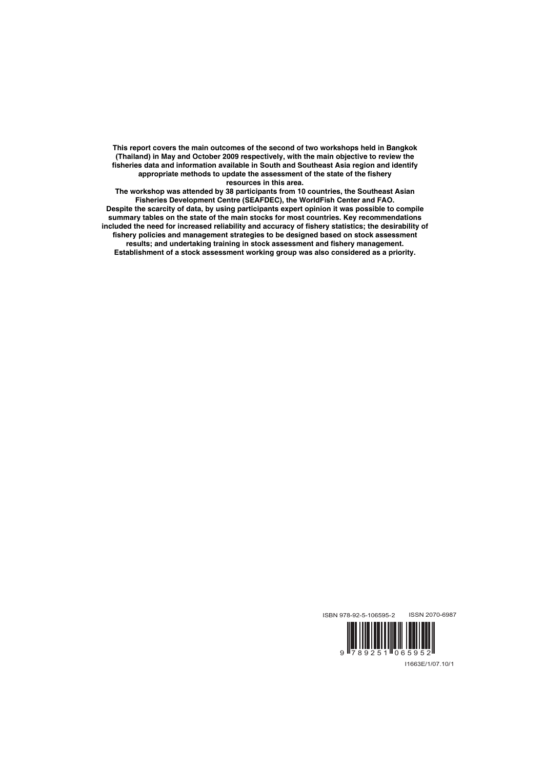**This report covers the main outcomes of the second of two workshops held in Bangkok (Thailand) in May and October 2009 respectively, with the main objective to review the fisheries data and information available in South and Southeast Asia region and identify appropriate methods to update the assessment of the state of the fishery resources in this area.**
**The workshop was attended by 38 participants from 10 countries, the Southeast Asian Fisheries Development Centre (SEAFDEC), the WorldFish Center and FAO.**
**Despite the scarcity of data, by using participants expert opinion it was possible to compile summary tables on the state of the main stocks for most countries. Key recommendations included the need for increased reliability and accuracy of fishery statistics; the desirability of fishery policies and management strategies to be designed based on stock assessment results; and undertaking training in stock assessment and fishery management.**
**Establishment of a stock assessment working group was also considered as a priority.**

ISBN 978-92-5-106595-2 ISSN 2070-6987

9 789251 065952

I1663E/1/07.10/1